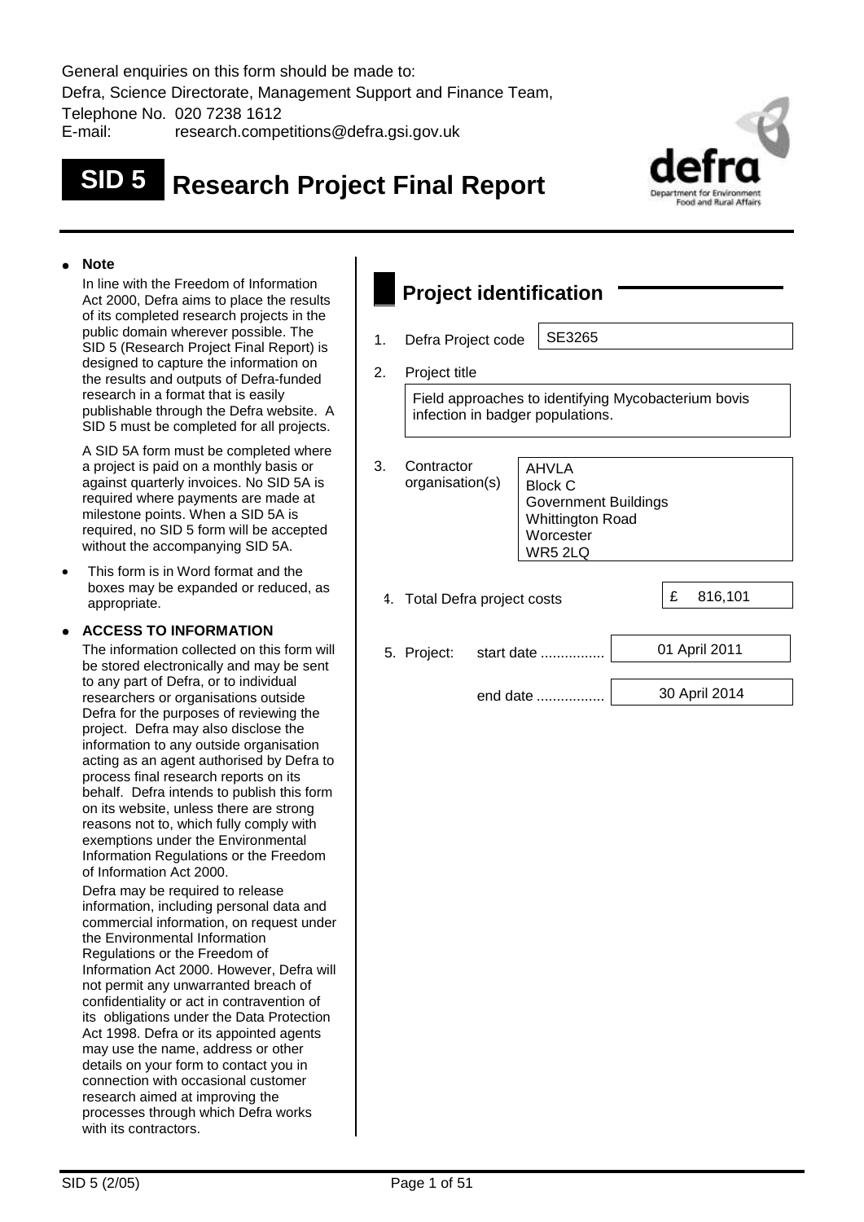General enquiries on this form should be made to:

Defra, Science Directorate, Management Support and Finance Team,

Telephone No. 020 7238 1612

E-mail: research.competitions@defra.gsi.gov.uk

# SID 5 Research Project Final Report

- **Note**

  In line with the Freedom of Information Act 2000, Defra aims to place the results of its completed research projects in the public domain wherever possible. The SID 5 (Research Project Final Report) is designed to capture the information on the results and outputs of Defra-funded research in a format that is easily publishable through the Defra website. A SID 5 must be completed for all projects.

  A SID 5A form must be completed where a project is paid on a monthly basis or against quarterly invoices. No SID 5A is required where payments are made at milestone points. When a SID 5A is required, no SID 5 form will be accepted without the accompanying SID 5A.

- This form is in Word format and the boxes may be expanded or reduced, as appropriate.

- **ACCESS TO INFORMATION**

  The information collected on this form will be stored electronically and may be sent to any part of Defra, or to individual researchers or organisations outside Defra for the purposes of reviewing the project. Defra may also disclose the information to any outside organisation acting as an agent authorised by Defra to process final research reports on its behalf. Defra intends to publish this form on its website, unless there are strong reasons not to, which fully comply with exemptions under the Environmental Information Regulations or the Freedom of Information Act 2000.

  Defra may be required to release information, including personal data and commercial information, on request under the Environmental Information Regulations or the Freedom of Information Act 2000. However, Defra will not permit any unwarranted breach of confidentiality or act in contravention of its obligations under the Data Protection Act 1998. Defra or its appointed agents may use the name, address or other details on your form to contact you in connection with occasional customer research aimed at improving the processes through which Defra works with its contractors.

## Project identification

1. Defra Project code: SE3265

2. Project title

   Field approaches to identifying Mycobacterium bovis infection in badger populations.

3. Contractor organisation(s)

   AHVLA
   Block C
   Government Buildings
   Whittington Road
   Worcester
   WR5 2LQ

4. Total Defra project costs: £ 816,101

5. Project: start date ................ 01 April 2011

   end date ................. 30 April 2014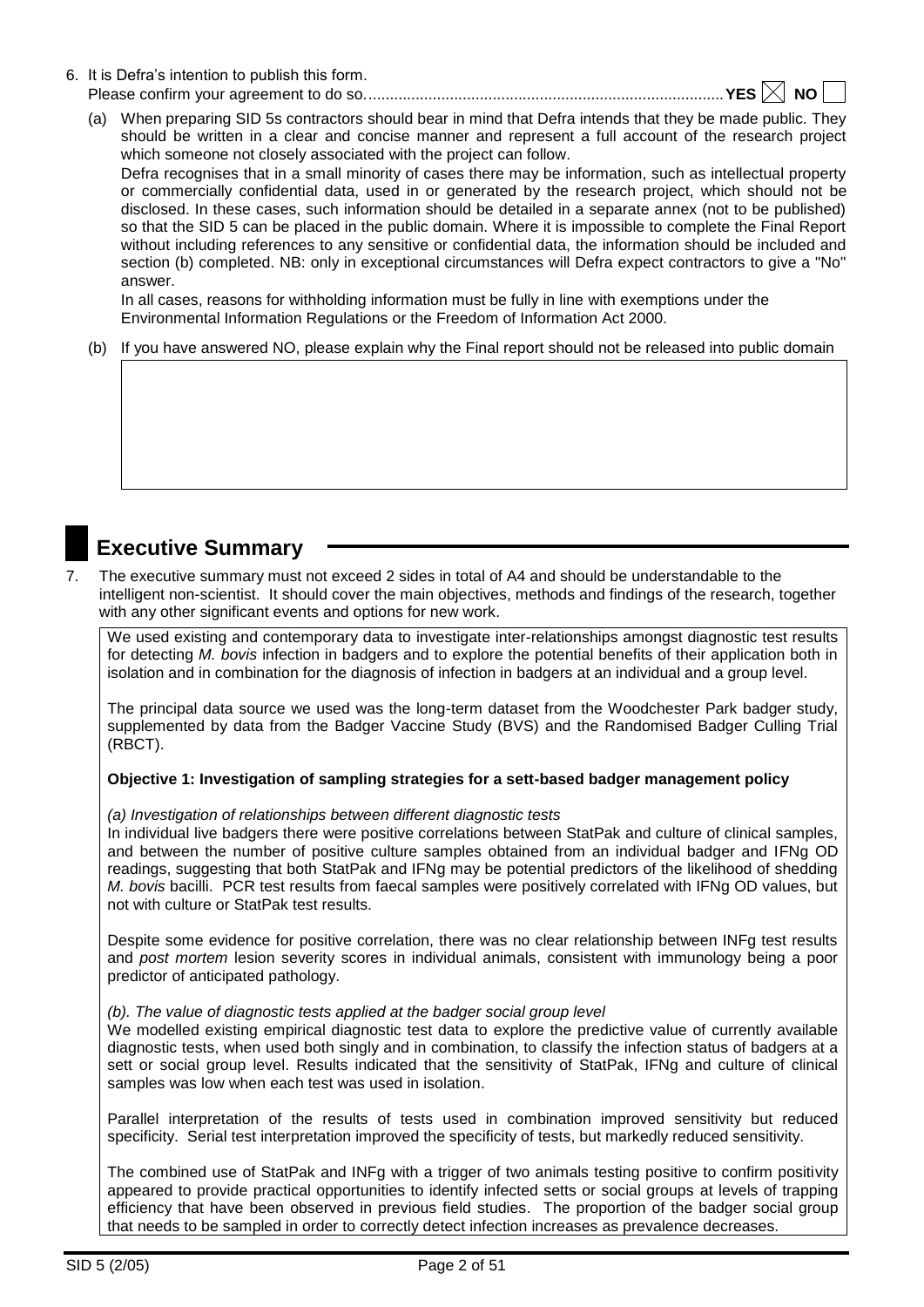6. It is Defra's intention to publish this form.
   Please confirm your agreement to do so....................................................................................**YES** ☒ **NO** ☐

   (a) When preparing SID 5s contractors should bear in mind that Defra intends that they be made public. They should be written in a clear and concise manner and represent a full account of the research project which someone not closely associated with the project can follow.
   Defra recognises that in a small minority of cases there may be information, such as intellectual property or commercially confidential data, used in or generated by the research project, which should not be disclosed. In these cases, such information should be detailed in a separate annex (not to be published) so that the SID 5 can be placed in the public domain. Where it is impossible to complete the Final Report without including references to any sensitive or confidential data, the information should be included and section (b) completed. NB: only in exceptional circumstances will Defra expect contractors to give a "No" answer.
   In all cases, reasons for withholding information must be fully in line with exemptions under the Environmental Information Regulations or the Freedom of Information Act 2000.

   (b) If you have answered NO, please explain why the Final report should not be released into public domain

# Executive Summary

7. The executive summary must not exceed 2 sides in total of A4 and should be understandable to the intelligent non-scientist. It should cover the main objectives, methods and findings of the research, together with any other significant events and options for new work.

We used existing and contemporary data to investigate inter-relationships amongst diagnostic test results for detecting *M. bovis* infection in badgers and to explore the potential benefits of their application both in isolation and in combination for the diagnosis of infection in badgers at an individual and a group level.

The principal data source we used was the long-term dataset from the Woodchester Park badger study, supplemented by data from the Badger Vaccine Study (BVS) and the Randomised Badger Culling Trial (RBCT).

**Objective 1: Investigation of sampling strategies for a sett-based badger management policy**

*(a) Investigation of relationships between different diagnostic tests*

In individual live badgers there were positive correlations between StatPak and culture of clinical samples, and between the number of positive culture samples obtained from an individual badger and IFNg OD readings, suggesting that both StatPak and IFNg may be potential predictors of the likelihood of shedding *M. bovis* bacilli. PCR test results from faecal samples were positively correlated with IFNg OD values, but not with culture or StatPak test results.

Despite some evidence for positive correlation, there was no clear relationship between INFg test results and *post mortem* lesion severity scores in individual animals, consistent with immunology being a poor predictor of anticipated pathology.

*(b). The value of diagnostic tests applied at the badger social group level*

We modelled existing empirical diagnostic test data to explore the predictive value of currently available diagnostic tests, when used both singly and in combination, to classify the infection status of badgers at a sett or social group level. Results indicated that the sensitivity of StatPak, IFNg and culture of clinical samples was low when each test was used in isolation.

Parallel interpretation of the results of tests used in combination improved sensitivity but reduced specificity. Serial test interpretation improved the specificity of tests, but markedly reduced sensitivity.

The combined use of StatPak and INFg with a trigger of two animals testing positive to confirm positivity appeared to provide practical opportunities to identify infected setts or social groups at levels of trapping efficiency that have been observed in previous field studies. The proportion of the badger social group that needs to be sampled in order to correctly detect infection increases as prevalence decreases.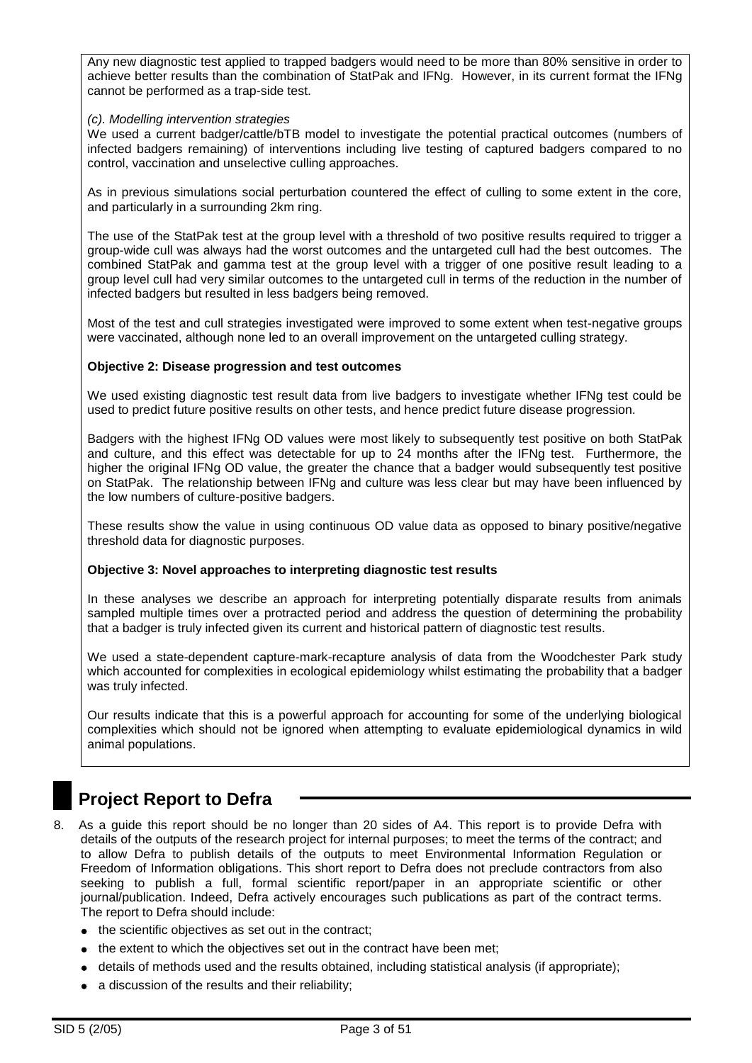Any new diagnostic test applied to trapped badgers would need to be more than 80% sensitive in order to achieve better results than the combination of StatPak and IFNg. However, in its current format the IFNg cannot be performed as a trap-side test.

*(c). Modelling intervention strategies*

We used a current badger/cattle/bTB model to investigate the potential practical outcomes (numbers of infected badgers remaining) of interventions including live testing of captured badgers compared to no control, vaccination and unselective culling approaches.

As in previous simulations social perturbation countered the effect of culling to some extent in the core, and particularly in a surrounding 2km ring.

The use of the StatPak test at the group level with a threshold of two positive results required to trigger a group-wide cull was always had the worst outcomes and the untargeted cull had the best outcomes. The combined StatPak and gamma test at the group level with a trigger of one positive result leading to a group level cull had very similar outcomes to the untargeted cull in terms of the reduction in the number of infected badgers but resulted in less badgers being removed.

Most of the test and cull strategies investigated were improved to some extent when test-negative groups were vaccinated, although none led to an overall improvement on the untargeted culling strategy.

**Objective 2: Disease progression and test outcomes**

We used existing diagnostic test result data from live badgers to investigate whether IFNg test could be used to predict future positive results on other tests, and hence predict future disease progression.

Badgers with the highest IFNg OD values were most likely to subsequently test positive on both StatPak and culture, and this effect was detectable for up to 24 months after the IFNg test. Furthermore, the higher the original IFNg OD value, the greater the chance that a badger would subsequently test positive on StatPak. The relationship between IFNg and culture was less clear but may have been influenced by the low numbers of culture-positive badgers.

These results show the value in using continuous OD value data as opposed to binary positive/negative threshold data for diagnostic purposes.

**Objective 3: Novel approaches to interpreting diagnostic test results**

In these analyses we describe an approach for interpreting potentially disparate results from animals sampled multiple times over a protracted period and address the question of determining the probability that a badger is truly infected given its current and historical pattern of diagnostic test results.

We used a state-dependent capture-mark-recapture analysis of data from the Woodchester Park study which accounted for complexities in ecological epidemiology whilst estimating the probability that a badger was truly infected.

Our results indicate that this is a powerful approach for accounting for some of the underlying biological complexities which should not be ignored when attempting to evaluate epidemiological dynamics in wild animal populations.

# Project Report to Defra

8. As a guide this report should be no longer than 20 sides of A4. This report is to provide Defra with details of the outputs of the research project for internal purposes; to meet the terms of the contract; and to allow Defra to publish details of the outputs to meet Environmental Information Regulation or Freedom of Information obligations. This short report to Defra does not preclude contractors from also seeking to publish a full, formal scientific report/paper in an appropriate scientific or other journal/publication. Indeed, Defra actively encourages such publications as part of the contract terms. The report to Defra should include:
   - the scientific objectives as set out in the contract;
   - the extent to which the objectives set out in the contract have been met;
   - details of methods used and the results obtained, including statistical analysis (if appropriate);
   - a discussion of the results and their reliability;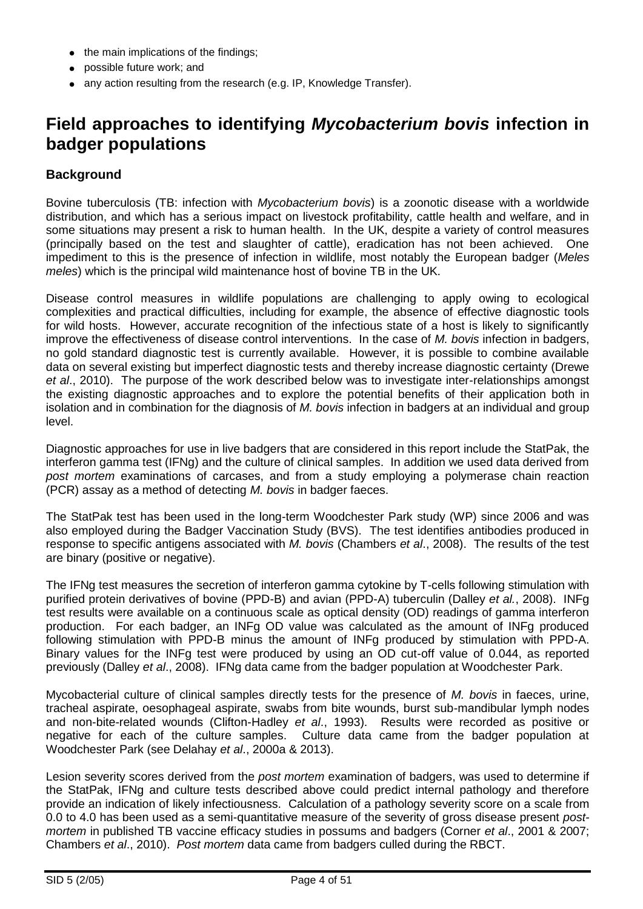- the main implications of the findings;
- possible future work; and
- any action resulting from the research (e.g. IP, Knowledge Transfer).

# Field approaches to identifying *Mycobacterium bovis* infection in badger populations

### Background

Bovine tuberculosis (TB: infection with *Mycobacterium bovis*) is a zoonotic disease with a worldwide distribution, and which has a serious impact on livestock profitability, cattle health and welfare, and in some situations may present a risk to human health. In the UK, despite a variety of control measures (principally based on the test and slaughter of cattle), eradication has not been achieved. One impediment to this is the presence of infection in wildlife, most notably the European badger (*Meles meles*) which is the principal wild maintenance host of bovine TB in the UK.

Disease control measures in wildlife populations are challenging to apply owing to ecological complexities and practical difficulties, including for example, the absence of effective diagnostic tools for wild hosts. However, accurate recognition of the infectious state of a host is likely to significantly improve the effectiveness of disease control interventions. In the case of *M. bovis* infection in badgers, no gold standard diagnostic test is currently available. However, it is possible to combine available data on several existing but imperfect diagnostic tests and thereby increase diagnostic certainty (Drewe *et al*., 2010). The purpose of the work described below was to investigate inter-relationships amongst the existing diagnostic approaches and to explore the potential benefits of their application both in isolation and in combination for the diagnosis of *M. bovis* infection in badgers at an individual and group level.

Diagnostic approaches for use in live badgers that are considered in this report include the StatPak, the interferon gamma test (IFNg) and the culture of clinical samples. In addition we used data derived from *post mortem* examinations of carcases, and from a study employing a polymerase chain reaction (PCR) assay as a method of detecting *M. bovis* in badger faeces.

The StatPak test has been used in the long-term Woodchester Park study (WP) since 2006 and was also employed during the Badger Vaccination Study (BVS). The test identifies antibodies produced in response to specific antigens associated with *M. bovis* (Chambers *et al*., 2008). The results of the test are binary (positive or negative).

The IFNg test measures the secretion of interferon gamma cytokine by T-cells following stimulation with purified protein derivatives of bovine (PPD-B) and avian (PPD-A) tuberculin (Dalley *et al.*, 2008). INFg test results were available on a continuous scale as optical density (OD) readings of gamma interferon production. For each badger, an INFg OD value was calculated as the amount of INFg produced following stimulation with PPD-B minus the amount of INFg produced by stimulation with PPD-A. Binary values for the INFg test were produced by using an OD cut-off value of 0.044, as reported previously (Dalley *et al*., 2008). IFNg data came from the badger population at Woodchester Park.

Mycobacterial culture of clinical samples directly tests for the presence of *M. bovis* in faeces, urine, tracheal aspirate, oesophageal aspirate, swabs from bite wounds, burst sub-mandibular lymph nodes and non-bite-related wounds (Clifton-Hadley *et al*., 1993). Results were recorded as positive or negative for each of the culture samples. Culture data came from the badger population at Woodchester Park (see Delahay *et al*., 2000a & 2013).

Lesion severity scores derived from the *post mortem* examination of badgers, was used to determine if the StatPak, IFNg and culture tests described above could predict internal pathology and therefore provide an indication of likely infectiousness. Calculation of a pathology severity score on a scale from 0.0 to 4.0 has been used as a semi-quantitative measure of the severity of gross disease present *post-mortem* in published TB vaccine efficacy studies in possums and badgers (Corner *et al*., 2001 & 2007; Chambers *et al*., 2010). *Post mortem* data came from badgers culled during the RBCT.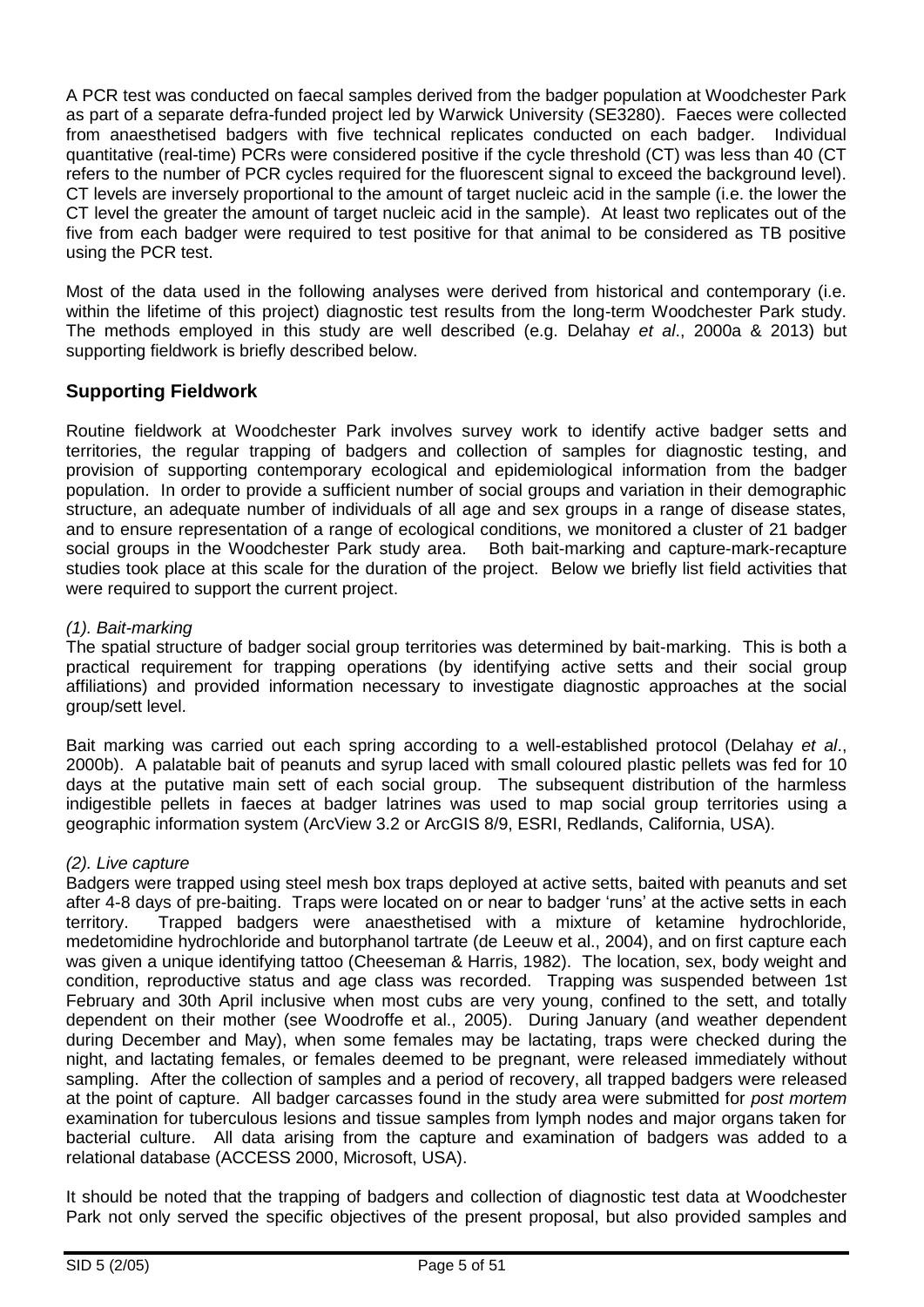A PCR test was conducted on faecal samples derived from the badger population at Woodchester Park as part of a separate defra-funded project led by Warwick University (SE3280). Faeces were collected from anaesthetised badgers with five technical replicates conducted on each badger. Individual quantitative (real-time) PCRs were considered positive if the cycle threshold (CT) was less than 40 (CT refers to the number of PCR cycles required for the fluorescent signal to exceed the background level). CT levels are inversely proportional to the amount of target nucleic acid in the sample (i.e. the lower the CT level the greater the amount of target nucleic acid in the sample). At least two replicates out of the five from each badger were required to test positive for that animal to be considered as TB positive using the PCR test.

Most of the data used in the following analyses were derived from historical and contemporary (i.e. within the lifetime of this project) diagnostic test results from the long-term Woodchester Park study. The methods employed in this study are well described (e.g. Delahay *et al*., 2000a & 2013) but supporting fieldwork is briefly described below.

## Supporting Fieldwork

Routine fieldwork at Woodchester Park involves survey work to identify active badger setts and territories, the regular trapping of badgers and collection of samples for diagnostic testing, and provision of supporting contemporary ecological and epidemiological information from the badger population. In order to provide a sufficient number of social groups and variation in their demographic structure, an adequate number of individuals of all age and sex groups in a range of disease states, and to ensure representation of a range of ecological conditions, we monitored a cluster of 21 badger social groups in the Woodchester Park study area. Both bait-marking and capture-mark-recapture studies took place at this scale for the duration of the project. Below we briefly list field activities that were required to support the current project.

*(1). Bait-marking*

The spatial structure of badger social group territories was determined by bait-marking. This is both a practical requirement for trapping operations (by identifying active setts and their social group affiliations) and provided information necessary to investigate diagnostic approaches at the social group/sett level.

Bait marking was carried out each spring according to a well-established protocol (Delahay *et al*., 2000b). A palatable bait of peanuts and syrup laced with small coloured plastic pellets was fed for 10 days at the putative main sett of each social group. The subsequent distribution of the harmless indigestible pellets in faeces at badger latrines was used to map social group territories using a geographic information system (ArcView 3.2 or ArcGIS 8/9, ESRI, Redlands, California, USA).

*(2). Live capture*

Badgers were trapped using steel mesh box traps deployed at active setts, baited with peanuts and set after 4-8 days of pre-baiting. Traps were located on or near to badger 'runs' at the active setts in each territory. Trapped badgers were anaesthetised with a mixture of ketamine hydrochloride, medetomidine hydrochloride and butorphanol tartrate (de Leeuw et al., 2004), and on first capture each was given a unique identifying tattoo (Cheeseman & Harris, 1982). The location, sex, body weight and condition, reproductive status and age class was recorded. Trapping was suspended between 1st February and 30th April inclusive when most cubs are very young, confined to the sett, and totally dependent on their mother (see Woodroffe et al., 2005). During January (and weather dependent during December and May), when some females may be lactating, traps were checked during the night, and lactating females, or females deemed to be pregnant, were released immediately without sampling. After the collection of samples and a period of recovery, all trapped badgers were released at the point of capture. All badger carcasses found in the study area were submitted for *post mortem* examination for tuberculous lesions and tissue samples from lymph nodes and major organs taken for bacterial culture. All data arising from the capture and examination of badgers was added to a relational database (ACCESS 2000, Microsoft, USA).

It should be noted that the trapping of badgers and collection of diagnostic test data at Woodchester Park not only served the specific objectives of the present proposal, but also provided samples and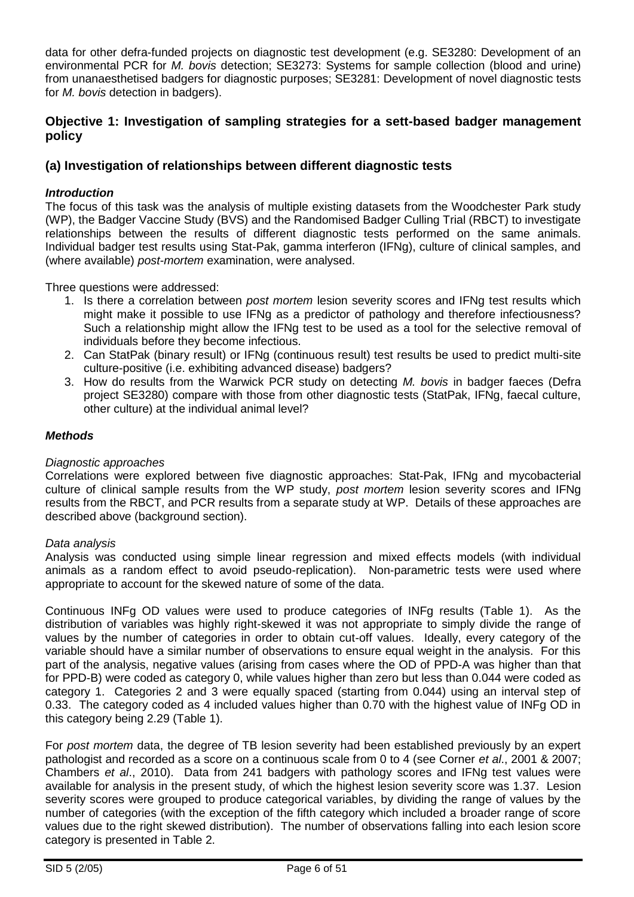data for other defra-funded projects on diagnostic test development (e.g. SE3280: Development of an environmental PCR for *M. bovis* detection; SE3273: Systems for sample collection (blood and urine) from unanaesthetised badgers for diagnostic purposes; SE3281: Development of novel diagnostic tests for *M. bovis* detection in badgers).

## Objective 1: Investigation of sampling strategies for a sett-based badger management policy

## (a) Investigation of relationships between different diagnostic tests

### *Introduction*

The focus of this task was the analysis of multiple existing datasets from the Woodchester Park study (WP), the Badger Vaccine Study (BVS) and the Randomised Badger Culling Trial (RBCT) to investigate relationships between the results of different diagnostic tests performed on the same animals. Individual badger test results using Stat-Pak, gamma interferon (IFNg), culture of clinical samples, and (where available) *post-mortem* examination, were analysed.

Three questions were addressed:

1. Is there a correlation between *post mortem* lesion severity scores and IFNg test results which might make it possible to use IFNg as a predictor of pathology and therefore infectiousness? Such a relationship might allow the IFNg test to be used as a tool for the selective removal of individuals before they become infectious.
2. Can StatPak (binary result) or IFNg (continuous result) test results be used to predict multi-site culture-positive (i.e. exhibiting advanced disease) badgers?
3. How do results from the Warwick PCR study on detecting *M. bovis* in badger faeces (Defra project SE3280) compare with those from other diagnostic tests (StatPak, IFNg, faecal culture, other culture) at the individual animal level?

### *Methods*

*Diagnostic approaches*

Correlations were explored between five diagnostic approaches: Stat-Pak, IFNg and mycobacterial culture of clinical sample results from the WP study, *post mortem* lesion severity scores and IFNg results from the RBCT, and PCR results from a separate study at WP. Details of these approaches are described above (background section).

*Data analysis*

Analysis was conducted using simple linear regression and mixed effects models (with individual animals as a random effect to avoid pseudo-replication). Non-parametric tests were used where appropriate to account for the skewed nature of some of the data.

Continuous INFg OD values were used to produce categories of INFg results (Table 1). As the distribution of variables was highly right-skewed it was not appropriate to simply divide the range of values by the number of categories in order to obtain cut-off values. Ideally, every category of the variable should have a similar number of observations to ensure equal weight in the analysis. For this part of the analysis, negative values (arising from cases where the OD of PPD-A was higher than that for PPD-B) were coded as category 0, while values higher than zero but less than 0.044 were coded as category 1. Categories 2 and 3 were equally spaced (starting from 0.044) using an interval step of 0.33. The category coded as 4 included values higher than 0.70 with the highest value of INFg OD in this category being 2.29 (Table 1).

For *post mortem* data, the degree of TB lesion severity had been established previously by an expert pathologist and recorded as a score on a continuous scale from 0 to 4 (see Corner *et al*., 2001 & 2007; Chambers *et al*., 2010). Data from 241 badgers with pathology scores and IFNg test values were available for analysis in the present study, of which the highest lesion severity score was 1.37. Lesion severity scores were grouped to produce categorical variables, by dividing the range of values by the number of categories (with the exception of the fifth category which included a broader range of score values due to the right skewed distribution). The number of observations falling into each lesion score category is presented in Table 2.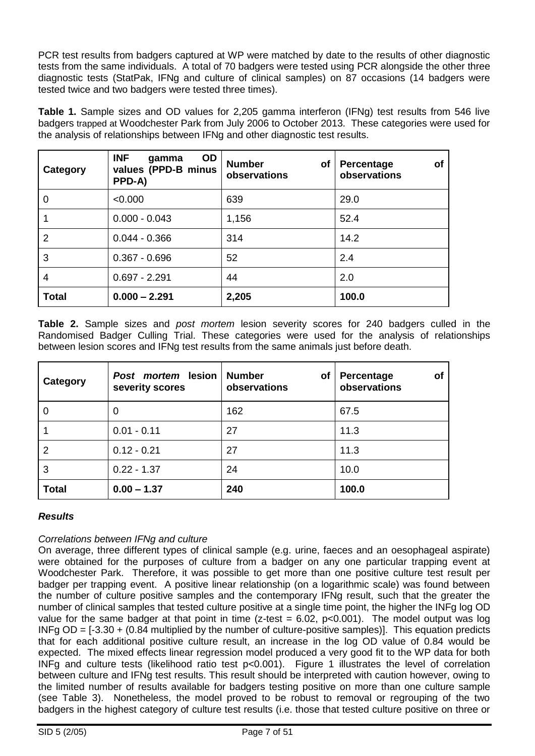PCR test results from badgers captured at WP were matched by date to the results of other diagnostic tests from the same individuals. A total of 70 badgers were tested using PCR alongside the other three diagnostic tests (StatPak, IFNg and culture of clinical samples) on 87 occasions (14 badgers were tested twice and two badgers were tested three times).

**Table 1.** Sample sizes and OD values for 2,205 gamma interferon (IFNg) test results from 546 live badgers trapped at Woodchester Park from July 2006 to October 2013. These categories were used for the analysis of relationships between IFNg and other diagnostic test results.

| Category | INF gamma OD values (PPD-B minus PPD-A) | Number of observations | Percentage of observations |
|---|---|---|---|
| 0 | <0.000 | 639 | 29.0 |
| 1 | 0.000 - 0.043 | 1,156 | 52.4 |
| 2 | 0.044 - 0.366 | 314 | 14.2 |
| 3 | 0.367 - 0.696 | 52 | 2.4 |
| 4 | 0.697 - 2.291 | 44 | 2.0 |
| **Total** | **0.000 – 2.291** | **2,205** | **100.0** |

**Table 2.** Sample sizes and *post mortem* lesion severity scores for 240 badgers culled in the Randomised Badger Culling Trial. These categories were used for the analysis of relationships between lesion scores and IFNg test results from the same animals just before death.

| Category | *Post mortem* lesion severity scores | Number of observations | Percentage of observations |
|---|---|---|---|
| 0 | 0 | 162 | 67.5 |
| 1 | 0.01 - 0.11 | 27 | 11.3 |
| 2 | 0.12 - 0.21 | 27 | 11.3 |
| 3 | 0.22 - 1.37 | 24 | 10.0 |
| **Total** | **0.00 – 1.37** | **240** | **100.0** |

### *Results*

*Correlations between IFNg and culture*

On average, three different types of clinical sample (e.g. urine, faeces and an oesophageal aspirate) were obtained for the purposes of culture from a badger on any one particular trapping event at Woodchester Park. Therefore, it was possible to get more than one positive culture test result per badger per trapping event. A positive linear relationship (on a logarithmic scale) was found between the number of culture positive samples and the contemporary IFNg result, such that the greater the number of clinical samples that tested culture positive at a single time point, the higher the INFg log OD value for the same badger at that point in time (z-test = 6.02, $p<0.001$). The model output was log INFg OD = [-3.30 + (0.84 multiplied by the number of culture-positive samples)]. This equation predicts that for each additional positive culture result, an increase in the log OD value of 0.84 would be expected. The mixed effects linear regression model produced a very good fit to the WP data for both INFg and culture tests (likelihood ratio test $p<0.001$). Figure 1 illustrates the level of correlation between culture and IFNg test results. This result should be interpreted with caution however, owing to the limited number of results available for badgers testing positive on more than one culture sample (see Table 3). Nonetheless, the model proved to be robust to removal or regrouping of the two badgers in the highest category of culture test results (i.e. those that tested culture positive on three or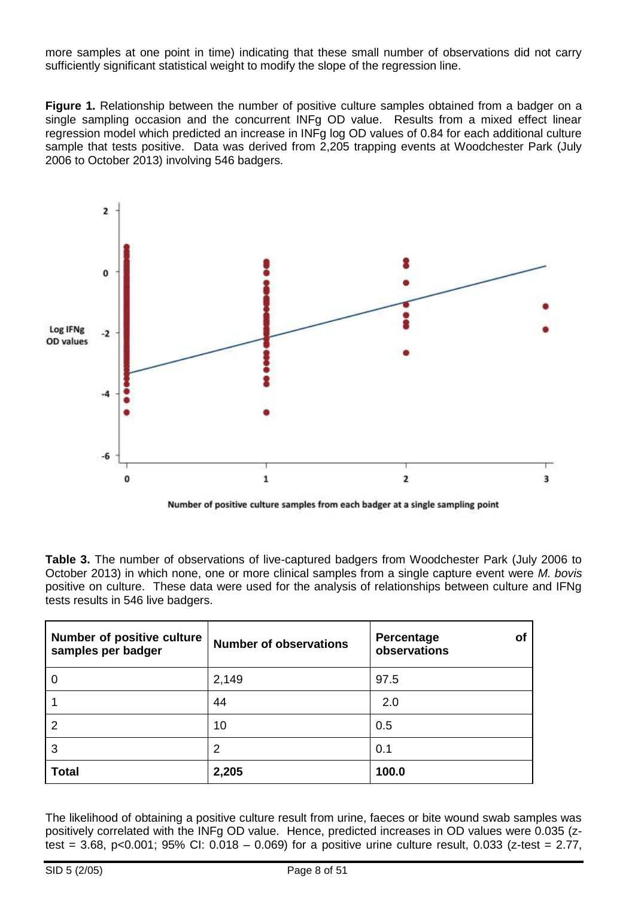more samples at one point in time) indicating that these small number of observations did not carry sufficiently significant statistical weight to modify the slope of the regression line.

**Figure 1.** Relationship between the number of positive culture samples obtained from a badger on a single sampling occasion and the concurrent INFg OD value. Results from a mixed effect linear regression model which predicted an increase in INFg log OD values of 0.84 for each additional culture sample that tests positive. Data was derived from 2,205 trapping events at Woodchester Park (July 2006 to October 2013) involving 546 badgers.

**Table 3.** The number of observations of live-captured badgers from Woodchester Park (July 2006 to October 2013) in which none, one or more clinical samples from a single capture event were *M. bovis* positive on culture. These data were used for the analysis of relationships between culture and IFNg tests results in 546 live badgers.

| Number of positive culture samples per badger | Number of observations | Percentage of observations |
|---|---|---|
| 0 | 2,149 | 97.5 |
| 1 | 44 | 2.0 |
| 2 | 10 | 0.5 |
| 3 | 2 | 0.1 |
| **Total** | **2,205** | **100.0** |

The likelihood of obtaining a positive culture result from urine, faeces or bite wound swab samples was positively correlated with the INFg OD value. Hence, predicted increases in OD values were 0.035 (z-test = 3.68, $p<0.001$; 95% CI: 0.018 – 0.069) for a positive urine culture result, 0.033 (z-test = 2.77,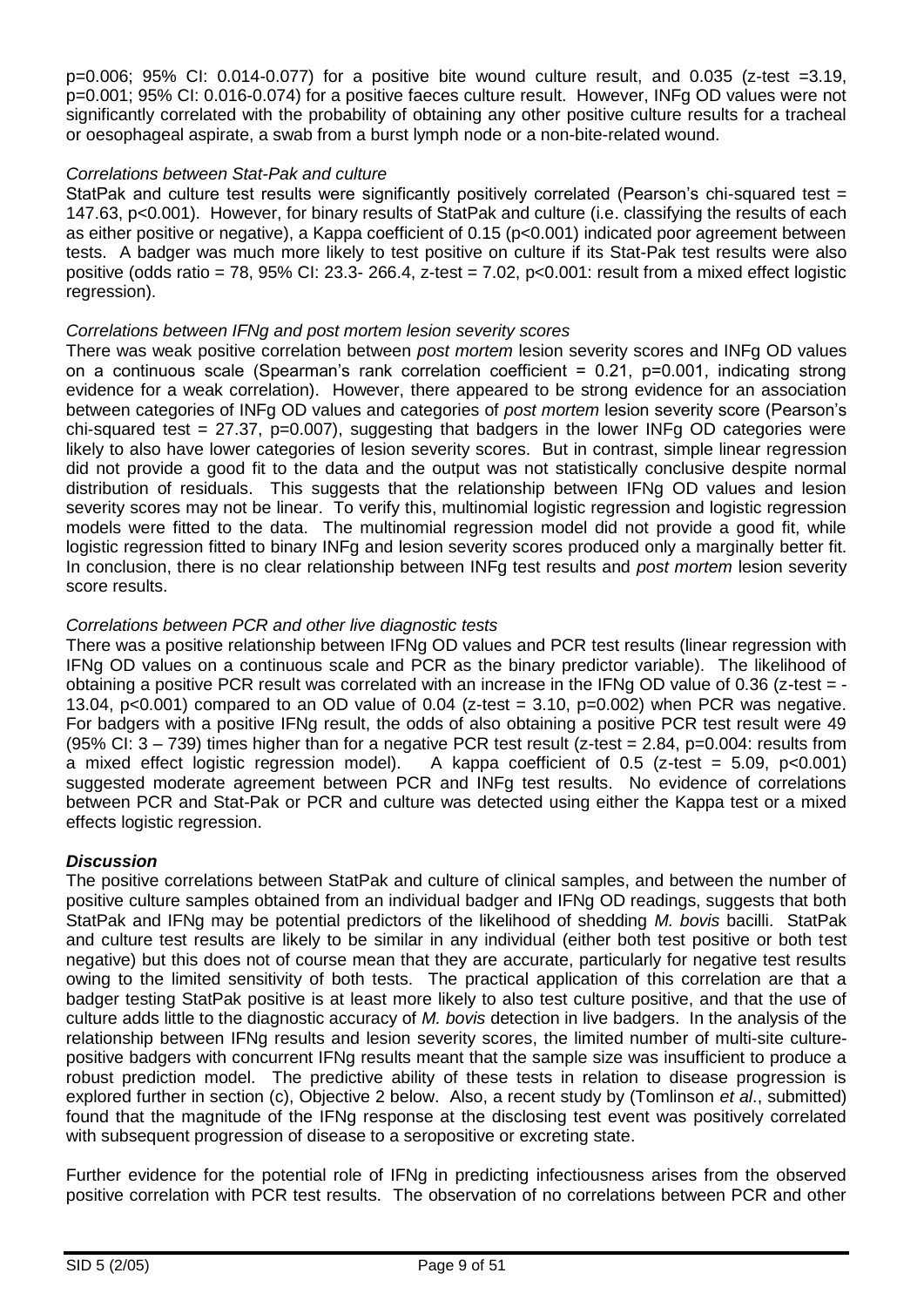p=0.006; 95% CI: 0.014-0.077) for a positive bite wound culture result, and 0.035 (z-test =3.19, p=0.001; 95% CI: 0.016-0.074) for a positive faeces culture result. However, INFg OD values were not significantly correlated with the probability of obtaining any other positive culture results for a tracheal or oesophageal aspirate, a swab from a burst lymph node or a non-bite-related wound.

*Correlations between Stat-Pak and culture*

StatPak and culture test results were significantly positively correlated (Pearson's chi-squared test = 147.63, p<0.001). However, for binary results of StatPak and culture (i.e. classifying the results of each as either positive or negative), a Kappa coefficient of 0.15 (p<0.001) indicated poor agreement between tests. A badger was much more likely to test positive on culture if its Stat-Pak test results were also positive (odds ratio = 78, 95% CI: 23.3- 266.4, z-test = 7.02, p<0.001: result from a mixed effect logistic regression).

*Correlations between IFNg and post mortem lesion severity scores*

There was weak positive correlation between *post mortem* lesion severity scores and INFg OD values on a continuous scale (Spearman's rank correlation coefficient = 0.21, p=0.001, indicating strong evidence for a weak correlation). However, there appeared to be strong evidence for an association between categories of INFg OD values and categories of *post mortem* lesion severity score (Pearson's chi-squared test = 27.37, p=0.007), suggesting that badgers in the lower INFg OD categories were likely to also have lower categories of lesion severity scores. But in contrast, simple linear regression did not provide a good fit to the data and the output was not statistically conclusive despite normal distribution of residuals. This suggests that the relationship between IFNg OD values and lesion severity scores may not be linear. To verify this, multinomial logistic regression and logistic regression models were fitted to the data. The multinomial regression model did not provide a good fit, while logistic regression fitted to binary INFg and lesion severity scores produced only a marginally better fit. In conclusion, there is no clear relationship between INFg test results and *post mortem* lesion severity score results.

*Correlations between PCR and other live diagnostic tests*

There was a positive relationship between IFNg OD values and PCR test results (linear regression with IFNg OD values on a continuous scale and PCR as the binary predictor variable). The likelihood of obtaining a positive PCR result was correlated with an increase in the IFNg OD value of 0.36 (z-test = -13.04, p<0.001) compared to an OD value of 0.04 (z-test = 3.10, p=0.002) when PCR was negative. For badgers with a positive IFNg result, the odds of also obtaining a positive PCR test result were 49 (95% CI: 3 – 739) times higher than for a negative PCR test result (z-test = 2.84, p=0.004: results from a mixed effect logistic regression model). A kappa coefficient of 0.5 (z-test = 5.09, p<0.001) suggested moderate agreement between PCR and INFg test results. No evidence of correlations between PCR and Stat-Pak or PCR and culture was detected using either the Kappa test or a mixed effects logistic regression.

***Discussion***

The positive correlations between StatPak and culture of clinical samples, and between the number of positive culture samples obtained from an individual badger and IFNg OD readings, suggests that both StatPak and IFNg may be potential predictors of the likelihood of shedding *M. bovis* bacilli. StatPak and culture test results are likely to be similar in any individual (either both test positive or both test negative) but this does not of course mean that they are accurate, particularly for negative test results owing to the limited sensitivity of both tests. The practical application of this correlation are that a badger testing StatPak positive is at least more likely to also test culture positive, and that the use of culture adds little to the diagnostic accuracy of *M. bovis* detection in live badgers. In the analysis of the relationship between IFNg results and lesion severity scores, the limited number of multi-site culture-positive badgers with concurrent IFNg results meant that the sample size was insufficient to produce a robust prediction model. The predictive ability of these tests in relation to disease progression is explored further in section (c), Objective 2 below. Also, a recent study by (Tomlinson *et al*., submitted) found that the magnitude of the IFNg response at the disclosing test event was positively correlated with subsequent progression of disease to a seropositive or excreting state.

Further evidence for the potential role of IFNg in predicting infectiousness arises from the observed positive correlation with PCR test results. The observation of no correlations between PCR and other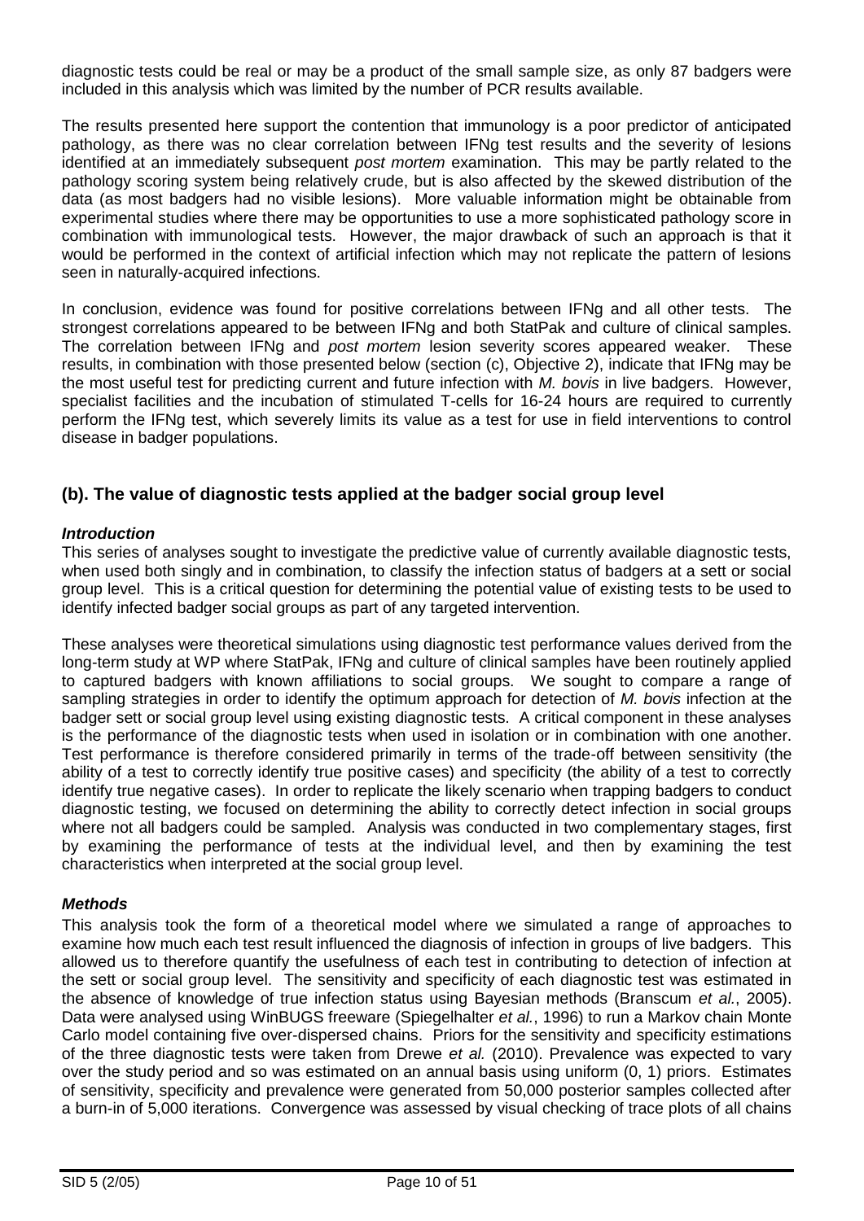diagnostic tests could be real or may be a product of the small sample size, as only 87 badgers were included in this analysis which was limited by the number of PCR results available.

The results presented here support the contention that immunology is a poor predictor of anticipated pathology, as there was no clear correlation between IFNg test results and the severity of lesions identified at an immediately subsequent *post mortem* examination. This may be partly related to the pathology scoring system being relatively crude, but is also affected by the skewed distribution of the data (as most badgers had no visible lesions). More valuable information might be obtainable from experimental studies where there may be opportunities to use a more sophisticated pathology score in combination with immunological tests. However, the major drawback of such an approach is that it would be performed in the context of artificial infection which may not replicate the pattern of lesions seen in naturally-acquired infections.

In conclusion, evidence was found for positive correlations between IFNg and all other tests. The strongest correlations appeared to be between IFNg and both StatPak and culture of clinical samples. The correlation between IFNg and *post mortem* lesion severity scores appeared weaker. These results, in combination with those presented below (section (c), Objective 2), indicate that IFNg may be the most useful test for predicting current and future infection with *M. bovis* in live badgers. However, specialist facilities and the incubation of stimulated T-cells for 16-24 hours are required to currently perform the IFNg test, which severely limits its value as a test for use in field interventions to control disease in badger populations.

## (b). The value of diagnostic tests applied at the badger social group level

### *Introduction*

This series of analyses sought to investigate the predictive value of currently available diagnostic tests, when used both singly and in combination, to classify the infection status of badgers at a sett or social group level. This is a critical question for determining the potential value of existing tests to be used to identify infected badger social groups as part of any targeted intervention.

These analyses were theoretical simulations using diagnostic test performance values derived from the long-term study at WP where StatPak, IFNg and culture of clinical samples have been routinely applied to captured badgers with known affiliations to social groups. We sought to compare a range of sampling strategies in order to identify the optimum approach for detection of *M. bovis* infection at the badger sett or social group level using existing diagnostic tests. A critical component in these analyses is the performance of the diagnostic tests when used in isolation or in combination with one another. Test performance is therefore considered primarily in terms of the trade-off between sensitivity (the ability of a test to correctly identify true positive cases) and specificity (the ability of a test to correctly identify true negative cases). In order to replicate the likely scenario when trapping badgers to conduct diagnostic testing, we focused on determining the ability to correctly detect infection in social groups where not all badgers could be sampled. Analysis was conducted in two complementary stages, first by examining the performance of tests at the individual level, and then by examining the test characteristics when interpreted at the social group level.

### *Methods*

This analysis took the form of a theoretical model where we simulated a range of approaches to examine how much each test result influenced the diagnosis of infection in groups of live badgers. This allowed us to therefore quantify the usefulness of each test in contributing to detection of infection at the sett or social group level. The sensitivity and specificity of each diagnostic test was estimated in the absence of knowledge of true infection status using Bayesian methods (Branscum *et al.*, 2005). Data were analysed using WinBUGS freeware (Spiegelhalter *et al.*, 1996) to run a Markov chain Monte Carlo model containing five over-dispersed chains. Priors for the sensitivity and specificity estimations of the three diagnostic tests were taken from Drewe *et al.* (2010). Prevalence was expected to vary over the study period and so was estimated on an annual basis using uniform (0, 1) priors. Estimates of sensitivity, specificity and prevalence were generated from 50,000 posterior samples collected after a burn-in of 5,000 iterations. Convergence was assessed by visual checking of trace plots of all chains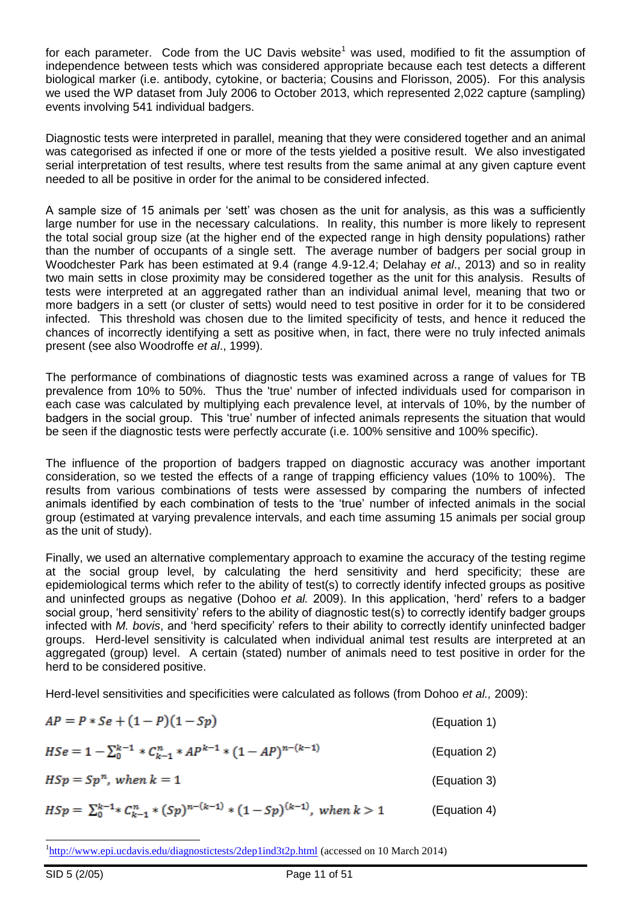for each parameter. Code from the UC Davis website[1] was used, modified to fit the assumption of independence between tests which was considered appropriate because each test detects a different biological marker (i.e. antibody, cytokine, or bacteria; Cousins and Florisson, 2005). For this analysis we used the WP dataset from July 2006 to October 2013, which represented 2,022 capture (sampling) events involving 541 individual badgers.

Diagnostic tests were interpreted in parallel, meaning that they were considered together and an animal was categorised as infected if one or more of the tests yielded a positive result. We also investigated serial interpretation of test results, where test results from the same animal at any given capture event needed to all be positive in order for the animal to be considered infected.

A sample size of 15 animals per 'sett' was chosen as the unit for analysis, as this was a sufficiently large number for use in the necessary calculations. In reality, this number is more likely to represent the total social group size (at the higher end of the expected range in high density populations) rather than the number of occupants of a single sett. The average number of badgers per social group in Woodchester Park has been estimated at 9.4 (range 4.9-12.4; Delahay *et al*., 2013) and so in reality two main setts in close proximity may be considered together as the unit for this analysis. Results of tests were interpreted at an aggregated rather than an individual animal level, meaning that two or more badgers in a sett (or cluster of setts) would need to test positive in order for it to be considered infected. This threshold was chosen due to the limited specificity of tests, and hence it reduced the chances of incorrectly identifying a sett as positive when, in fact, there were no truly infected animals present (see also Woodroffe *et al*., 1999).

The performance of combinations of diagnostic tests was examined across a range of values for TB prevalence from 10% to 50%. Thus the 'true' number of infected individuals used for comparison in each case was calculated by multiplying each prevalence level, at intervals of 10%, by the number of badgers in the social group. This 'true' number of infected animals represents the situation that would be seen if the diagnostic tests were perfectly accurate (i.e. 100% sensitive and 100% specific).

The influence of the proportion of badgers trapped on diagnostic accuracy was another important consideration, so we tested the effects of a range of trapping efficiency values (10% to 100%). The results from various combinations of tests were assessed by comparing the numbers of infected animals identified by each combination of tests to the 'true' number of infected animals in the social group (estimated at varying prevalence intervals, and each time assuming 15 animals per social group as the unit of study).

Finally, we used an alternative complementary approach to examine the accuracy of the testing regime at the social group level, by calculating the herd sensitivity and herd specificity; these are epidemiological terms which refer to the ability of test(s) to correctly identify infected groups as positive and uninfected groups as negative (Dohoo *et al.* 2009). In this application, 'herd' refers to a badger social group, 'herd sensitivity' refers to the ability of diagnostic test(s) to correctly identify badger groups infected with *M. bovis*, and 'herd specificity' refers to their ability to correctly identify uninfected badger groups. Herd-level sensitivity is calculated when individual animal test results are interpreted at an aggregated (group) level. A certain (stated) number of animals need to test positive in order for the herd to be considered positive.

Herd-level sensitivities and specificities were calculated as follows (from Dohoo *et al.,* 2009):

$$AP = P * Se + (1 - P)(1 - Sp) \qquad \text{(Equation 1)}$$

$$HSe = 1 - \sum_0^{k-1} * C_{k-1}^n * AP^{k-1} * (1 - AP)^{n-(k-1)} \qquad \text{(Equation 2)}$$

$$HSp = Sp^n, \; when \; k = 1 \qquad \text{(Equation 3)}$$

$$HSp = \sum_0^{k-1} * C_{k-1}^n * (Sp)^{n-(k-1)} * (1 - Sp)^{(k-1)}, \; when \; k > 1 \qquad \text{(Equation 4)}$$

[1] http://www.epi.ucdavis.edu/diagnostictests/2dep1ind3t2p.html (accessed on 10 March 2014)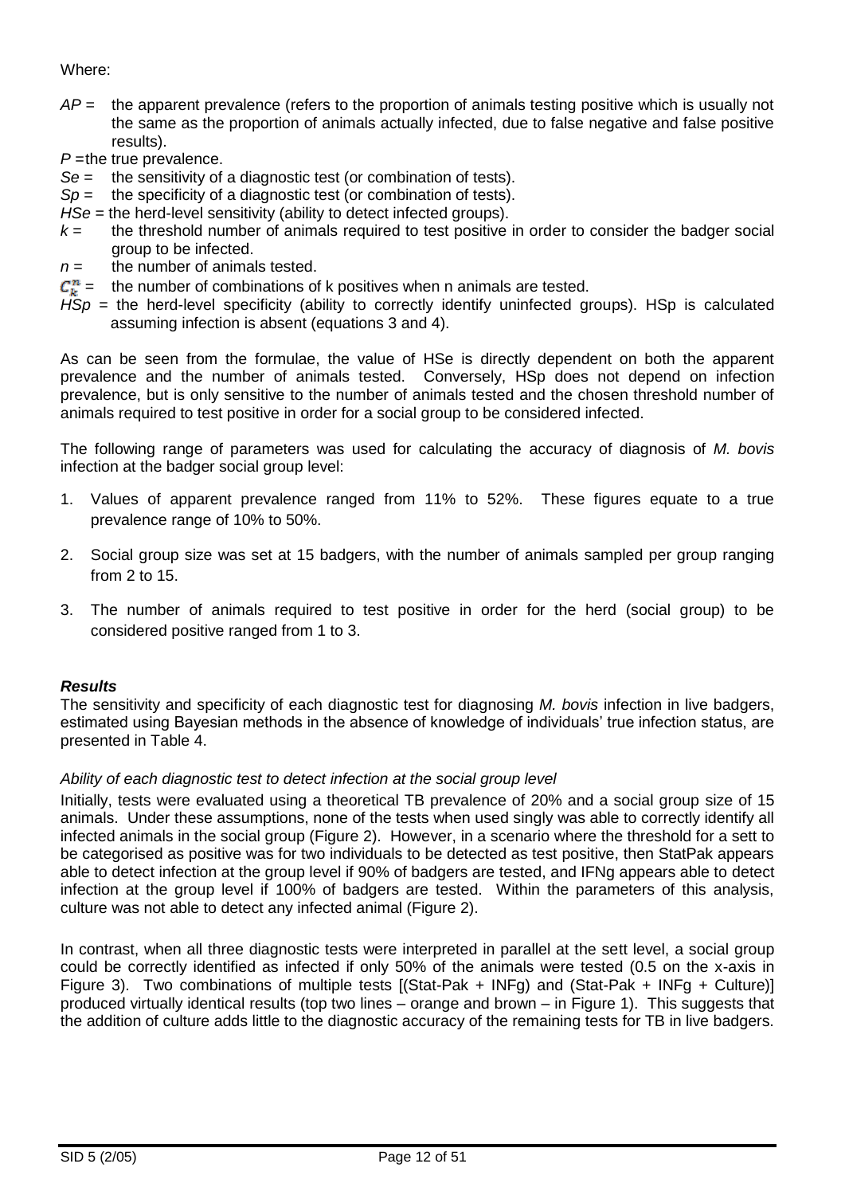Where:

- $AP$ = the apparent prevalence (refers to the proportion of animals testing positive which is usually not the same as the proportion of animals actually infected, due to false negative and false positive results).
- $P$ = the true prevalence.
- $Se$ = the sensitivity of a diagnostic test (or combination of tests).
- $Sp$ = the specificity of a diagnostic test (or combination of tests).
- $HSe$ = the herd-level sensitivity (ability to detect infected groups).
- $k$ = the threshold number of animals required to test positive in order to consider the badger social group to be infected.
- $n$ = the number of animals tested.
- $C_k^n$ = the number of combinations of k positives when n animals are tested.
- $HSp$ = the herd-level specificity (ability to correctly identify uninfected groups). HSp is calculated assuming infection is absent (equations 3 and 4).

As can be seen from the formulae, the value of HSe is directly dependent on both the apparent prevalence and the number of animals tested. Conversely, HSp does not depend on infection prevalence, but is only sensitive to the number of animals tested and the chosen threshold number of animals required to test positive in order for a social group to be considered infected.

The following range of parameters was used for calculating the accuracy of diagnosis of *M. bovis* infection at the badger social group level:

1. Values of apparent prevalence ranged from 11% to 52%. These figures equate to a true prevalence range of 10% to 50%.
2. Social group size was set at 15 badgers, with the number of animals sampled per group ranging from 2 to 15.
3. The number of animals required to test positive in order for the herd (social group) to be considered positive ranged from 1 to 3.

### *Results*

The sensitivity and specificity of each diagnostic test for diagnosing *M. bovis* infection in live badgers, estimated using Bayesian methods in the absence of knowledge of individuals' true infection status, are presented in Table 4.

*Ability of each diagnostic test to detect infection at the social group level*

Initially, tests were evaluated using a theoretical TB prevalence of 20% and a social group size of 15 animals. Under these assumptions, none of the tests when used singly was able to correctly identify all infected animals in the social group (Figure 2). However, in a scenario where the threshold for a sett to be categorised as positive was for two individuals to be detected as test positive, then StatPak appears able to detect infection at the group level if 90% of badgers are tested, and IFNg appears able to detect infection at the group level if 100% of badgers are tested. Within the parameters of this analysis, culture was not able to detect any infected animal (Figure 2).

In contrast, when all three diagnostic tests were interpreted in parallel at the sett level, a social group could be correctly identified as infected if only 50% of the animals were tested (0.5 on the x-axis in Figure 3). Two combinations of multiple tests [(Stat-Pak + INFg) and (Stat-Pak + INFg + Culture)] produced virtually identical results (top two lines – orange and brown – in Figure 1). This suggests that the addition of culture adds little to the diagnostic accuracy of the remaining tests for TB in live badgers.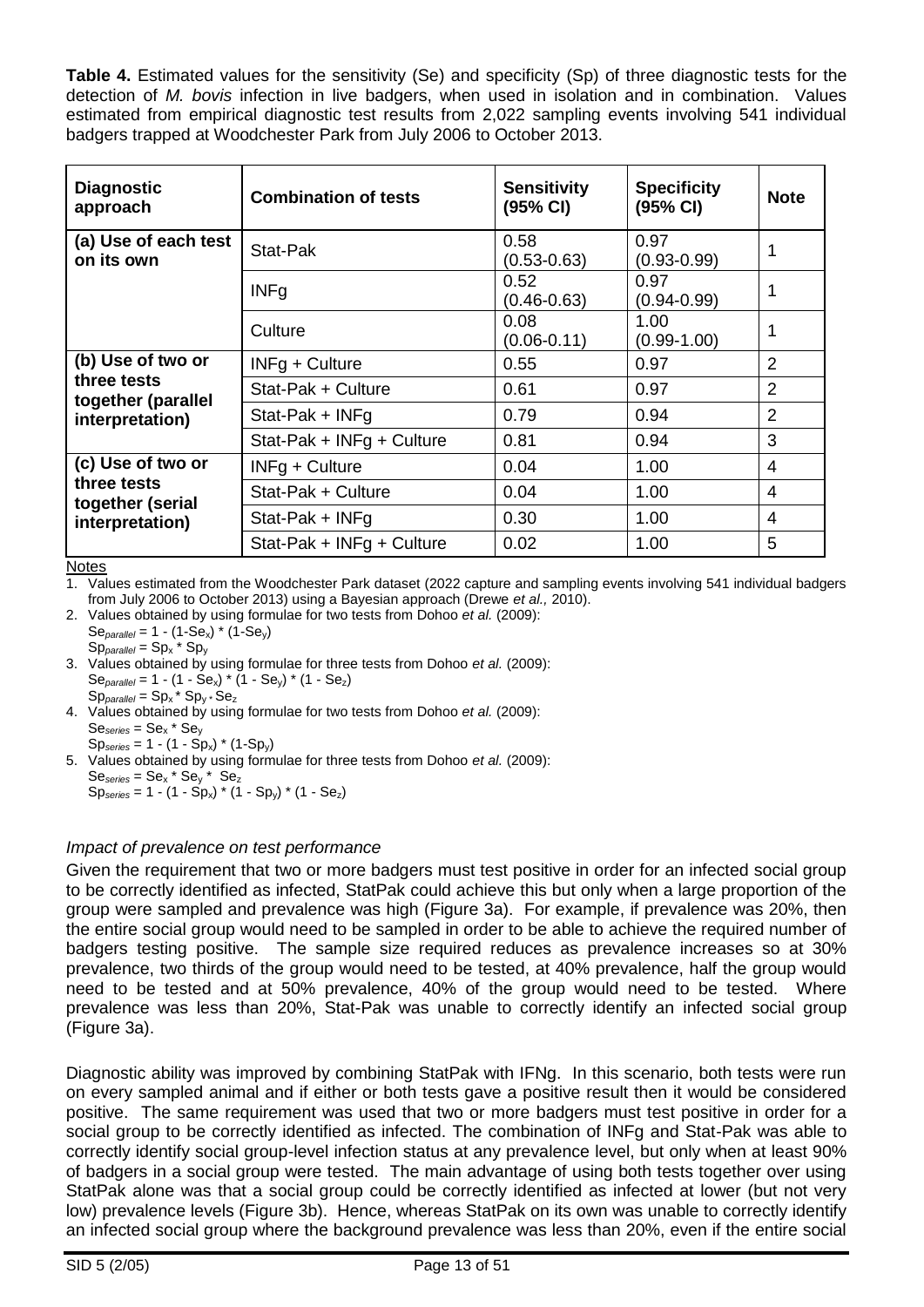**Table 4.** Estimated values for the sensitivity (Se) and specificity (Sp) of three diagnostic tests for the detection of *M. bovis* infection in live badgers, when used in isolation and in combination. Values estimated from empirical diagnostic test results from 2,022 sampling events involving 541 individual badgers trapped at Woodchester Park from July 2006 to October 2013.

| Diagnostic approach | Combination of tests | Sensitivity (95% CI) | Specificity (95% CI) | Note |
|---|---|---|---|---|
| (a) Use of each test on its own | Stat-Pak | 0.58 (0.53-0.63) | 0.97 (0.93-0.99) | 1 |
| | INFg | 0.52 (0.46-0.63) | 0.97 (0.94-0.99) | 1 |
| | Culture | 0.08 (0.06-0.11) | 1.00 (0.99-1.00) | 1 |
| (b) Use of two or three tests together (parallel interpretation) | INFg + Culture | 0.55 | 0.97 | 2 |
| | Stat-Pak + Culture | 0.61 | 0.97 | 2 |
| | Stat-Pak + INFg | 0.79 | 0.94 | 2 |
| | Stat-Pak + INFg + Culture | 0.81 | 0.94 | 3 |
| (c) Use of two or three tests together (serial interpretation) | INFg + Culture | 0.04 | 1.00 | 4 |
| | Stat-Pak + Culture | 0.04 | 1.00 | 4 |
| | Stat-Pak + INFg | 0.30 | 1.00 | 4 |
| | Stat-Pak + INFg + Culture | 0.02 | 1.00 | 5 |

Notes

1. Values estimated from the Woodchester Park dataset (2022 capture and sampling events involving 541 individual badgers from July 2006 to October 2013) using a Bayesian approach (Drewe *et al.,* 2010).
2. Values obtained by using formulae for two tests from Dohoo *et al.* (2009):
   $Se_{parallel} = 1 - (1-Se_x) * (1-Se_y)$
   $Sp_{parallel} = Sp_x * Sp_y$
3. Values obtained by using formulae for three tests from Dohoo *et al.* (2009):
   $Se_{parallel} = 1 - (1 - Se_x) * (1 - Se_y) * (1 - Se_z)$
   $Sp_{parallel} = Sp_x * Sp_y * Se_z$
4. Values obtained by using formulae for two tests from Dohoo *et al.* (2009):
   $Se_{series} = Se_x * Se_y$
   $Sp_{series} = 1 - (1 - Sp_x) * (1-Sp_y)$
5. Values obtained by using formulae for three tests from Dohoo *et al.* (2009):
   $Se_{series} = Se_x * Se_y * Se_z$
   $Sp_{series} = 1 - (1 - Sp_x) * (1 - Sp_y) * (1 - Se_z)$

*Impact of prevalence on test performance*

Given the requirement that two or more badgers must test positive in order for an infected social group to be correctly identified as infected, StatPak could achieve this but only when a large proportion of the group were sampled and prevalence was high (Figure 3a). For example, if prevalence was 20%, then the entire social group would need to be sampled in order to be able to achieve the required number of badgers testing positive. The sample size required reduces as prevalence increases so at 30% prevalence, two thirds of the group would need to be tested, at 40% prevalence, half the group would need to be tested and at 50% prevalence, 40% of the group would need to be tested. Where prevalence was less than 20%, Stat-Pak was unable to correctly identify an infected social group (Figure 3a).

Diagnostic ability was improved by combining StatPak with IFNg. In this scenario, both tests were run on every sampled animal and if either or both tests gave a positive result then it would be considered positive. The same requirement was used that two or more badgers must test positive in order for a social group to be correctly identified as infected. The combination of INFg and Stat-Pak was able to correctly identify social group-level infection status at any prevalence level, but only when at least 90% of badgers in a social group were tested. The main advantage of using both tests together over using StatPak alone was that a social group could be correctly identified as infected at lower (but not very low) prevalence levels (Figure 3b). Hence, whereas StatPak on its own was unable to correctly identify an infected social group where the background prevalence was less than 20%, even if the entire social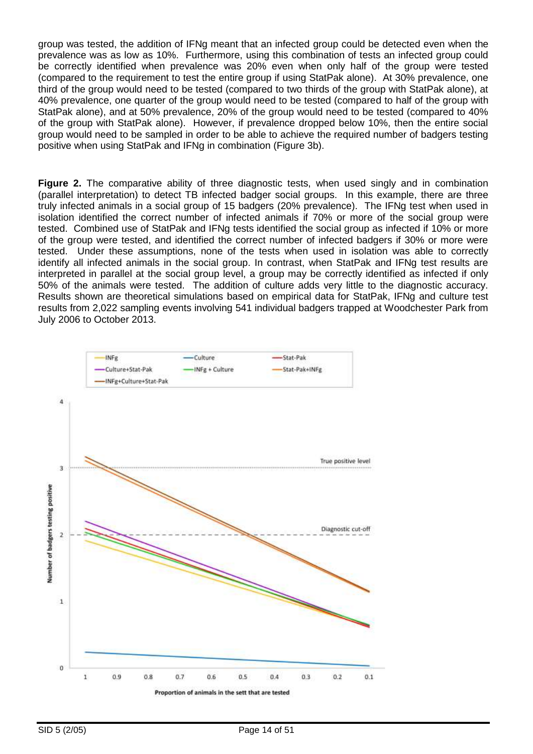group was tested, the addition of IFNg meant that an infected group could be detected even when the prevalence was as low as 10%. Furthermore, using this combination of tests an infected group could be correctly identified when prevalence was 20% even when only half of the group were tested (compared to the requirement to test the entire group if using StatPak alone). At 30% prevalence, one third of the group would need to be tested (compared to two thirds of the group with StatPak alone), at 40% prevalence, one quarter of the group would need to be tested (compared to half of the group with StatPak alone), and at 50% prevalence, 20% of the group would need to be tested (compared to 40% of the group with StatPak alone). However, if prevalence dropped below 10%, then the entire social group would need to be sampled in order to be able to achieve the required number of badgers testing positive when using StatPak and IFNg in combination (Figure 3b).

**Figure 2.** The comparative ability of three diagnostic tests, when used singly and in combination (parallel interpretation) to detect TB infected badger social groups. In this example, there are three truly infected animals in a social group of 15 badgers (20% prevalence). The IFNg test when used in isolation identified the correct number of infected animals if 70% or more of the social group were tested. Combined use of StatPak and IFNg tests identified the social group as infected if 10% or more of the group were tested, and identified the correct number of infected badgers if 30% or more were tested. Under these assumptions, none of the tests when used in isolation was able to correctly identify all infected animals in the social group. In contrast, when StatPak and IFNg test results are interpreted in parallel at the social group level, a group may be correctly identified as infected if only 50% of the animals were tested. The addition of culture adds very little to the diagnostic accuracy. Results shown are theoretical simulations based on empirical data for StatPak, IFNg and culture test results from 2,022 sampling events involving 541 individual badgers trapped at Woodchester Park from July 2006 to October 2013.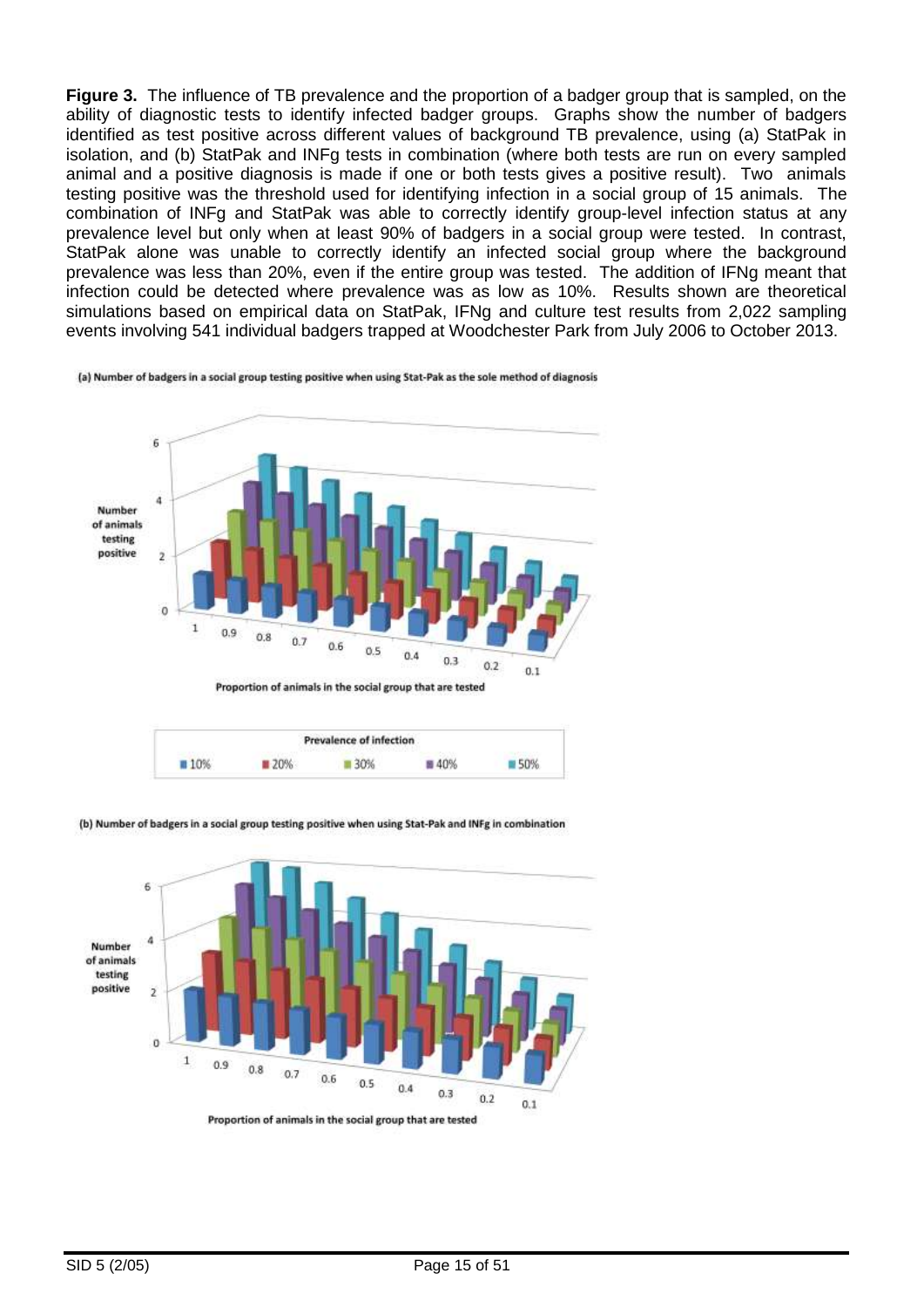**Figure 3.** The influence of TB prevalence and the proportion of a badger group that is sampled, on the ability of diagnostic tests to identify infected badger groups. Graphs show the number of badgers identified as test positive across different values of background TB prevalence, using (a) StatPak in isolation, and (b) StatPak and INFg tests in combination (where both tests are run on every sampled animal and a positive diagnosis is made if one or both tests gives a positive result). Two animals testing positive was the threshold used for identifying infection in a social group of 15 animals. The combination of INFg and StatPak was able to correctly identify group-level infection status at any prevalence level but only when at least 90% of badgers in a social group were tested. In contrast, StatPak alone was unable to correctly identify an infected social group where the background prevalence was less than 20%, even if the entire group was tested. The addition of IFNg meant that infection could be detected where prevalence was as low as 10%. Results shown are theoretical simulations based on empirical data on StatPak, IFNg and culture test results from 2,022 sampling events involving 541 individual badgers trapped at Woodchester Park from July 2006 to October 2013.

(a) Number of badgers in a social group testing positive when using Stat-Pak as the sole method of diagnosis

(b) Number of badgers in a social group testing positive when using Stat-Pak and INFg in combination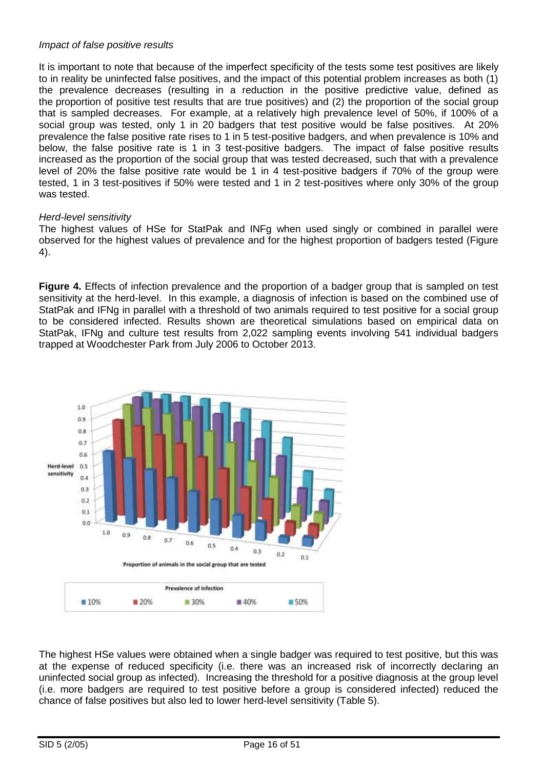*Impact of false positive results*

It is important to note that because of the imperfect specificity of the tests some test positives are likely to in reality be uninfected false positives, and the impact of this potential problem increases as both (1) the prevalence decreases (resulting in a reduction in the positive predictive value, defined as the proportion of positive test results that are true positives) and (2) the proportion of the social group that is sampled decreases. For example, at a relatively high prevalence level of 50%, if 100% of a social group was tested, only 1 in 20 badgers that test positive would be false positives. At 20% prevalence the false positive rate rises to 1 in 5 test-positive badgers, and when prevalence is 10% and below, the false positive rate is 1 in 3 test-positive badgers. The impact of false positive results increased as the proportion of the social group that was tested decreased, such that with a prevalence level of 20% the false positive rate would be 1 in 4 test-positive badgers if 70% of the group were tested, 1 in 3 test-positives if 50% were tested and 1 in 2 test-positives where only 30% of the group was tested.

*Herd-level sensitivity*

The highest values of HSe for StatPak and INFg when used singly or combined in parallel were observed for the highest values of prevalence and for the highest proportion of badgers tested (Figure 4).

**Figure 4.** Effects of infection prevalence and the proportion of a badger group that is sampled on test sensitivity at the herd-level. In this example, a diagnosis of infection is based on the combined use of StatPak and IFNg in parallel with a threshold of two animals required to test positive for a social group to be considered infected. Results shown are theoretical simulations based on empirical data on StatPak, IFNg and culture test results from 2,022 sampling events involving 541 individual badgers trapped at Woodchester Park from July 2006 to October 2013.

The highest HSe values were obtained when a single badger was required to test positive, but this was at the expense of reduced specificity (i.e. there was an increased risk of incorrectly declaring an uninfected social group as infected). Increasing the threshold for a positive diagnosis at the group level (i.e. more badgers are required to test positive before a group is considered infected) reduced the chance of false positives but also led to lower herd-level sensitivity (Table 5).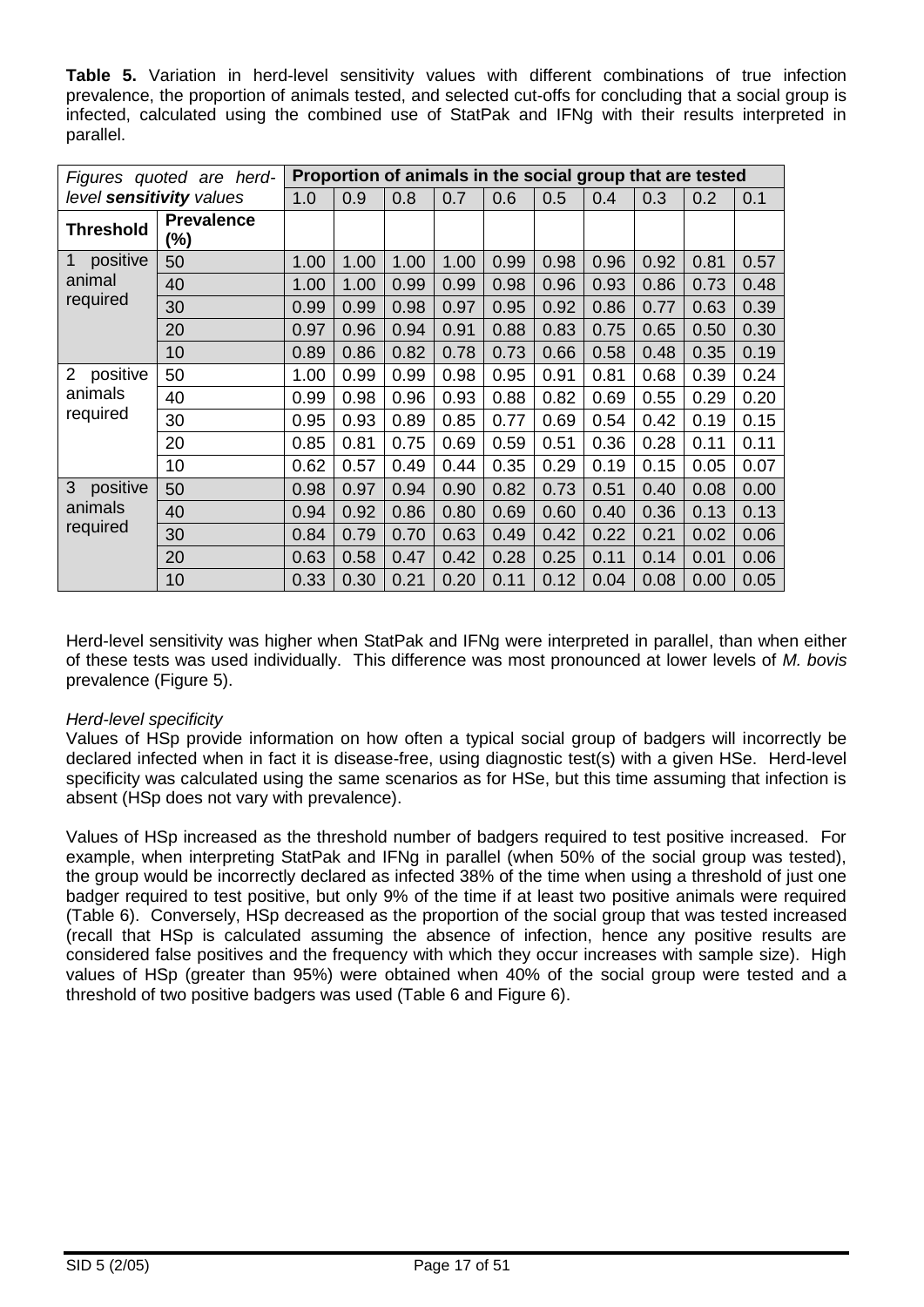**Table 5.** Variation in herd-level sensitivity values with different combinations of true infection prevalence, the proportion of animals tested, and selected cut-offs for concluding that a social group is infected, calculated using the combined use of StatPak and IFNg with their results interpreted in parallel.

| *Figures quoted are herd-level* ***sensitivity*** *values* | | **Proportion of animals in the social group that are tested** | | | | | | | | | |
|---|---|---|---|---|---|---|---|---|---|---|---|
| | | 1.0 | 0.9 | 0.8 | 0.7 | 0.6 | 0.5 | 0.4 | 0.3 | 0.2 | 0.1 |
| **Threshold** | **Prevalence (%)** | | | | | | | | | | |
| 1 positive animal required | 50 | 1.00 | 1.00 | 1.00 | 1.00 | 0.99 | 0.98 | 0.96 | 0.92 | 0.81 | 0.57 |
| | 40 | 1.00 | 1.00 | 0.99 | 0.99 | 0.98 | 0.96 | 0.93 | 0.86 | 0.73 | 0.48 |
| | 30 | 0.99 | 0.99 | 0.98 | 0.97 | 0.95 | 0.92 | 0.86 | 0.77 | 0.63 | 0.39 |
| | 20 | 0.97 | 0.96 | 0.94 | 0.91 | 0.88 | 0.83 | 0.75 | 0.65 | 0.50 | 0.30 |
| | 10 | 0.89 | 0.86 | 0.82 | 0.78 | 0.73 | 0.66 | 0.58 | 0.48 | 0.35 | 0.19 |
| 2 positive animals required | 50 | 1.00 | 0.99 | 0.99 | 0.98 | 0.95 | 0.91 | 0.81 | 0.68 | 0.39 | 0.24 |
| | 40 | 0.99 | 0.98 | 0.96 | 0.93 | 0.88 | 0.82 | 0.69 | 0.55 | 0.29 | 0.20 |
| | 30 | 0.95 | 0.93 | 0.89 | 0.85 | 0.77 | 0.69 | 0.54 | 0.42 | 0.19 | 0.15 |
| | 20 | 0.85 | 0.81 | 0.75 | 0.69 | 0.59 | 0.51 | 0.36 | 0.28 | 0.11 | 0.11 |
| | 10 | 0.62 | 0.57 | 0.49 | 0.44 | 0.35 | 0.29 | 0.19 | 0.15 | 0.05 | 0.07 |
| 3 positive animals required | 50 | 0.98 | 0.97 | 0.94 | 0.90 | 0.82 | 0.73 | 0.51 | 0.40 | 0.08 | 0.00 |
| | 40 | 0.94 | 0.92 | 0.86 | 0.80 | 0.69 | 0.60 | 0.40 | 0.36 | 0.13 | 0.13 |
| | 30 | 0.84 | 0.79 | 0.70 | 0.63 | 0.49 | 0.42 | 0.22 | 0.21 | 0.02 | 0.06 |
| | 20 | 0.63 | 0.58 | 0.47 | 0.42 | 0.28 | 0.25 | 0.11 | 0.14 | 0.01 | 0.06 |
| | 10 | 0.33 | 0.30 | 0.21 | 0.20 | 0.11 | 0.12 | 0.04 | 0.08 | 0.00 | 0.05 |

Herd-level sensitivity was higher when StatPak and IFNg were interpreted in parallel, than when either of these tests was used individually. This difference was most pronounced at lower levels of *M. bovis* prevalence (Figure 5).

*Herd-level specificity*

Values of HSp provide information on how often a typical social group of badgers will incorrectly be declared infected when in fact it is disease-free, using diagnostic test(s) with a given HSe. Herd-level specificity was calculated using the same scenarios as for HSe, but this time assuming that infection is absent (HSp does not vary with prevalence).

Values of HSp increased as the threshold number of badgers required to test positive increased. For example, when interpreting StatPak and IFNg in parallel (when 50% of the social group was tested), the group would be incorrectly declared as infected 38% of the time when using a threshold of just one badger required to test positive, but only 9% of the time if at least two positive animals were required (Table 6). Conversely, HSp decreased as the proportion of the social group that was tested increased (recall that HSp is calculated assuming the absence of infection, hence any positive results are considered false positives and the frequency with which they occur increases with sample size). High values of HSp (greater than 95%) were obtained when 40% of the social group were tested and a threshold of two positive badgers was used (Table 6 and Figure 6).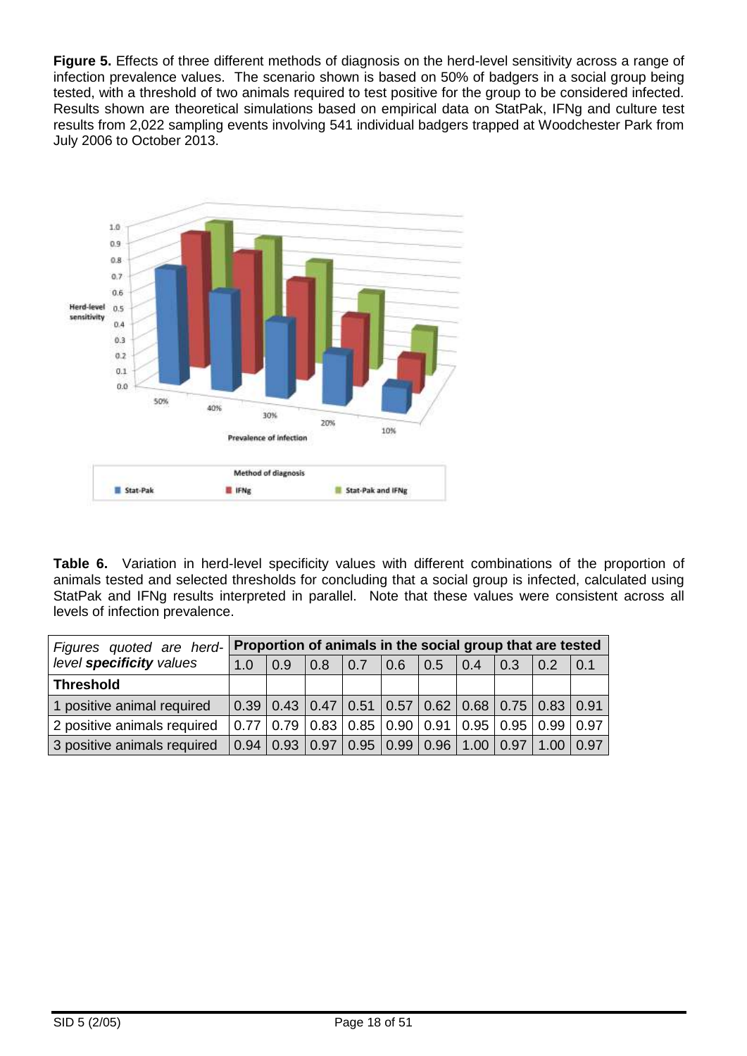**Figure 5.** Effects of three different methods of diagnosis on the herd-level sensitivity across a range of infection prevalence values. The scenario shown is based on 50% of badgers in a social group being tested, with a threshold of two animals required to test positive for the group to be considered infected. Results shown are theoretical simulations based on empirical data on StatPak, IFNg and culture test results from 2,022 sampling events involving 541 individual badgers trapped at Woodchester Park from July 2006 to October 2013.

**Table 6.** Variation in herd-level specificity values with different combinations of the proportion of animals tested and selected thresholds for concluding that a social group is infected, calculated using StatPak and IFNg results interpreted in parallel. Note that these values were consistent across all levels of infection prevalence.

| *Figures quoted are herd-level **specificity** values* | **Proportion of animals in the social group that are tested** | | | | | | | | | |
|---|---|---|---|---|---|---|---|---|---|---|
| | 1.0 | 0.9 | 0.8 | 0.7 | 0.6 | 0.5 | 0.4 | 0.3 | 0.2 | 0.1 |
| **Threshold** | | | | | | | | | | |
| 1 positive animal required | 0.39 | 0.43 | 0.47 | 0.51 | 0.57 | 0.62 | 0.68 | 0.75 | 0.83 | 0.91 |
| 2 positive animals required | 0.77 | 0.79 | 0.83 | 0.85 | 0.90 | 0.91 | 0.95 | 0.95 | 0.99 | 0.97 |
| 3 positive animals required | 0.94 | 0.93 | 0.97 | 0.95 | 0.99 | 0.96 | 1.00 | 0.97 | 1.00 | 0.97 |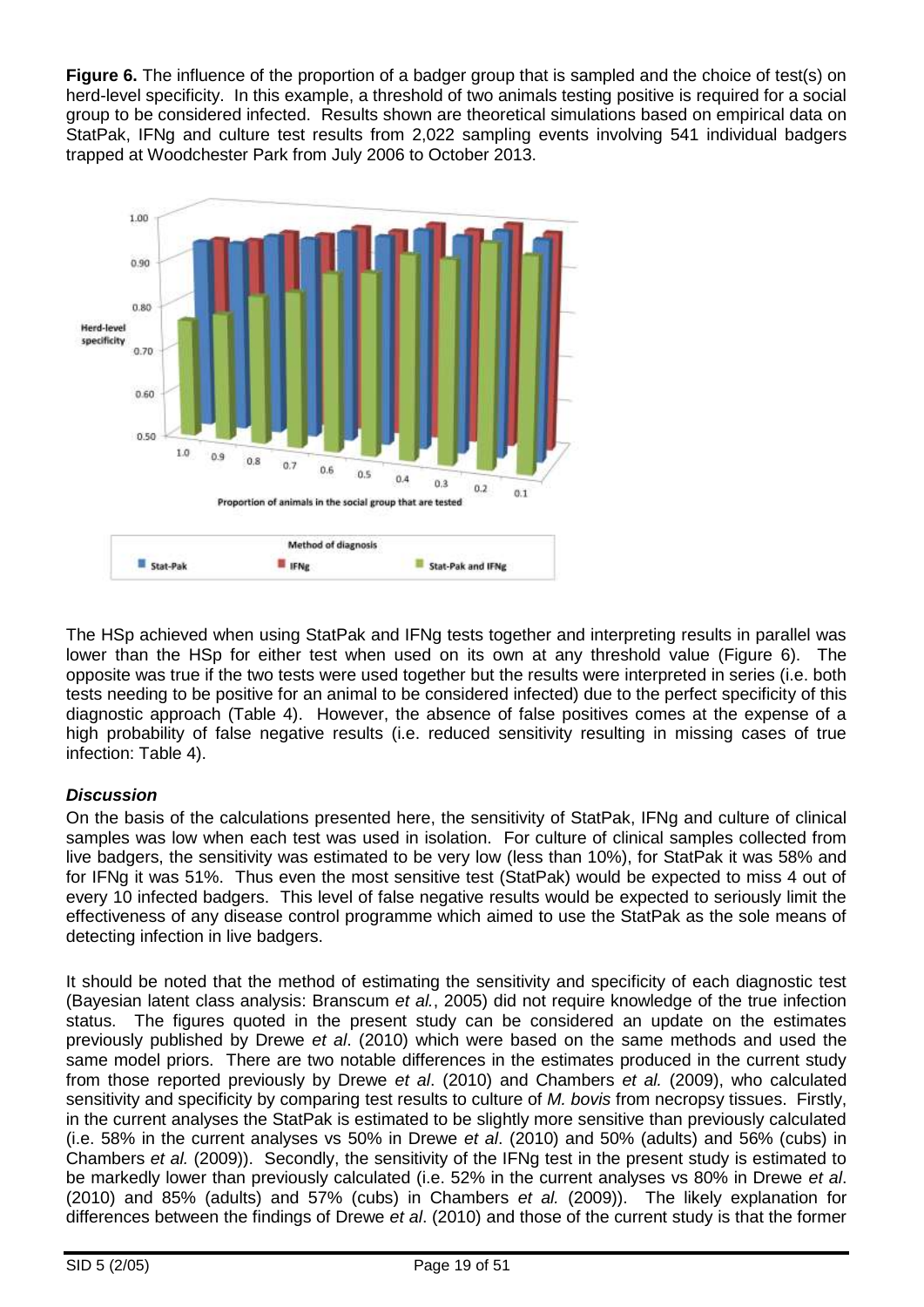**Figure 6.** The influence of the proportion of a badger group that is sampled and the choice of test(s) on herd-level specificity. In this example, a threshold of two animals testing positive is required for a social group to be considered infected. Results shown are theoretical simulations based on empirical data on StatPak, IFNg and culture test results from 2,022 sampling events involving 541 individual badgers trapped at Woodchester Park from July 2006 to October 2013.

The HSp achieved when using StatPak and IFNg tests together and interpreting results in parallel was lower than the HSp for either test when used on its own at any threshold value (Figure 6). The opposite was true if the two tests were used together but the results were interpreted in series (i.e. both tests needing to be positive for an animal to be considered infected) due to the perfect specificity of this diagnostic approach (Table 4). However, the absence of false positives comes at the expense of a high probability of false negative results (i.e. reduced sensitivity resulting in missing cases of true infection: Table 4).

### *Discussion*

On the basis of the calculations presented here, the sensitivity of StatPak, IFNg and culture of clinical samples was low when each test was used in isolation. For culture of clinical samples collected from live badgers, the sensitivity was estimated to be very low (less than 10%), for StatPak it was 58% and for IFNg it was 51%. Thus even the most sensitive test (StatPak) would be expected to miss 4 out of every 10 infected badgers. This level of false negative results would be expected to seriously limit the effectiveness of any disease control programme which aimed to use the StatPak as the sole means of detecting infection in live badgers.

It should be noted that the method of estimating the sensitivity and specificity of each diagnostic test (Bayesian latent class analysis: Branscum *et al.*, 2005) did not require knowledge of the true infection status. The figures quoted in the present study can be considered an update on the estimates previously published by Drewe *et al*. (2010) which were based on the same methods and used the same model priors. There are two notable differences in the estimates produced in the current study from those reported previously by Drewe *et al*. (2010) and Chambers *et al.* (2009), who calculated sensitivity and specificity by comparing test results to culture of *M. bovis* from necropsy tissues. Firstly, in the current analyses the StatPak is estimated to be slightly more sensitive than previously calculated (i.e. 58% in the current analyses vs 50% in Drewe *et al*. (2010) and 50% (adults) and 56% (cubs) in Chambers *et al.* (2009)). Secondly, the sensitivity of the IFNg test in the present study is estimated to be markedly lower than previously calculated (i.e. 52% in the current analyses vs 80% in Drewe *et al*. (2010) and 85% (adults) and 57% (cubs) in Chambers *et al.* (2009)). The likely explanation for differences between the findings of Drewe *et al*. (2010) and those of the current study is that the former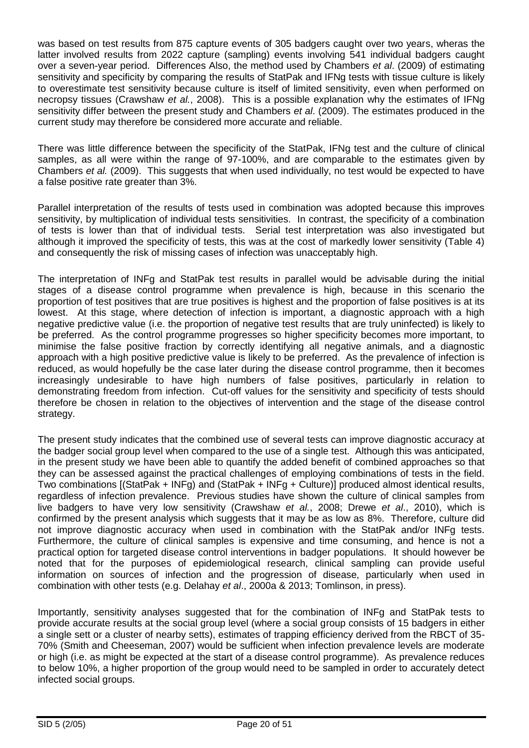was based on test results from 875 capture events of 305 badgers caught over two years, wheras the latter involved results from 2022 capture (sampling) events involving 541 individual badgers caught over a seven-year period. Differences Also, the method used by Chambers *et al*. (2009) of estimating sensitivity and specificity by comparing the results of StatPak and IFNg tests with tissue culture is likely to overestimate test sensitivity because culture is itself of limited sensitivity, even when performed on necropsy tissues (Crawshaw *et al.*, 2008). This is a possible explanation why the estimates of IFNg sensitivity differ between the present study and Chambers *et al*. (2009). The estimates produced in the current study may therefore be considered more accurate and reliable.

There was little difference between the specificity of the StatPak, IFNg test and the culture of clinical samples, as all were within the range of 97-100%, and are comparable to the estimates given by Chambers *et al.* (2009). This suggests that when used individually, no test would be expected to have a false positive rate greater than 3%.

Parallel interpretation of the results of tests used in combination was adopted because this improves sensitivity, by multiplication of individual tests sensitivities. In contrast, the specificity of a combination of tests is lower than that of individual tests. Serial test interpretation was also investigated but although it improved the specificity of tests, this was at the cost of markedly lower sensitivity (Table 4) and consequently the risk of missing cases of infection was unacceptably high.

The interpretation of INFg and StatPak test results in parallel would be advisable during the initial stages of a disease control programme when prevalence is high, because in this scenario the proportion of test positives that are true positives is highest and the proportion of false positives is at its lowest. At this stage, where detection of infection is important, a diagnostic approach with a high negative predictive value (i.e. the proportion of negative test results that are truly uninfected) is likely to be preferred. As the control programme progresses so higher specificity becomes more important, to minimise the false positive fraction by correctly identifying all negative animals, and a diagnostic approach with a high positive predictive value is likely to be preferred. As the prevalence of infection is reduced, as would hopefully be the case later during the disease control programme, then it becomes increasingly undesirable to have high numbers of false positives, particularly in relation to demonstrating freedom from infection. Cut-off values for the sensitivity and specificity of tests should therefore be chosen in relation to the objectives of intervention and the stage of the disease control strategy.

The present study indicates that the combined use of several tests can improve diagnostic accuracy at the badger social group level when compared to the use of a single test. Although this was anticipated, in the present study we have been able to quantify the added benefit of combined approaches so that they can be assessed against the practical challenges of employing combinations of tests in the field. Two combinations [(StatPak + INFg) and (StatPak + INFg + Culture)] produced almost identical results, regardless of infection prevalence. Previous studies have shown the culture of clinical samples from live badgers to have very low sensitivity (Crawshaw *et al.*, 2008; Drewe *et al*., 2010), which is confirmed by the present analysis which suggests that it may be as low as 8%. Therefore, culture did not improve diagnostic accuracy when used in combination with the StatPak and/or INFg tests. Furthermore, the culture of clinical samples is expensive and time consuming, and hence is not a practical option for targeted disease control interventions in badger populations. It should however be noted that for the purposes of epidemiological research, clinical sampling can provide useful information on sources of infection and the progression of disease, particularly when used in combination with other tests (e.g. Delahay *et al*., 2000a & 2013; Tomlinson, in press).

Importantly, sensitivity analyses suggested that for the combination of INFg and StatPak tests to provide accurate results at the social group level (where a social group consists of 15 badgers in either a single sett or a cluster of nearby setts), estimates of trapping efficiency derived from the RBCT of 35-70% (Smith and Cheeseman, 2007) would be sufficient when infection prevalence levels are moderate or high (i.e. as might be expected at the start of a disease control programme). As prevalence reduces to below 10%, a higher proportion of the group would need to be sampled in order to accurately detect infected social groups.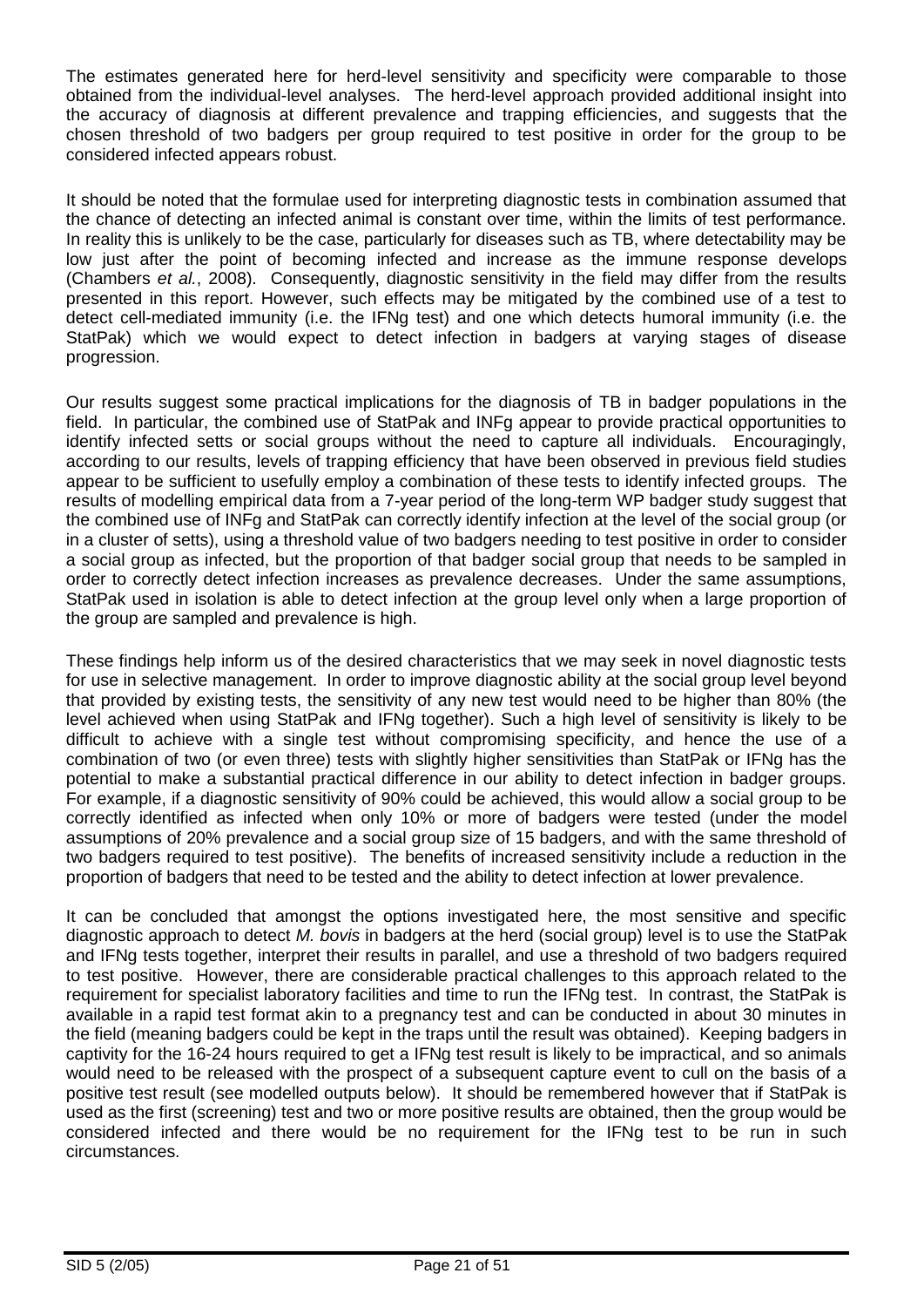The estimates generated here for herd-level sensitivity and specificity were comparable to those obtained from the individual-level analyses. The herd-level approach provided additional insight into the accuracy of diagnosis at different prevalence and trapping efficiencies, and suggests that the chosen threshold of two badgers per group required to test positive in order for the group to be considered infected appears robust.

It should be noted that the formulae used for interpreting diagnostic tests in combination assumed that the chance of detecting an infected animal is constant over time, within the limits of test performance. In reality this is unlikely to be the case, particularly for diseases such as TB, where detectability may be low just after the point of becoming infected and increase as the immune response develops (Chambers *et al.*, 2008). Consequently, diagnostic sensitivity in the field may differ from the results presented in this report. However, such effects may be mitigated by the combined use of a test to detect cell-mediated immunity (i.e. the IFNg test) and one which detects humoral immunity (i.e. the StatPak) which we would expect to detect infection in badgers at varying stages of disease progression.

Our results suggest some practical implications for the diagnosis of TB in badger populations in the field. In particular, the combined use of StatPak and INFg appear to provide practical opportunities to identify infected setts or social groups without the need to capture all individuals. Encouragingly, according to our results, levels of trapping efficiency that have been observed in previous field studies appear to be sufficient to usefully employ a combination of these tests to identify infected groups. The results of modelling empirical data from a 7-year period of the long-term WP badger study suggest that the combined use of INFg and StatPak can correctly identify infection at the level of the social group (or in a cluster of setts), using a threshold value of two badgers needing to test positive in order to consider a social group as infected, but the proportion of that badger social group that needs to be sampled in order to correctly detect infection increases as prevalence decreases. Under the same assumptions, StatPak used in isolation is able to detect infection at the group level only when a large proportion of the group are sampled and prevalence is high.

These findings help inform us of the desired characteristics that we may seek in novel diagnostic tests for use in selective management. In order to improve diagnostic ability at the social group level beyond that provided by existing tests, the sensitivity of any new test would need to be higher than 80% (the level achieved when using StatPak and IFNg together). Such a high level of sensitivity is likely to be difficult to achieve with a single test without compromising specificity, and hence the use of a combination of two (or even three) tests with slightly higher sensitivities than StatPak or IFNg has the potential to make a substantial practical difference in our ability to detect infection in badger groups. For example, if a diagnostic sensitivity of 90% could be achieved, this would allow a social group to be correctly identified as infected when only 10% or more of badgers were tested (under the model assumptions of 20% prevalence and a social group size of 15 badgers, and with the same threshold of two badgers required to test positive). The benefits of increased sensitivity include a reduction in the proportion of badgers that need to be tested and the ability to detect infection at lower prevalence.

It can be concluded that amongst the options investigated here, the most sensitive and specific diagnostic approach to detect *M. bovis* in badgers at the herd (social group) level is to use the StatPak and IFNg tests together, interpret their results in parallel, and use a threshold of two badgers required to test positive. However, there are considerable practical challenges to this approach related to the requirement for specialist laboratory facilities and time to run the IFNg test. In contrast, the StatPak is available in a rapid test format akin to a pregnancy test and can be conducted in about 30 minutes in the field (meaning badgers could be kept in the traps until the result was obtained). Keeping badgers in captivity for the 16-24 hours required to get a IFNg test result is likely to be impractical, and so animals would need to be released with the prospect of a subsequent capture event to cull on the basis of a positive test result (see modelled outputs below). It should be remembered however that if StatPak is used as the first (screening) test and two or more positive results are obtained, then the group would be considered infected and there would be no requirement for the IFNg test to be run in such circumstances.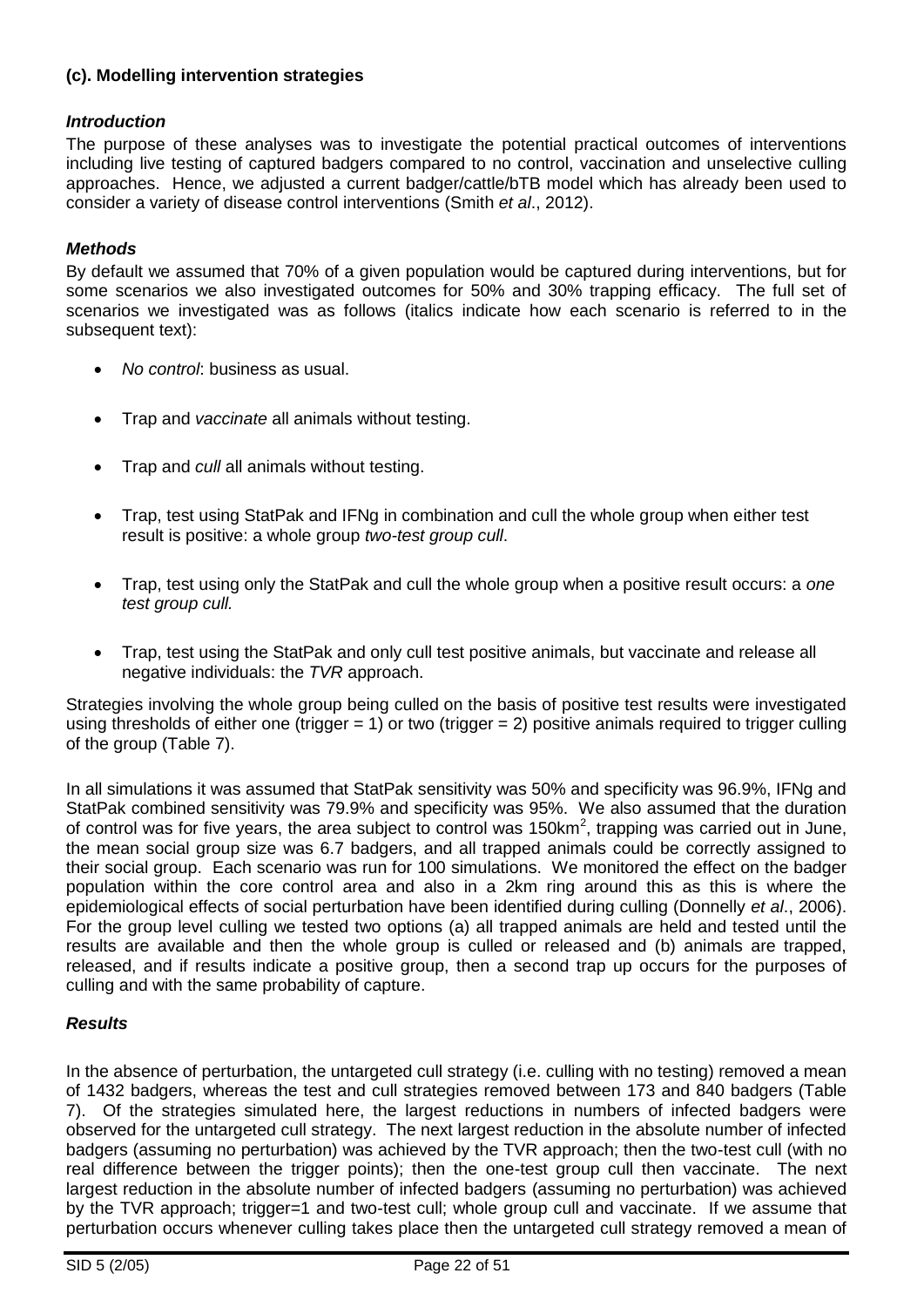### (c). Modelling intervention strategies

#### *Introduction*

The purpose of these analyses was to investigate the potential practical outcomes of interventions including live testing of captured badgers compared to no control, vaccination and unselective culling approaches. Hence, we adjusted a current badger/cattle/bTB model which has already been used to consider a variety of disease control interventions (Smith *et al*., 2012).

#### *Methods*

By default we assumed that 70% of a given population would be captured during interventions, but for some scenarios we also investigated outcomes for 50% and 30% trapping efficacy. The full set of scenarios we investigated was as follows (italics indicate how each scenario is referred to in the subsequent text):

- *No control*: business as usual.
- Trap and *vaccinate* all animals without testing.
- Trap and *cull* all animals without testing.
- Trap, test using StatPak and IFNg in combination and cull the whole group when either test result is positive: a whole group *two-test group cull*.
- Trap, test using only the StatPak and cull the whole group when a positive result occurs: a *one test group cull.*
- Trap, test using the StatPak and only cull test positive animals, but vaccinate and release all negative individuals: the *TVR* approach.

Strategies involving the whole group being culled on the basis of positive test results were investigated using thresholds of either one (trigger = 1) or two (trigger = 2) positive animals required to trigger culling of the group (Table 7).

In all simulations it was assumed that StatPak sensitivity was 50% and specificity was 96.9%, IFNg and StatPak combined sensitivity was 79.9% and specificity was 95%. We also assumed that the duration of control was for five years, the area subject to control was 150km$^2$, trapping was carried out in June, the mean social group size was 6.7 badgers, and all trapped animals could be correctly assigned to their social group. Each scenario was run for 100 simulations. We monitored the effect on the badger population within the core control area and also in a 2km ring around this as this is where the epidemiological effects of social perturbation have been identified during culling (Donnelly *et al*., 2006). For the group level culling we tested two options (a) all trapped animals are held and tested until the results are available and then the whole group is culled or released and (b) animals are trapped, released, and if results indicate a positive group, then a second trap up occurs for the purposes of culling and with the same probability of capture.

#### *Results*

In the absence of perturbation, the untargeted cull strategy (i.e. culling with no testing) removed a mean of 1432 badgers, whereas the test and cull strategies removed between 173 and 840 badgers (Table 7). Of the strategies simulated here, the largest reductions in numbers of infected badgers were observed for the untargeted cull strategy. The next largest reduction in the absolute number of infected badgers (assuming no perturbation) was achieved by the TVR approach; then the two-test cull (with no real difference between the trigger points); then the one-test group cull then vaccinate. The next largest reduction in the absolute number of infected badgers (assuming no perturbation) was achieved by the TVR approach; trigger=1 and two-test cull; whole group cull and vaccinate. If we assume that perturbation occurs whenever culling takes place then the untargeted cull strategy removed a mean of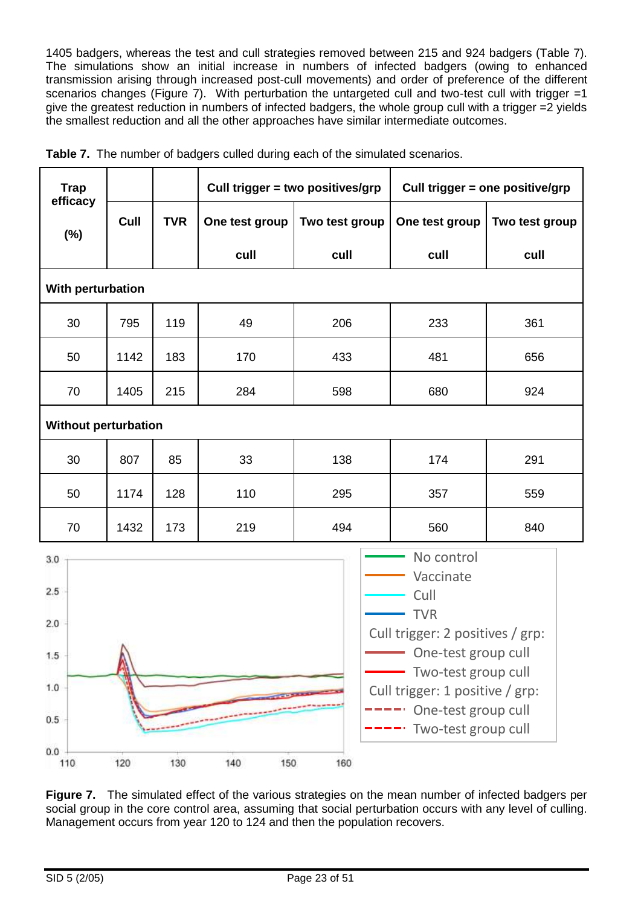1405 badgers, whereas the test and cull strategies removed between 215 and 924 badgers (Table 7). The simulations show an initial increase in numbers of infected badgers (owing to enhanced transmission arising through increased post-cull movements) and order of preference of the different scenarios changes (Figure 7). With perturbation the untargeted cull and two-test cull with trigger =1 give the greatest reduction in numbers of infected badgers, the whole group cull with a trigger =2 yields the smallest reduction and all the other approaches have similar intermediate outcomes.

**Table 7.** The number of badgers culled during each of the simulated scenarios.

| Trap efficacy (%) | Cull | TVR | Cull trigger = two positives/grp | | Cull trigger = one positive/grp | |
|---|---|---|---|---|---|---|
| | | | One test group cull | Two test group cull | One test group cull | Two test group cull |
| **With perturbation** | | | | | | |
| 30 | 795 | 119 | 49 | 206 | 233 | 361 |
| 50 | 1142 | 183 | 170 | 433 | 481 | 656 |
| 70 | 1405 | 215 | 284 | 598 | 680 | 924 |
| **Without perturbation** | | | | | | |
| 30 | 807 | 85 | 33 | 138 | 174 | 291 |
| 50 | 1174 | 128 | 110 | 295 | 357 | 559 |
| 70 | 1432 | 173 | 219 | 494 | 560 | 840 |

**Figure 7.** The simulated effect of the various strategies on the mean number of infected badgers per social group in the core control area, assuming that social perturbation occurs with any level of culling. Management occurs from year 120 to 124 and then the population recovers.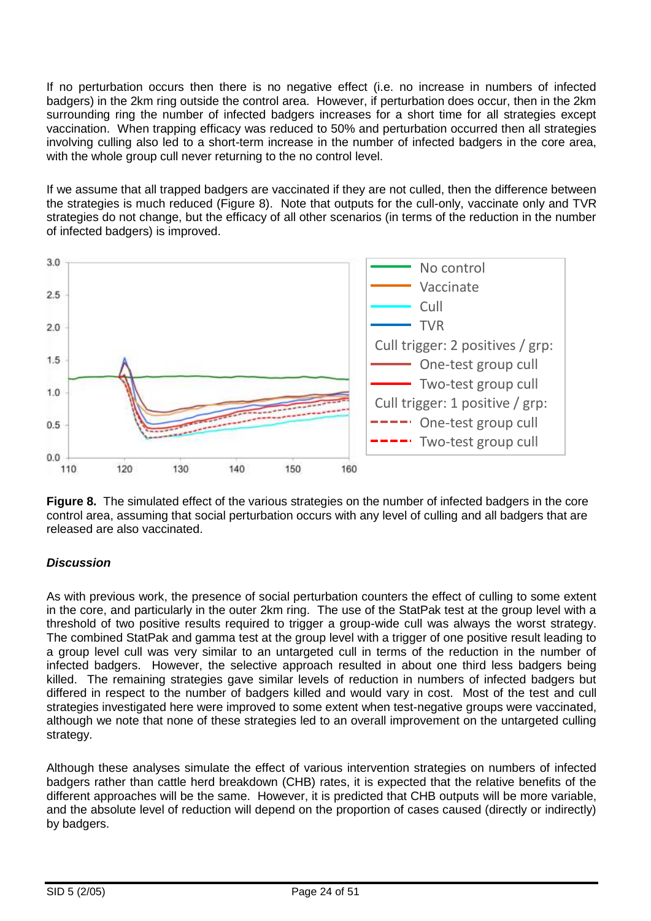If no perturbation occurs then there is no negative effect (i.e. no increase in numbers of infected badgers) in the 2km ring outside the control area. However, if perturbation does occur, then in the 2km surrounding ring the number of infected badgers increases for a short time for all strategies except vaccination. When trapping efficacy was reduced to 50% and perturbation occurred then all strategies involving culling also led to a short-term increase in the number of infected badgers in the core area, with the whole group cull never returning to the no control level.

If we assume that all trapped badgers are vaccinated if they are not culled, then the difference between the strategies is much reduced (Figure 8). Note that outputs for the cull-only, vaccinate only and TVR strategies do not change, but the efficacy of all other scenarios (in terms of the reduction in the number of infected badgers) is improved.

**Figure 8.** The simulated effect of the various strategies on the number of infected badgers in the core control area, assuming that social perturbation occurs with any level of culling and all badgers that are released are also vaccinated.

***Discussion***

As with previous work, the presence of social perturbation counters the effect of culling to some extent in the core, and particularly in the outer 2km ring. The use of the StatPak test at the group level with a threshold of two positive results required to trigger a group-wide cull was always the worst strategy. The combined StatPak and gamma test at the group level with a trigger of one positive result leading to a group level cull was very similar to an untargeted cull in terms of the reduction in the number of infected badgers. However, the selective approach resulted in about one third less badgers being killed. The remaining strategies gave similar levels of reduction in numbers of infected badgers but differed in respect to the number of badgers killed and would vary in cost. Most of the test and cull strategies investigated here were improved to some extent when test-negative groups were vaccinated, although we note that none of these strategies led to an overall improvement on the untargeted culling strategy.

Although these analyses simulate the effect of various intervention strategies on numbers of infected badgers rather than cattle herd breakdown (CHB) rates, it is expected that the relative benefits of the different approaches will be the same. However, it is predicted that CHB outputs will be more variable, and the absolute level of reduction will depend on the proportion of cases caused (directly or indirectly) by badgers.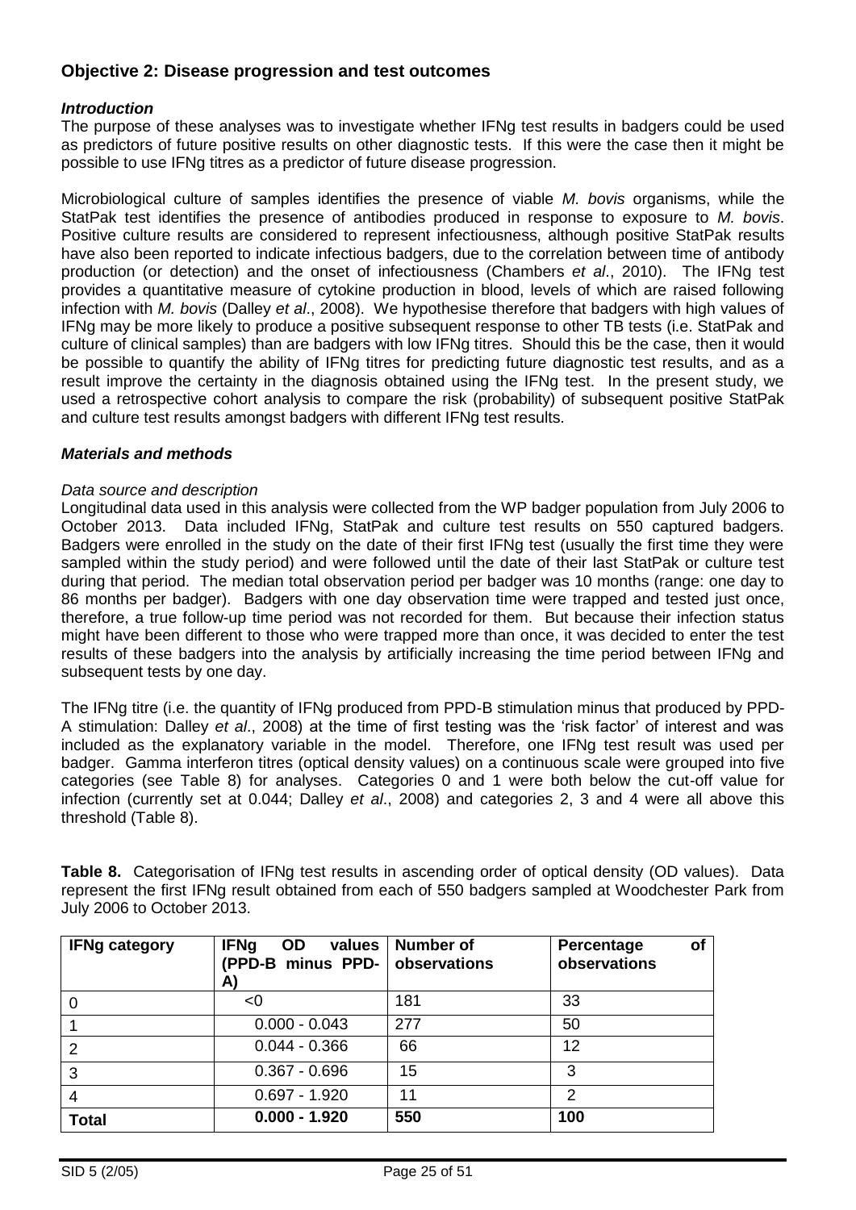## Objective 2: Disease progression and test outcomes

### *Introduction*

The purpose of these analyses was to investigate whether IFNg test results in badgers could be used as predictors of future positive results on other diagnostic tests. If this were the case then it might be possible to use IFNg titres as a predictor of future disease progression.

Microbiological culture of samples identifies the presence of viable *M. bovis* organisms, while the StatPak test identifies the presence of antibodies produced in response to exposure to *M. bovis*. Positive culture results are considered to represent infectiousness, although positive StatPak results have also been reported to indicate infectious badgers, due to the correlation between time of antibody production (or detection) and the onset of infectiousness (Chambers *et al*., 2010). The IFNg test provides a quantitative measure of cytokine production in blood, levels of which are raised following infection with *M. bovis* (Dalley *et al*., 2008). We hypothesise therefore that badgers with high values of IFNg may be more likely to produce a positive subsequent response to other TB tests (i.e. StatPak and culture of clinical samples) than are badgers with low IFNg titres. Should this be the case, then it would be possible to quantify the ability of IFNg titres for predicting future diagnostic test results, and as a result improve the certainty in the diagnosis obtained using the IFNg test. In the present study, we used a retrospective cohort analysis to compare the risk (probability) of subsequent positive StatPak and culture test results amongst badgers with different IFNg test results.

### *Materials and methods*

*Data source and description*

Longitudinal data used in this analysis were collected from the WP badger population from July 2006 to October 2013. Data included IFNg, StatPak and culture test results on 550 captured badgers. Badgers were enrolled in the study on the date of their first IFNg test (usually the first time they were sampled within the study period) and were followed until the date of their last StatPak or culture test during that period. The median total observation period per badger was 10 months (range: one day to 86 months per badger). Badgers with one day observation time were trapped and tested just once, therefore, a true follow-up time period was not recorded for them. But because their infection status might have been different to those who were trapped more than once, it was decided to enter the test results of these badgers into the analysis by artificially increasing the time period between IFNg and subsequent tests by one day.

The IFNg titre (i.e. the quantity of IFNg produced from PPD-B stimulation minus that produced by PPD-A stimulation: Dalley *et al*., 2008) at the time of first testing was the 'risk factor' of interest and was included as the explanatory variable in the model. Therefore, one IFNg test result was used per badger. Gamma interferon titres (optical density values) on a continuous scale were grouped into five categories (see Table 8) for analyses. Categories 0 and 1 were both below the cut-off value for infection (currently set at 0.044; Dalley *et al*., 2008) and categories 2, 3 and 4 were all above this threshold (Table 8).

**Table 8.** Categorisation of IFNg test results in ascending order of optical density (OD values). Data represent the first IFNg result obtained from each of 550 badgers sampled at Woodchester Park from July 2006 to October 2013.

| IFNg category | IFNg OD values (PPD-B minus PPD-A) | Number of observations | Percentage of observations |
|---|---|---|---|
| 0 | <0 | 181 | 33 |
| 1 | 0.000 - 0.043 | 277 | 50 |
| 2 | 0.044 - 0.366 | 66 | 12 |
| 3 | 0.367 - 0.696 | 15 | 3 |
| 4 | 0.697 - 1.920 | 11 | 2 |
| **Total** | **0.000 - 1.920** | **550** | **100** |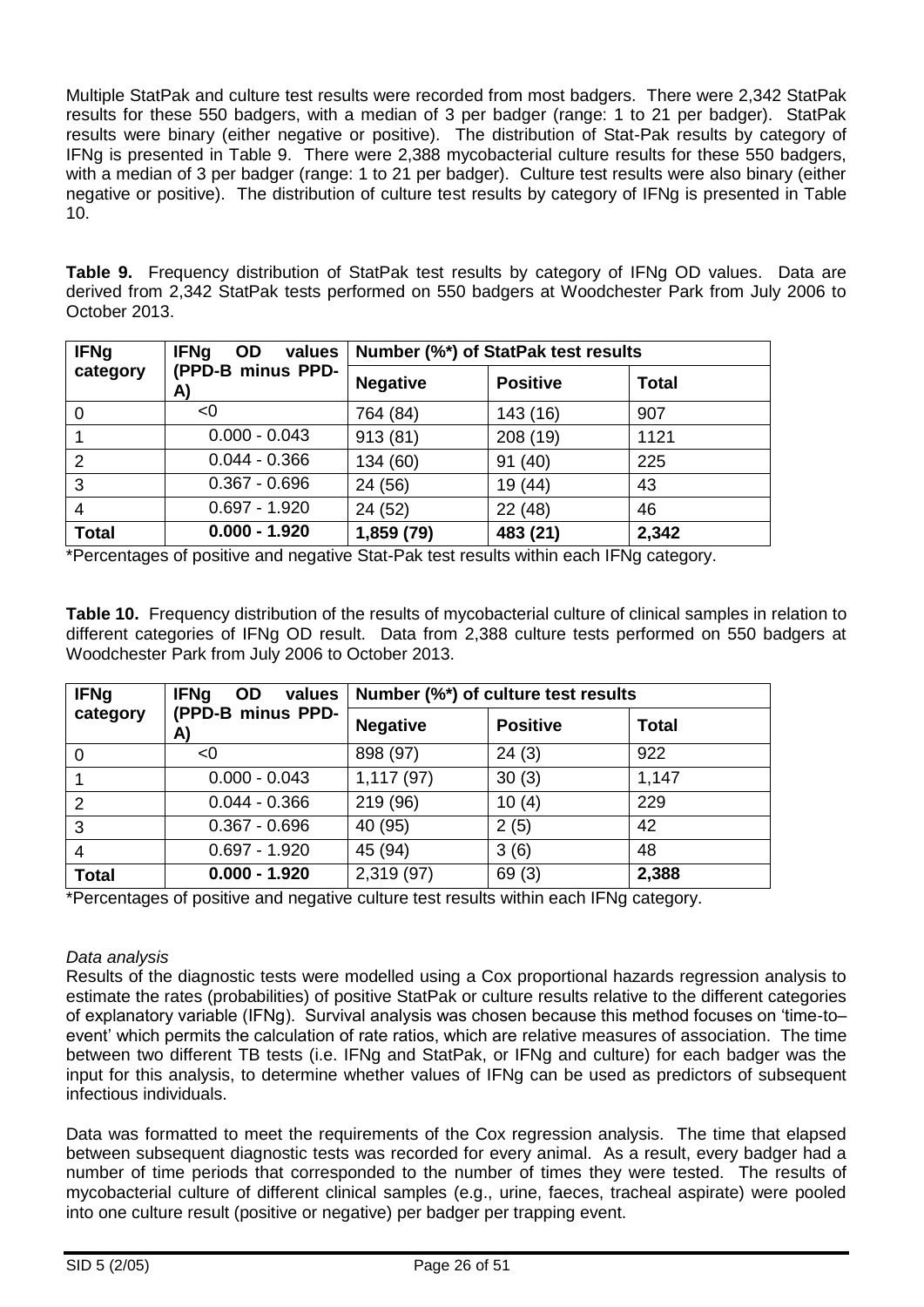Multiple StatPak and culture test results were recorded from most badgers. There were 2,342 StatPak results for these 550 badgers, with a median of 3 per badger (range: 1 to 21 per badger). StatPak results were binary (either negative or positive). The distribution of Stat-Pak results by category of IFNg is presented in Table 9. There were 2,388 mycobacterial culture results for these 550 badgers, with a median of 3 per badger (range: 1 to 21 per badger). Culture test results were also binary (either negative or positive). The distribution of culture test results by category of IFNg is presented in Table 10.

**Table 9.** Frequency distribution of StatPak test results by category of IFNg OD values. Data are derived from 2,342 StatPak tests performed on 550 badgers at Woodchester Park from July 2006 to October 2013.

| IFNg category | IFNg OD values (PPD-B minus PPD-A) | Number (%*) of StatPak test results | | |
|---|---|---|---|---|
| | | Negative | Positive | Total |
| 0 | <0 | 764 (84) | 143 (16) | 907 |
| 1 | 0.000 - 0.043 | 913 (81) | 208 (19) | 1121 |
| 2 | 0.044 - 0.366 | 134 (60) | 91 (40) | 225 |
| 3 | 0.367 - 0.696 | 24 (56) | 19 (44) | 43 |
| 4 | 0.697 - 1.920 | 24 (52) | 22 (48) | 46 |
| **Total** | **0.000 - 1.920** | **1,859 (79)** | **483 (21)** | **2,342** |

*Percentages of positive and negative Stat-Pak test results within each IFNg category.

**Table 10.** Frequency distribution of the results of mycobacterial culture of clinical samples in relation to different categories of IFNg OD result. Data from 2,388 culture tests performed on 550 badgers at Woodchester Park from July 2006 to October 2013.

| IFNg category | IFNg OD values (PPD-B minus PPD-A) | Number (%*) of culture test results | | |
|---|---|---|---|---|
| | | Negative | Positive | Total |
| 0 | <0 | 898 (97) | 24 (3) | 922 |
| 1 | 0.000 - 0.043 | 1,117 (97) | 30 (3) | 1,147 |
| 2 | 0.044 - 0.366 | 219 (96) | 10 (4) | 229 |
| 3 | 0.367 - 0.696 | 40 (95) | 2 (5) | 42 |
| 4 | 0.697 - 1.920 | 45 (94) | 3 (6) | 48 |
| **Total** | **0.000 - 1.920** | 2,319 (97) | 69 (3) | **2,388** |

*Percentages of positive and negative culture test results within each IFNg category.

*Data analysis*

Results of the diagnostic tests were modelled using a Cox proportional hazards regression analysis to estimate the rates (probabilities) of positive StatPak or culture results relative to the different categories of explanatory variable (IFNg). Survival analysis was chosen because this method focuses on 'time-to–event' which permits the calculation of rate ratios, which are relative measures of association. The time between two different TB tests (i.e. IFNg and StatPak, or IFNg and culture) for each badger was the input for this analysis, to determine whether values of IFNg can be used as predictors of subsequent infectious individuals.

Data was formatted to meet the requirements of the Cox regression analysis. The time that elapsed between subsequent diagnostic tests was recorded for every animal. As a result, every badger had a number of time periods that corresponded to the number of times they were tested. The results of mycobacterial culture of different clinical samples (e.g., urine, faeces, tracheal aspirate) were pooled into one culture result (positive or negative) per badger per trapping event.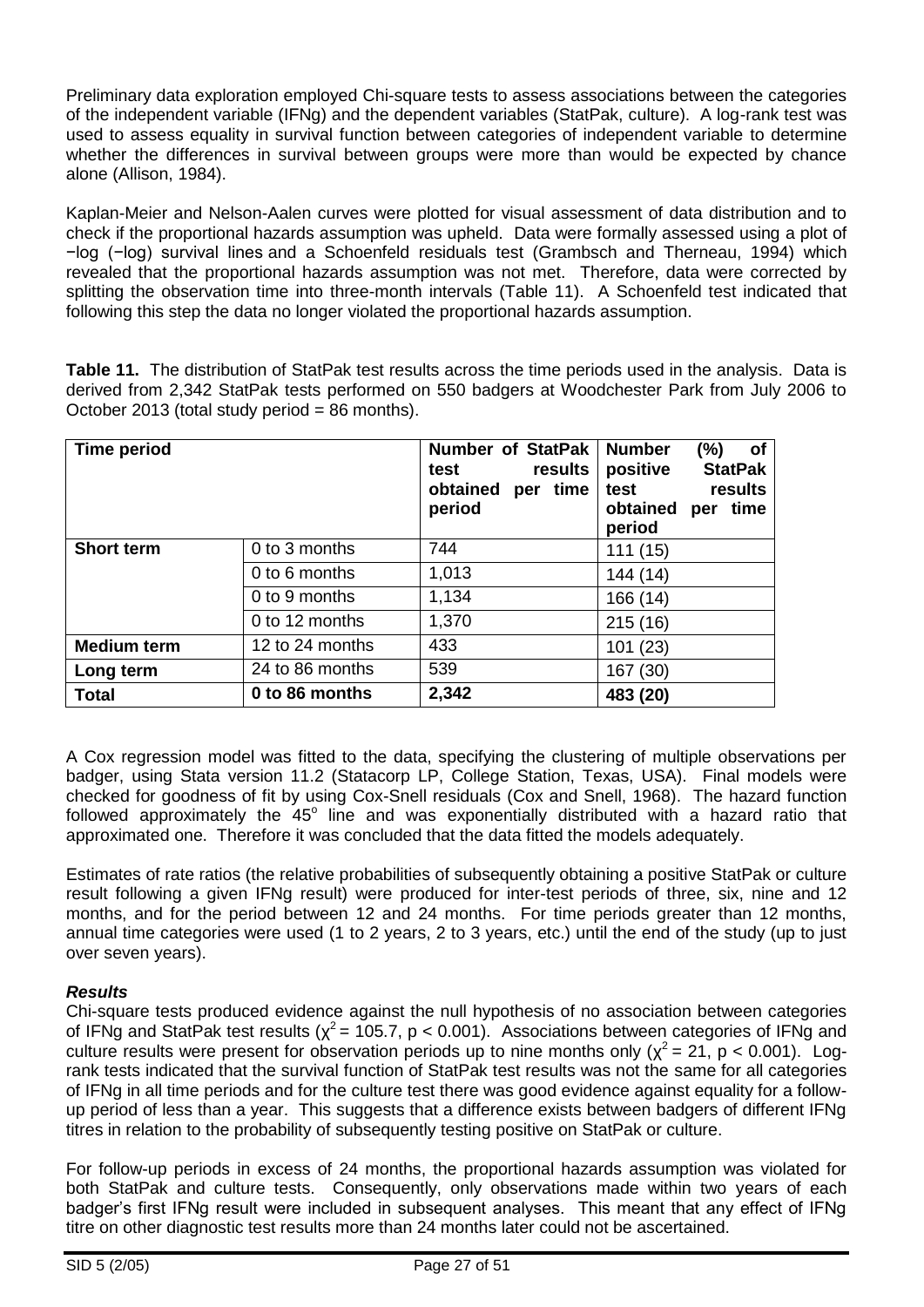Preliminary data exploration employed Chi-square tests to assess associations between the categories of the independent variable (IFNg) and the dependent variables (StatPak, culture). A log-rank test was used to assess equality in survival function between categories of independent variable to determine whether the differences in survival between groups were more than would be expected by chance alone (Allison, 1984).

Kaplan-Meier and Nelson-Aalen curves were plotted for visual assessment of data distribution and to check if the proportional hazards assumption was upheld. Data were formally assessed using a plot of −log (−log) survival lines and a Schoenfeld residuals test (Grambsch and Therneau, 1994) which revealed that the proportional hazards assumption was not met. Therefore, data were corrected by splitting the observation time into three-month intervals (Table 11). A Schoenfeld test indicated that following this step the data no longer violated the proportional hazards assumption.

**Table 11.** The distribution of StatPak test results across the time periods used in the analysis. Data is derived from 2,342 StatPak tests performed on 550 badgers at Woodchester Park from July 2006 to October 2013 (total study period = 86 months).

| **Time period** | | **Number of StatPak test results obtained per time period** | **Number (%) of positive StatPak test results obtained per time period** |
|---|---|---|---|
| **Short term** | 0 to 3 months | 744 | 111 (15) |
| | 0 to 6 months | 1,013 | 144 (14) |
| | 0 to 9 months | 1,134 | 166 (14) |
| | 0 to 12 months | 1,370 | 215 (16) |
| **Medium term** | 12 to 24 months | 433 | 101 (23) |
| **Long term** | 24 to 86 months | 539 | 167 (30) |
| **Total** | **0 to 86 months** | **2,342** | **483 (20)** |

A Cox regression model was fitted to the data, specifying the clustering of multiple observations per badger, using Stata version 11.2 (Statacorp LP, College Station, Texas, USA). Final models were checked for goodness of fit by using Cox-Snell residuals (Cox and Snell, 1968). The hazard function followed approximately the 45° line and was exponentially distributed with a hazard ratio that approximated one. Therefore it was concluded that the data fitted the models adequately.

Estimates of rate ratios (the relative probabilities of subsequently obtaining a positive StatPak or culture result following a given IFNg result) were produced for inter-test periods of three, six, nine and 12 months, and for the period between 12 and 24 months. For time periods greater than 12 months, annual time categories were used (1 to 2 years, 2 to 3 years, etc.) until the end of the study (up to just over seven years).

### ***Results***

Chi-square tests produced evidence against the null hypothesis of no association between categories of IFNg and StatPak test results ($\chi^2 = 105.7$, $p < 0.001$). Associations between categories of IFNg and culture results were present for observation periods up to nine months only ($\chi^2 = 21$, $p < 0.001$). Log-rank tests indicated that the survival function of StatPak test results was not the same for all categories of IFNg in all time periods and for the culture test there was good evidence against equality for a follow-up period of less than a year. This suggests that a difference exists between badgers of different IFNg titres in relation to the probability of subsequently testing positive on StatPak or culture.

For follow-up periods in excess of 24 months, the proportional hazards assumption was violated for both StatPak and culture tests. Consequently, only observations made within two years of each badger's first IFNg result were included in subsequent analyses. This meant that any effect of IFNg titre on other diagnostic test results more than 24 months later could not be ascertained.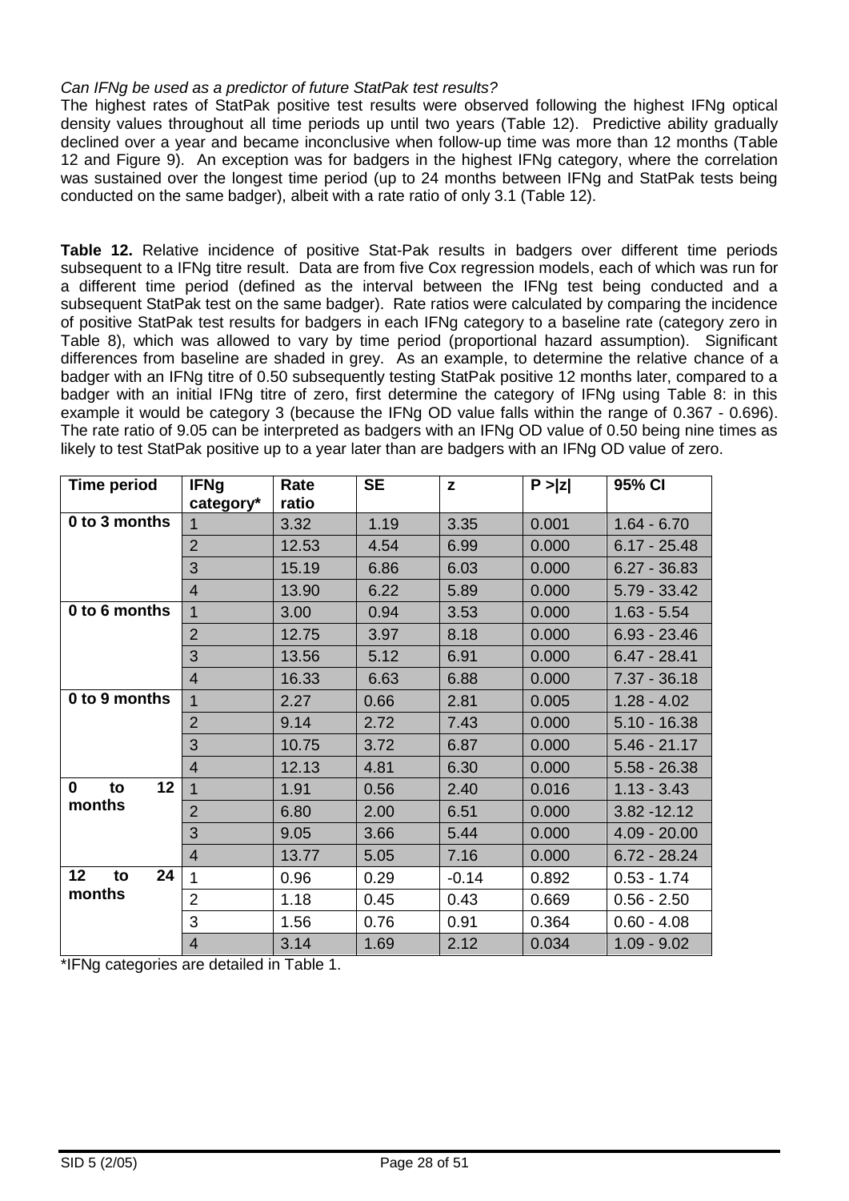*Can IFNg be used as a predictor of future StatPak test results?*

The highest rates of StatPak positive test results were observed following the highest IFNg optical density values throughout all time periods up until two years (Table 12). Predictive ability gradually declined over a year and became inconclusive when follow-up time was more than 12 months (Table 12 and Figure 9). An exception was for badgers in the highest IFNg category, where the correlation was sustained over the longest time period (up to 24 months between IFNg and StatPak tests being conducted on the same badger), albeit with a rate ratio of only 3.1 (Table 12).

**Table 12.** Relative incidence of positive Stat-Pak results in badgers over different time periods subsequent to a IFNg titre result. Data are from five Cox regression models, each of which was run for a different time period (defined as the interval between the IFNg test being conducted and a subsequent StatPak test on the same badger). Rate ratios were calculated by comparing the incidence of positive StatPak test results for badgers in each IFNg category to a baseline rate (category zero in Table 8), which was allowed to vary by time period (proportional hazard assumption). Significant differences from baseline are shaded in grey. As an example, to determine the relative chance of a badger with an IFNg titre of 0.50 subsequently testing StatPak positive 12 months later, compared to a badger with an initial IFNg titre of zero, first determine the category of IFNg using Table 8: in this example it would be category 3 (because the IFNg OD value falls within the range of 0.367 - 0.696). The rate ratio of 9.05 can be interpreted as badgers with an IFNg OD value of 0.50 being nine times as likely to test StatPak positive up to a year later than are badgers with an IFNg OD value of zero.

| Time period | IFNg category* | Rate ratio | SE | z | P >\|z\| | 95% CI |
|---|---|---|---|---|---|---|
| **0 to 3 months** | 1 | 3.32 | 1.19 | 3.35 | 0.001 | 1.64 - 6.70 |
| | 2 | 12.53 | 4.54 | 6.99 | 0.000 | 6.17 - 25.48 |
| | 3 | 15.19 | 6.86 | 6.03 | 0.000 | 6.27 - 36.83 |
| | 4 | 13.90 | 6.22 | 5.89 | 0.000 | 5.79 - 33.42 |
| **0 to 6 months** | 1 | 3.00 | 0.94 | 3.53 | 0.000 | 1.63 - 5.54 |
| | 2 | 12.75 | 3.97 | 8.18 | 0.000 | 6.93 - 23.46 |
| | 3 | 13.56 | 5.12 | 6.91 | 0.000 | 6.47 - 28.41 |
| | 4 | 16.33 | 6.63 | 6.88 | 0.000 | 7.37 - 36.18 |
| **0 to 9 months** | 1 | 2.27 | 0.66 | 2.81 | 0.005 | 1.28 - 4.02 |
| | 2 | 9.14 | 2.72 | 7.43 | 0.000 | 5.10 - 16.38 |
| | 3 | 10.75 | 3.72 | 6.87 | 0.000 | 5.46 - 21.17 |
| | 4 | 12.13 | 4.81 | 6.30 | 0.000 | 5.58 - 26.38 |
| **0 to 12 months** | 1 | 1.91 | 0.56 | 2.40 | 0.016 | 1.13 - 3.43 |
| | 2 | 6.80 | 2.00 | 6.51 | 0.000 | 3.82 -12.12 |
| | 3 | 9.05 | 3.66 | 5.44 | 0.000 | 4.09 - 20.00 |
| | 4 | 13.77 | 5.05 | 7.16 | 0.000 | 6.72 - 28.24 |
| **12 to 24 months** | 1 | 0.96 | 0.29 | -0.14 | 0.892 | 0.53 - 1.74 |
| | 2 | 1.18 | 0.45 | 0.43 | 0.669 | 0.56 - 2.50 |
| | 3 | 1.56 | 0.76 | 0.91 | 0.364 | 0.60 - 4.08 |
| | 4 | 3.14 | 1.69 | 2.12 | 0.034 | 1.09 - 9.02 |

*IFNg categories are detailed in Table 1.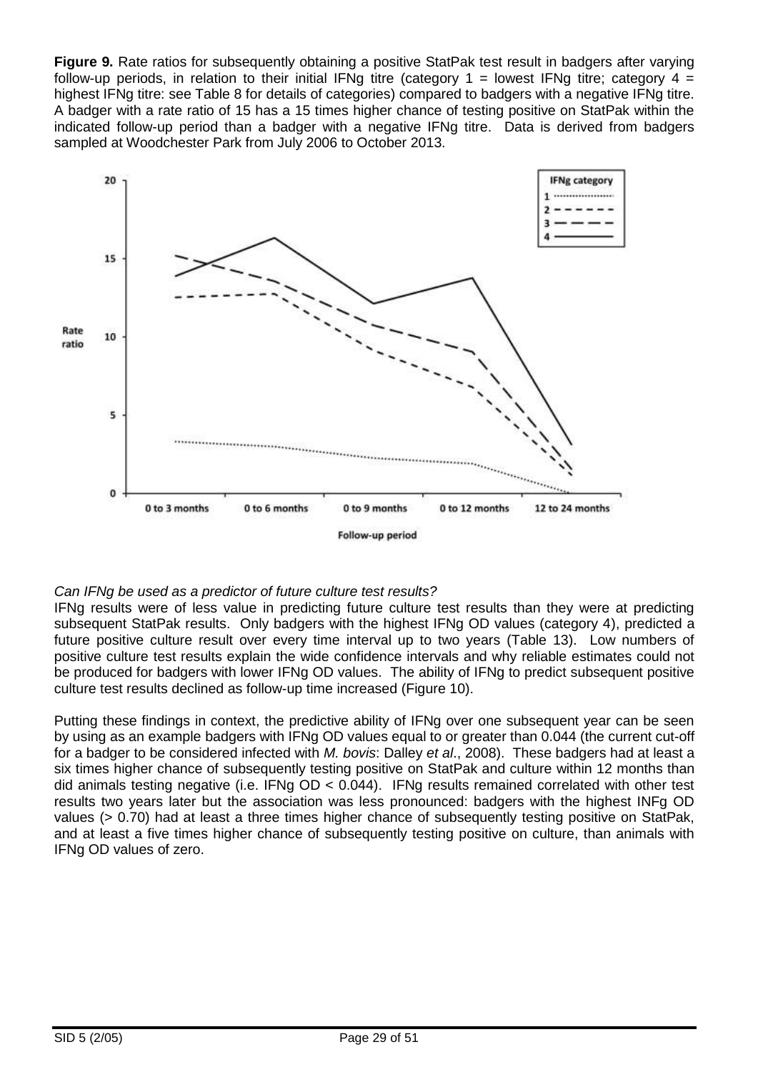**Figure 9.** Rate ratios for subsequently obtaining a positive StatPak test result in badgers after varying follow-up periods, in relation to their initial IFNg titre (category 1 = lowest IFNg titre; category 4 = highest IFNg titre: see Table 8 for details of categories) compared to badgers with a negative IFNg titre. A badger with a rate ratio of 15 has a 15 times higher chance of testing positive on StatPak within the indicated follow-up period than a badger with a negative IFNg titre. Data is derived from badgers sampled at Woodchester Park from July 2006 to October 2013.

*Can IFNg be used as a predictor of future culture test results?*

IFNg results were of less value in predicting future culture test results than they were at predicting subsequent StatPak results. Only badgers with the highest IFNg OD values (category 4), predicted a future positive culture result over every time interval up to two years (Table 13). Low numbers of positive culture test results explain the wide confidence intervals and why reliable estimates could not be produced for badgers with lower IFNg OD values. The ability of IFNg to predict subsequent positive culture test results declined as follow-up time increased (Figure 10).

Putting these findings in context, the predictive ability of IFNg over one subsequent year can be seen by using as an example badgers with IFNg OD values equal to or greater than 0.044 (the current cut-off for a badger to be considered infected with *M. bovis*: Dalley *et al*., 2008). These badgers had at least a six times higher chance of subsequently testing positive on StatPak and culture within 12 months than did animals testing negative (i.e. IFNg OD < 0.044). IFNg results remained correlated with other test results two years later but the association was less pronounced: badgers with the highest INFg OD values (> 0.70) had at least a three times higher chance of subsequently testing positive on StatPak, and at least a five times higher chance of subsequently testing positive on culture, than animals with IFNg OD values of zero.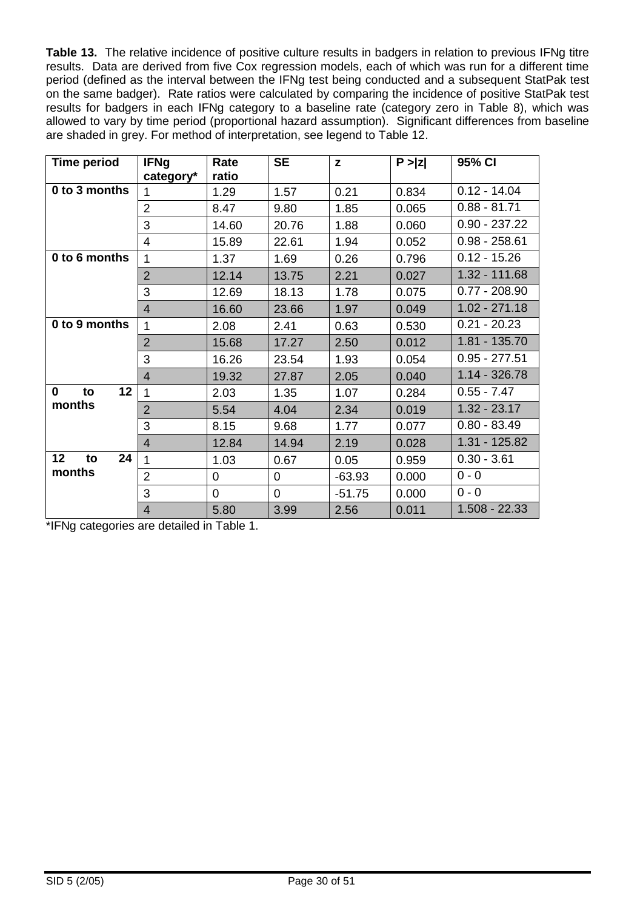**Table 13.** The relative incidence of positive culture results in badgers in relation to previous IFNg titre results. Data are derived from five Cox regression models, each of which was run for a different time period (defined as the interval between the IFNg test being conducted and a subsequent StatPak test on the same badger). Rate ratios were calculated by comparing the incidence of positive StatPak test results for badgers in each IFNg category to a baseline rate (category zero in Table 8), which was allowed to vary by time period (proportional hazard assumption). Significant differences from baseline are shaded in grey. For method of interpretation, see legend to Table 12.

| Time period | IFNg category* | Rate ratio | SE | z | P >\|z\| | 95% CI |
|---|---|---|---|---|---|---|
| **0 to 3 months** | 1 | 1.29 | 1.57 | 0.21 | 0.834 | 0.12 - 14.04 |
| | 2 | 8.47 | 9.80 | 1.85 | 0.065 | 0.88 - 81.71 |
| | 3 | 14.60 | 20.76 | 1.88 | 0.060 | 0.90 - 237.22 |
| | 4 | 15.89 | 22.61 | 1.94 | 0.052 | 0.98 - 258.61 |
| **0 to 6 months** | 1 | 1.37 | 1.69 | 0.26 | 0.796 | 0.12 - 15.26 |
| | 2 | 12.14 | 13.75 | 2.21 | 0.027 | 1.32 - 111.68 |
| | 3 | 12.69 | 18.13 | 1.78 | 0.075 | 0.77 - 208.90 |
| | 4 | 16.60 | 23.66 | 1.97 | 0.049 | 1.02 - 271.18 |
| **0 to 9 months** | 1 | 2.08 | 2.41 | 0.63 | 0.530 | 0.21 - 20.23 |
| | 2 | 15.68 | 17.27 | 2.50 | 0.012 | 1.81 - 135.70 |
| | 3 | 16.26 | 23.54 | 1.93 | 0.054 | 0.95 - 277.51 |
| | 4 | 19.32 | 27.87 | 2.05 | 0.040 | 1.14 - 326.78 |
| **0 to 12 months** | 1 | 2.03 | 1.35 | 1.07 | 0.284 | 0.55 - 7.47 |
| | 2 | 5.54 | 4.04 | 2.34 | 0.019 | 1.32 - 23.17 |
| | 3 | 8.15 | 9.68 | 1.77 | 0.077 | 0.80 - 83.49 |
| | 4 | 12.84 | 14.94 | 2.19 | 0.028 | 1.31 - 125.82 |
| **12 to 24 months** | 1 | 1.03 | 0.67 | 0.05 | 0.959 | 0.30 - 3.61 |
| | 2 | 0 | 0 | -63.93 | 0.000 | 0 - 0 |
| | 3 | 0 | 0 | -51.75 | 0.000 | 0 - 0 |
| | 4 | 5.80 | 3.99 | 2.56 | 0.011 | 1.508 - 22.33 |

*IFNg categories are detailed in Table 1.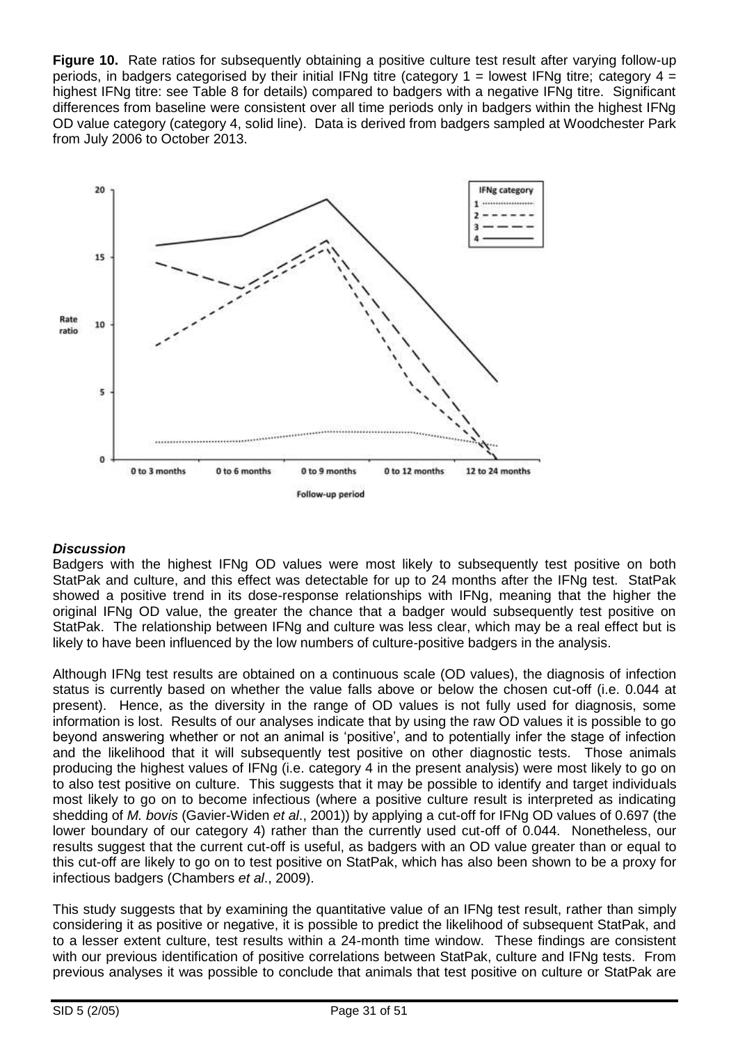**Figure 10.** Rate ratios for subsequently obtaining a positive culture test result after varying follow-up periods, in badgers categorised by their initial IFNg titre (category 1 = lowest IFNg titre; category 4 = highest IFNg titre: see Table 8 for details) compared to badgers with a negative IFNg titre. Significant differences from baseline were consistent over all time periods only in badgers within the highest IFNg OD value category (category 4, solid line). Data is derived from badgers sampled at Woodchester Park from July 2006 to October 2013.

### *Discussion*

Badgers with the highest IFNg OD values were most likely to subsequently test positive on both StatPak and culture, and this effect was detectable for up to 24 months after the IFNg test. StatPak showed a positive trend in its dose-response relationships with IFNg, meaning that the higher the original IFNg OD value, the greater the chance that a badger would subsequently test positive on StatPak. The relationship between IFNg and culture was less clear, which may be a real effect but is likely to have been influenced by the low numbers of culture-positive badgers in the analysis.

Although IFNg test results are obtained on a continuous scale (OD values), the diagnosis of infection status is currently based on whether the value falls above or below the chosen cut-off (i.e. 0.044 at present). Hence, as the diversity in the range of OD values is not fully used for diagnosis, some information is lost. Results of our analyses indicate that by using the raw OD values it is possible to go beyond answering whether or not an animal is 'positive', and to potentially infer the stage of infection and the likelihood that it will subsequently test positive on other diagnostic tests. Those animals producing the highest values of IFNg (i.e. category 4 in the present analysis) were most likely to go on to also test positive on culture. This suggests that it may be possible to identify and target individuals most likely to go on to become infectious (where a positive culture result is interpreted as indicating shedding of *M. bovis* (Gavier-Widen *et al*., 2001)) by applying a cut-off for IFNg OD values of 0.697 (the lower boundary of our category 4) rather than the currently used cut-off of 0.044. Nonetheless, our results suggest that the current cut-off is useful, as badgers with an OD value greater than or equal to this cut-off are likely to go on to test positive on StatPak, which has also been shown to be a proxy for infectious badgers (Chambers *et al*., 2009).

This study suggests that by examining the quantitative value of an IFNg test result, rather than simply considering it as positive or negative, it is possible to predict the likelihood of subsequent StatPak, and to a lesser extent culture, test results within a 24-month time window. These findings are consistent with our previous identification of positive correlations between StatPak, culture and IFNg tests. From previous analyses it was possible to conclude that animals that test positive on culture or StatPak are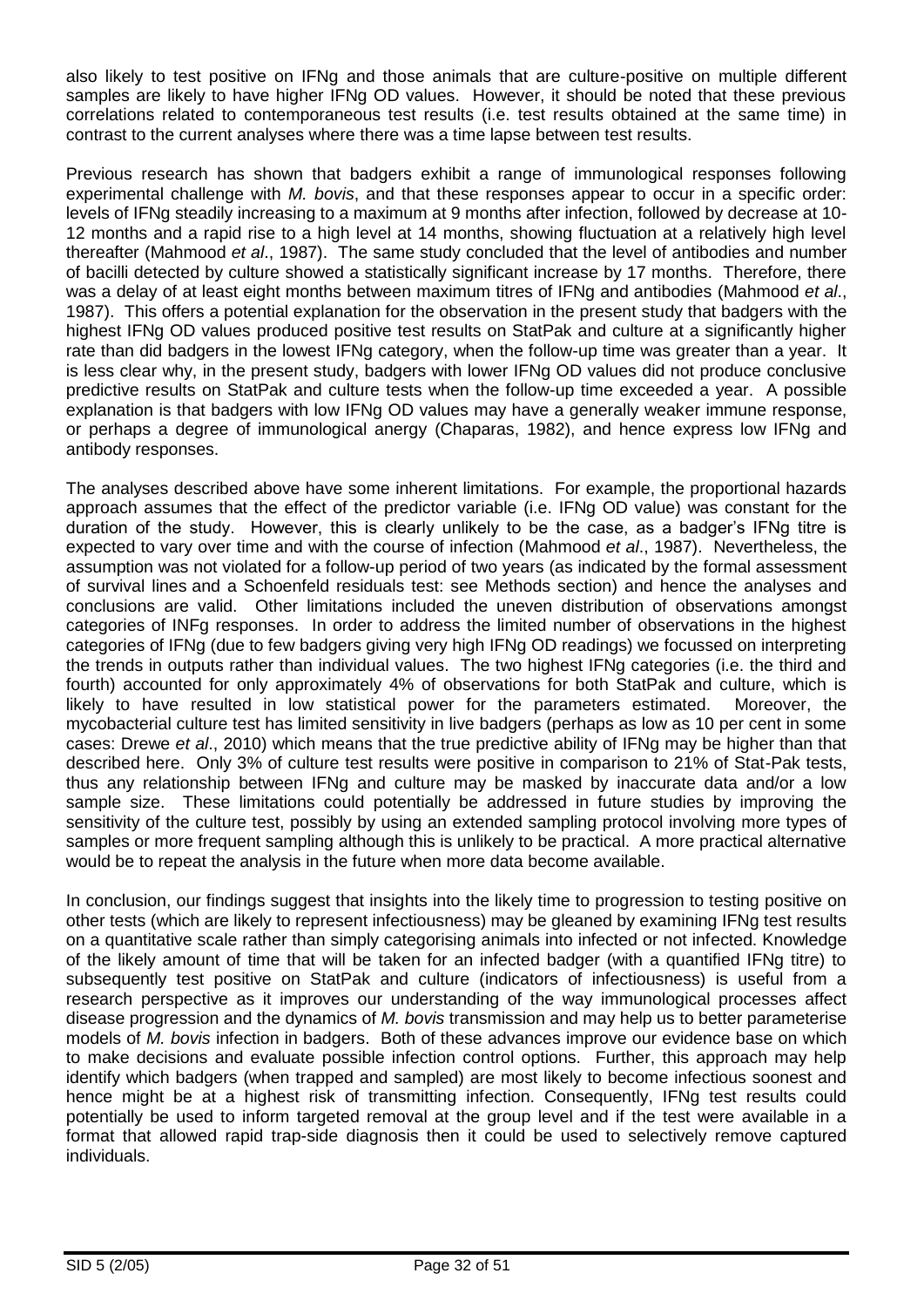also likely to test positive on IFNg and those animals that are culture-positive on multiple different samples are likely to have higher IFNg OD values. However, it should be noted that these previous correlations related to contemporaneous test results (i.e. test results obtained at the same time) in contrast to the current analyses where there was a time lapse between test results.

Previous research has shown that badgers exhibit a range of immunological responses following experimental challenge with *M. bovis*, and that these responses appear to occur in a specific order: levels of IFNg steadily increasing to a maximum at 9 months after infection, followed by decrease at 10-12 months and a rapid rise to a high level at 14 months, showing fluctuation at a relatively high level thereafter (Mahmood *et al*., 1987). The same study concluded that the level of antibodies and number of bacilli detected by culture showed a statistically significant increase by 17 months. Therefore, there was a delay of at least eight months between maximum titres of IFNg and antibodies (Mahmood *et al*., 1987). This offers a potential explanation for the observation in the present study that badgers with the highest IFNg OD values produced positive test results on StatPak and culture at a significantly higher rate than did badgers in the lowest IFNg category, when the follow-up time was greater than a year. It is less clear why, in the present study, badgers with lower IFNg OD values did not produce conclusive predictive results on StatPak and culture tests when the follow-up time exceeded a year. A possible explanation is that badgers with low IFNg OD values may have a generally weaker immune response, or perhaps a degree of immunological anergy (Chaparas, 1982), and hence express low IFNg and antibody responses.

The analyses described above have some inherent limitations. For example, the proportional hazards approach assumes that the effect of the predictor variable (i.e. IFNg OD value) was constant for the duration of the study. However, this is clearly unlikely to be the case, as a badger's IFNg titre is expected to vary over time and with the course of infection (Mahmood *et al*., 1987). Nevertheless, the assumption was not violated for a follow-up period of two years (as indicated by the formal assessment of survival lines and a Schoenfeld residuals test: see Methods section) and hence the analyses and conclusions are valid. Other limitations included the uneven distribution of observations amongst categories of INFg responses. In order to address the limited number of observations in the highest categories of IFNg (due to few badgers giving very high IFNg OD readings) we focussed on interpreting the trends in outputs rather than individual values. The two highest IFNg categories (i.e. the third and fourth) accounted for only approximately 4% of observations for both StatPak and culture, which is likely to have resulted in low statistical power for the parameters estimated. Moreover, the mycobacterial culture test has limited sensitivity in live badgers (perhaps as low as 10 per cent in some cases: Drewe *et al*., 2010) which means that the true predictive ability of IFNg may be higher than that described here. Only 3% of culture test results were positive in comparison to 21% of Stat-Pak tests, thus any relationship between IFNg and culture may be masked by inaccurate data and/or a low sample size. These limitations could potentially be addressed in future studies by improving the sensitivity of the culture test, possibly by using an extended sampling protocol involving more types of samples or more frequent sampling although this is unlikely to be practical. A more practical alternative would be to repeat the analysis in the future when more data become available.

In conclusion, our findings suggest that insights into the likely time to progression to testing positive on other tests (which are likely to represent infectiousness) may be gleaned by examining IFNg test results on a quantitative scale rather than simply categorising animals into infected or not infected. Knowledge of the likely amount of time that will be taken for an infected badger (with a quantified IFNg titre) to subsequently test positive on StatPak and culture (indicators of infectiousness) is useful from a research perspective as it improves our understanding of the way immunological processes affect disease progression and the dynamics of *M. bovis* transmission and may help us to better parameterise models of *M. bovis* infection in badgers. Both of these advances improve our evidence base on which to make decisions and evaluate possible infection control options. Further, this approach may help identify which badgers (when trapped and sampled) are most likely to become infectious soonest and hence might be at a highest risk of transmitting infection. Consequently, IFNg test results could potentially be used to inform targeted removal at the group level and if the test were available in a format that allowed rapid trap-side diagnosis then it could be used to selectively remove captured individuals.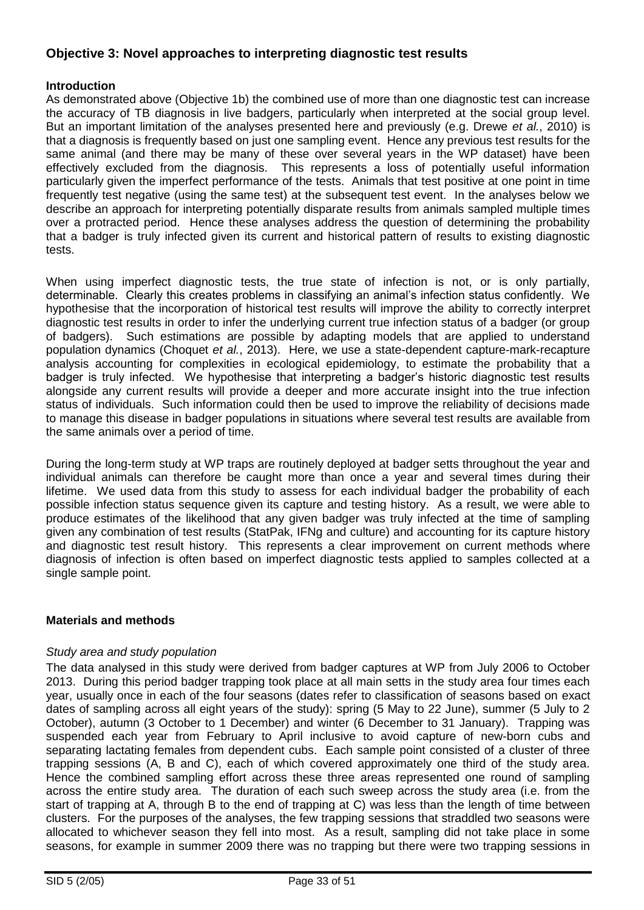## Objective 3: Novel approaches to interpreting diagnostic test results

**Introduction**

As demonstrated above (Objective 1b) the combined use of more than one diagnostic test can increase the accuracy of TB diagnosis in live badgers, particularly when interpreted at the social group level. But an important limitation of the analyses presented here and previously (e.g. Drewe *et al.*, 2010) is that a diagnosis is frequently based on just one sampling event. Hence any previous test results for the same animal (and there may be many of these over several years in the WP dataset) have been effectively excluded from the diagnosis. This represents a loss of potentially useful information particularly given the imperfect performance of the tests. Animals that test positive at one point in time frequently test negative (using the same test) at the subsequent test event. In the analyses below we describe an approach for interpreting potentially disparate results from animals sampled multiple times over a protracted period. Hence these analyses address the question of determining the probability that a badger is truly infected given its current and historical pattern of results to existing diagnostic tests.

When using imperfect diagnostic tests, the true state of infection is not, or is only partially, determinable. Clearly this creates problems in classifying an animal's infection status confidently. We hypothesise that the incorporation of historical test results will improve the ability to correctly interpret diagnostic test results in order to infer the underlying current true infection status of a badger (or group of badgers). Such estimations are possible by adapting models that are applied to understand population dynamics (Choquet *et al.*, 2013). Here, we use a state-dependent capture-mark-recapture analysis accounting for complexities in ecological epidemiology, to estimate the probability that a badger is truly infected. We hypothesise that interpreting a badger's historic diagnostic test results alongside any current results will provide a deeper and more accurate insight into the true infection status of individuals. Such information could then be used to improve the reliability of decisions made to manage this disease in badger populations in situations where several test results are available from the same animals over a period of time.

During the long-term study at WP traps are routinely deployed at badger setts throughout the year and individual animals can therefore be caught more than once a year and several times during their lifetime. We used data from this study to assess for each individual badger the probability of each possible infection status sequence given its capture and testing history. As a result, we were able to produce estimates of the likelihood that any given badger was truly infected at the time of sampling given any combination of test results (StatPak, IFNg and culture) and accounting for its capture history and diagnostic test result history. This represents a clear improvement on current methods where diagnosis of infection is often based on imperfect diagnostic tests applied to samples collected at a single sample point.

**Materials and methods**

*Study area and study population*

The data analysed in this study were derived from badger captures at WP from July 2006 to October 2013. During this period badger trapping took place at all main setts in the study area four times each year, usually once in each of the four seasons (dates refer to classification of seasons based on exact dates of sampling across all eight years of the study): spring (5 May to 22 June), summer (5 July to 2 October), autumn (3 October to 1 December) and winter (6 December to 31 January). Trapping was suspended each year from February to April inclusive to avoid capture of new-born cubs and separating lactating females from dependent cubs. Each sample point consisted of a cluster of three trapping sessions (A, B and C), each of which covered approximately one third of the study area. Hence the combined sampling effort across these three areas represented one round of sampling across the entire study area. The duration of each such sweep across the study area (i.e. from the start of trapping at A, through B to the end of trapping at C) was less than the length of time between clusters. For the purposes of the analyses, the few trapping sessions that straddled two seasons were allocated to whichever season they fell into most. As a result, sampling did not take place in some seasons, for example in summer 2009 there was no trapping but there were two trapping sessions in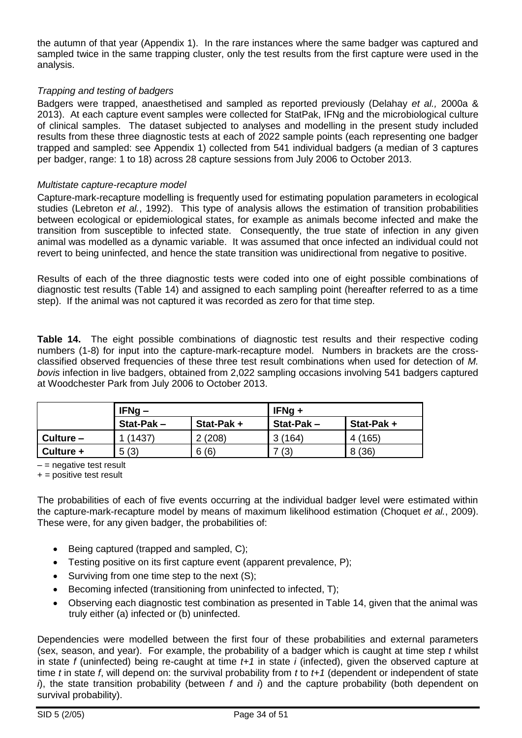the autumn of that year (Appendix 1). In the rare instances where the same badger was captured and sampled twice in the same trapping cluster, only the test results from the first capture were used in the analysis.

*Trapping and testing of badgers*

Badgers were trapped, anaesthetised and sampled as reported previously (Delahay *et al.,* 2000a & 2013). At each capture event samples were collected for StatPak, IFNg and the microbiological culture of clinical samples. The dataset subjected to analyses and modelling in the present study included results from these three diagnostic tests at each of 2022 sample points (each representing one badger trapped and sampled: see Appendix 1) collected from 541 individual badgers (a median of 3 captures per badger, range: 1 to 18) across 28 capture sessions from July 2006 to October 2013.

*Multistate capture-recapture model*

Capture-mark-recapture modelling is frequently used for estimating population parameters in ecological studies (Lebreton *et al.*, 1992). This type of analysis allows the estimation of transition probabilities between ecological or epidemiological states, for example as animals become infected and make the transition from susceptible to infected state. Consequently, the true state of infection in any given animal was modelled as a dynamic variable. It was assumed that once infected an individual could not revert to being uninfected, and hence the state transition was unidirectional from negative to positive.

Results of each of the three diagnostic tests were coded into one of eight possible combinations of diagnostic test results (Table 14) and assigned to each sampling point (hereafter referred to as a time step). If the animal was not captured it was recorded as zero for that time step.

**Table 14.** The eight possible combinations of diagnostic test results and their respective coding numbers (1-8) for input into the capture-mark-recapture model. Numbers in brackets are the cross-classified observed frequencies of these three test result combinations when used for detection of *M. bovis* infection in live badgers, obtained from 2,022 sampling occasions involving 541 badgers captured at Woodchester Park from July 2006 to October 2013.

| | **IFNg –** | | **IFNg +** | |
|---|---|---|---|---|
| | **Stat-Pak –** | **Stat-Pak +** | **Stat-Pak –** | **Stat-Pak +** |
| **Culture –** | 1 (1437) | 2 (208) | 3 (164) | 4 (165) |
| **Culture +** | 5 (3) | 6 (6) | 7 (3) | 8 (36) |

– = negative test result

+ = positive test result

The probabilities of each of five events occurring at the individual badger level were estimated within the capture-mark-recapture model by means of maximum likelihood estimation (Choquet *et al.*, 2009). These were, for any given badger, the probabilities of:

- Being captured (trapped and sampled, C);
- Testing positive on its first capture event (apparent prevalence, P);
- Surviving from one time step to the next (S);
- Becoming infected (transitioning from uninfected to infected, T);
- Observing each diagnostic test combination as presented in Table 14, given that the animal was truly either (a) infected or (b) uninfected.

Dependencies were modelled between the first four of these probabilities and external parameters (sex, season, and year). For example, the probability of a badger which is caught at time step $t$ whilst in state $f$ (uninfected) being re-caught at time $t+1$ in state $i$ (infected), given the observed capture at time $t$ in state $f$, will depend on: the survival probability from $t$ to $t+1$ (dependent or independent of state $i$), the state transition probability (between $f$ and $i$) and the capture probability (both dependent on survival probability).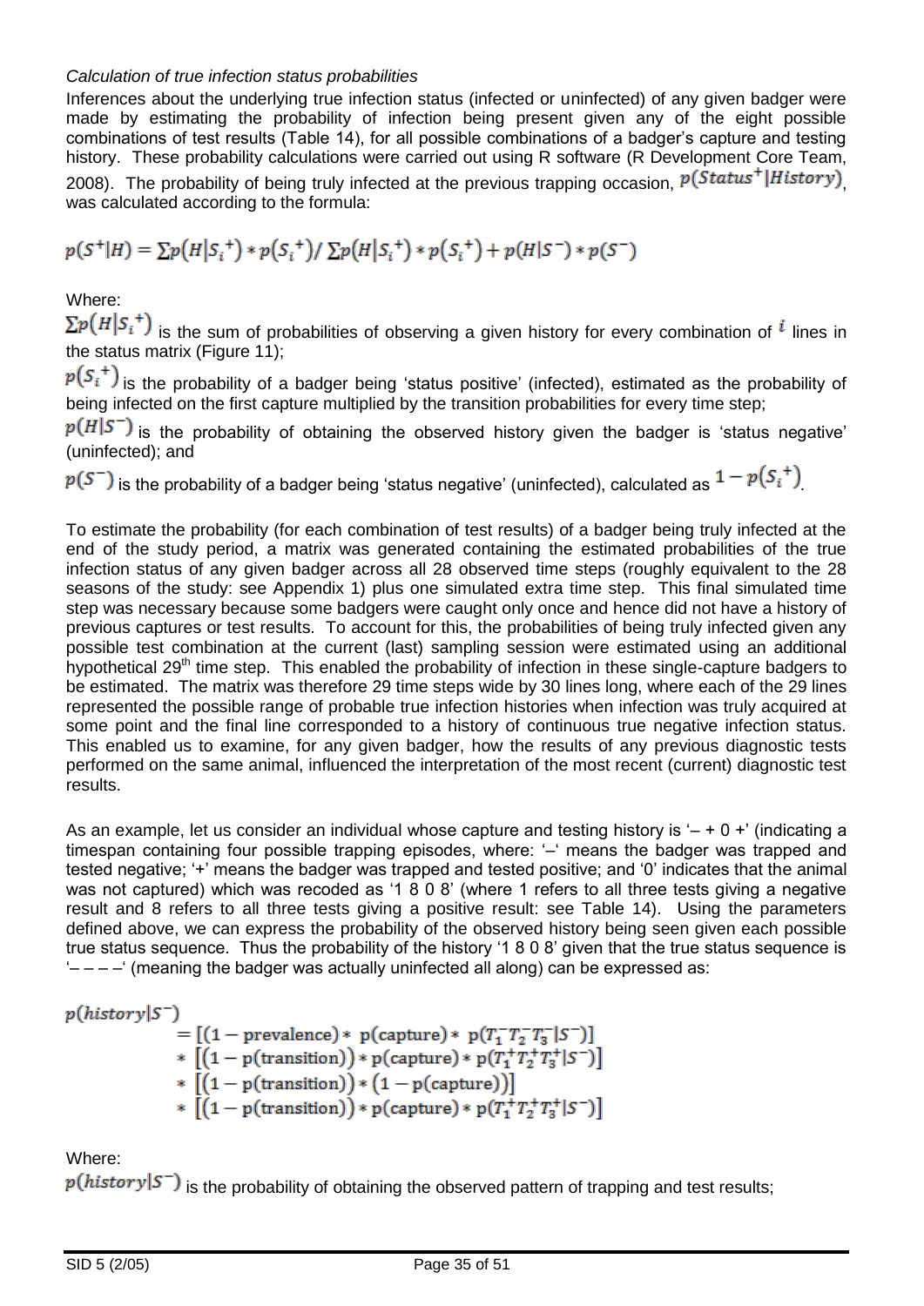*Calculation of true infection status probabilities*

Inferences about the underlying true infection status (infected or uninfected) of any given badger were made by estimating the probability of infection being present given any of the eight possible combinations of test results (Table 14), for all possible combinations of a badger's capture and testing history. These probability calculations were carried out using R software (R Development Core Team, 2008). The probability of being truly infected at the previous trapping occasion, $p(Status^{+}|History)$, was calculated according to the formula:

$$p(S^{+}|H) = \sum p(H|S_i^{+}) * p(S_i^{+}) / \sum p(H|S_i^{+}) * p(S_i^{+}) + p(H|S^{-}) * p(S^{-})$$

Where:

$\sum p(H|S_i^{+})$ is the sum of probabilities of observing a given history for every combination of $i$ lines in the status matrix (Figure 11);

$p(S_i^{+})$ is the probability of a badger being 'status positive' (infected), estimated as the probability of being infected on the first capture multiplied by the transition probabilities for every time step;

$p(H|S^{-})$ is the probability of obtaining the observed history given the badger is 'status negative' (uninfected); and

$p(S^{-})$ is the probability of a badger being 'status negative' (uninfected), calculated as $1 - p(S_i^{+})$.

To estimate the probability (for each combination of test results) of a badger being truly infected at the end of the study period, a matrix was generated containing the estimated probabilities of the true infection status of any given badger across all 28 observed time steps (roughly equivalent to the 28 seasons of the study: see Appendix 1) plus one simulated extra time step. This final simulated time step was necessary because some badgers were caught only once and hence did not have a history of previous captures or test results. To account for this, the probabilities of being truly infected given any possible test combination at the current (last) sampling session were estimated using an additional hypothetical 29th time step. This enabled the probability of infection in these single-capture badgers to be estimated. The matrix was therefore 29 time steps wide by 30 lines long, where each of the 29 lines represented the possible range of probable true infection histories when infection was truly acquired at some point and the final line corresponded to a history of continuous true negative infection status. This enabled us to examine, for any given badger, how the results of any previous diagnostic tests performed on the same animal, influenced the interpretation of the most recent (current) diagnostic test results.

As an example, let us consider an individual whose capture and testing history is '– + 0 +' (indicating a timespan containing four possible trapping episodes, where: '–' means the badger was trapped and tested negative; '+' means the badger was trapped and tested positive; and '0' indicates that the animal was not captured) which was recoded as '1 8 0 8' (where 1 refers to all three tests giving a negative result and 8 refers to all three tests giving a positive result: see Table 14). Using the parameters defined above, we can express the probability of the observed history being seen given each possible true status sequence. Thus the probability of the history '1 8 0 8' given that the true status sequence is '– – – –' (meaning the badger was actually uninfected all along) can be expressed as:

$$\begin{aligned}
p(history|S^{-}) &= [(1 - \text{prevalence}) * \text{p(capture)} * \text{p}(T_1^{-}T_2^{-}T_3^{-}|S^{-})] \\
&* [(1 - \text{p(transition)}) * \text{p(capture)} * \text{p}(T_1^{+}T_2^{+}T_3^{+}|S^{-})] \\
&* [(1 - \text{p(transition)}) * (1 - \text{p(capture)})] \\
&* [(1 - \text{p(transition)}) * \text{p(capture)} * \text{p}(T_1^{+}T_2^{+}T_3^{+}|S^{-})]
\end{aligned}$$

Where:

$p(history|S^{-})$ is the probability of obtaining the observed pattern of trapping and test results;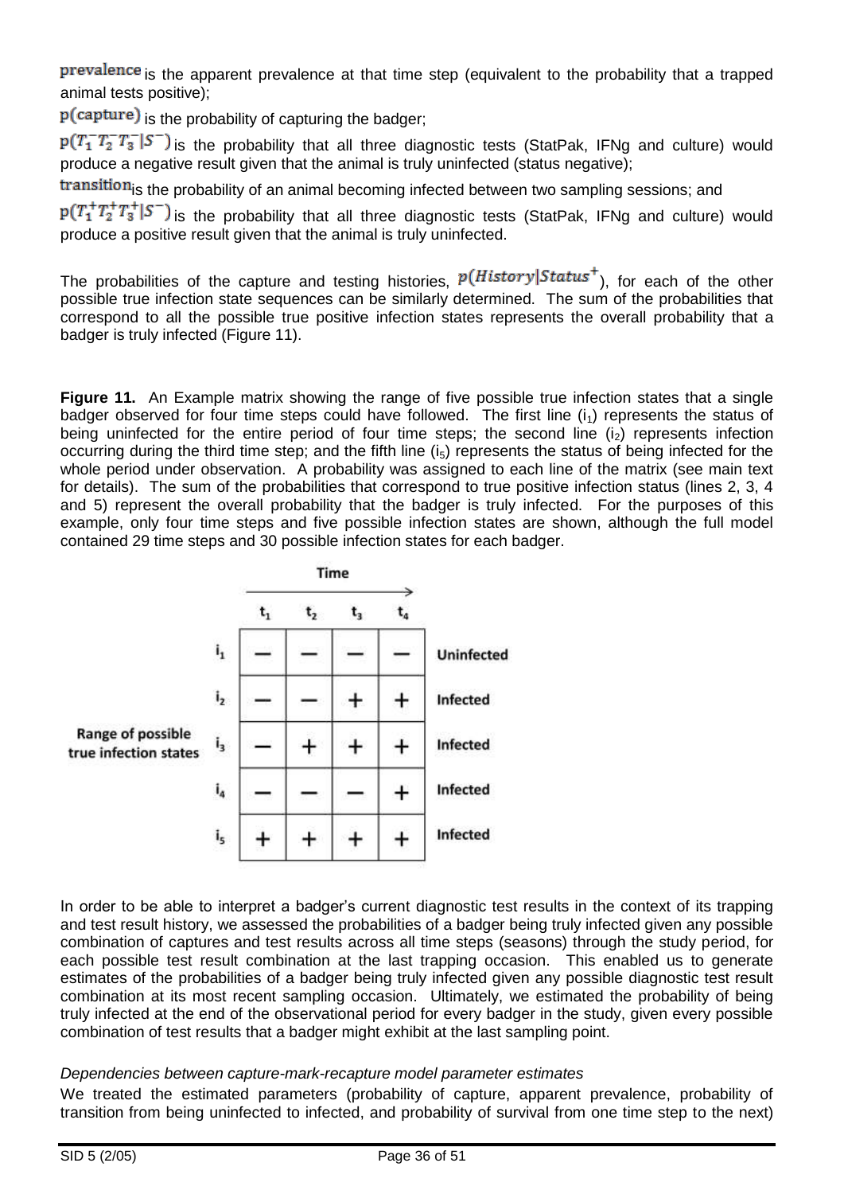$prevalence$ is the apparent prevalence at that time step (equivalent to the probability that a trapped animal tests positive);

$p(capture)$ is the probability of capturing the badger;

$p(T_1^- T_2^- T_3^- | S^-)$ is the probability that all three diagnostic tests (StatPak, IFNg and culture) would produce a negative result given that the animal is truly uninfected (status negative);

$transition$ is the probability of an animal becoming infected between two sampling sessions; and

$p(T_1^+ T_2^+ T_3^+ | S^-)$ is the probability that all three diagnostic tests (StatPak, IFNg and culture) would produce a positive result given that the animal is truly uninfected.

The probabilities of the capture and testing histories, $p(History|Status^+)$, for each of the other possible true infection state sequences can be similarly determined. The sum of the probabilities that correspond to all the possible true positive infection states represents the overall probability that a badger is truly infected (Figure 11).

**Figure 11.** An Example matrix showing the range of five possible true infection states that a single badger observed for four time steps could have followed. The first line ($i_1$) represents the status of being uninfected for the entire period of four time steps; the second line ($i_2$) represents infection occurring during the third time step; and the fifth line ($i_5$) represents the status of being infected for the whole period under observation. A probability was assigned to each line of the matrix (see main text for details). The sum of the probabilities that correspond to true positive infection status (lines 2, 3, 4 and 5) represent the overall probability that the badger is truly infected. For the purposes of this example, only four time steps and five possible infection states are shown, although the full model contained 29 time steps and 30 possible infection states for each badger.

| Range of possible true infection states | $t_1$ | $t_2$ | $t_3$ | $t_4$ | |
|---|---|---|---|---|---|
| $i_1$ | − | − | − | − | Uninfected |
| $i_2$ | − | − | + | + | Infected |
| $i_3$ | − | + | + | + | Infected |
| $i_4$ | − | − | − | + | Infected |
| $i_5$ | + | + | + | + | Infected |

In order to be able to interpret a badger's current diagnostic test results in the context of its trapping and test result history, we assessed the probabilities of a badger being truly infected given any possible combination of captures and test results across all time steps (seasons) through the study period, for each possible test result combination at the last trapping occasion. This enabled us to generate estimates of the probabilities of a badger being truly infected given any possible diagnostic test result combination at its most recent sampling occasion. Ultimately, we estimated the probability of being truly infected at the end of the observational period for every badger in the study, given every possible combination of test results that a badger might exhibit at the last sampling point.

*Dependencies between capture-mark-recapture model parameter estimates*

We treated the estimated parameters (probability of capture, apparent prevalence, probability of transition from being uninfected to infected, and probability of survival from one time step to the next)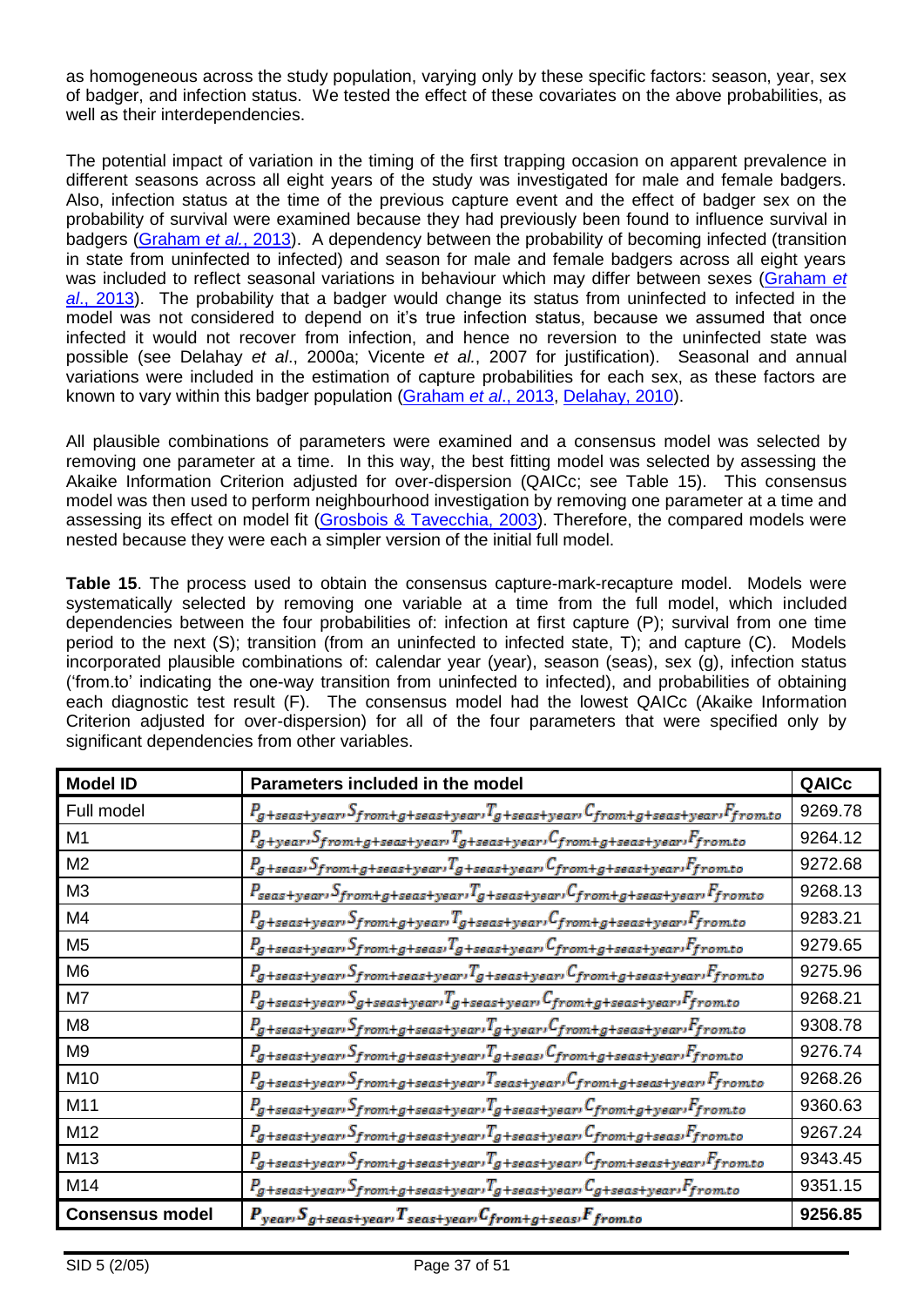as homogeneous across the study population, varying only by these specific factors: season, year, sex of badger, and infection status. We tested the effect of these covariates on the above probabilities, as well as their interdependencies.

The potential impact of variation in the timing of the first trapping occasion on apparent prevalence in different seasons across all eight years of the study was investigated for male and female badgers. Also, infection status at the time of the previous capture event and the effect of badger sex on the probability of survival were examined because they had previously been found to influence survival in badgers (Graham *et al.*, 2013). A dependency between the probability of becoming infected (transition in state from uninfected to infected) and season for male and female badgers across all eight years was included to reflect seasonal variations in behaviour which may differ between sexes (Graham *et al.*, 2013). The probability that a badger would change its status from uninfected to infected in the model was not considered to depend on it's true infection status, because we assumed that once infected it would not recover from infection, and hence no reversion to the uninfected state was possible (see Delahay *et al*., 2000a; Vicente *et al.*, 2007 for justification). Seasonal and annual variations were included in the estimation of capture probabilities for each sex, as these factors are known to vary within this badger population (Graham *et al*., 2013, Delahay, 2010).

All plausible combinations of parameters were examined and a consensus model was selected by removing one parameter at a time. In this way, the best fitting model was selected by assessing the Akaike Information Criterion adjusted for over-dispersion (QAICc; see Table 15). This consensus model was then used to perform neighbourhood investigation by removing one parameter at a time and assessing its effect on model fit (Grosbois & Tavecchia, 2003). Therefore, the compared models were nested because they were each a simpler version of the initial full model.

**Table 15**. The process used to obtain the consensus capture-mark-recapture model. Models were systematically selected by removing one variable at a time from the full model, which included dependencies between the four probabilities of: infection at first capture (P); survival from one time period to the next (S); transition (from an uninfected to infected state, T); and capture (C). Models incorporated plausible combinations of: calendar year (year), season (seas), sex (g), infection status ('from.to' indicating the one-way transition from uninfected to infected), and probabilities of obtaining each diagnostic test result (F). The consensus model had the lowest QAICc (Akaike Information Criterion adjusted for over-dispersion) for all of the four parameters that were specified only by significant dependencies from other variables.

| Model ID | Parameters included in the model | QAICc |
|---|---|---|
| Full model | $P_{g+seas+year}, S_{from+g+seas+year}, T_{g+seas+year}, C_{from+g+seas+year}, F_{from.to}$ | 9269.78 |
| M1 | $P_{g+year}, S_{from+g+seas+year}, T_{g+seas+year}, C_{from+g+seas+year}, F_{from.to}$ | 9264.12 |
| M2 | $P_{g+seas}, S_{from+g+seas+year}, T_{g+seas+year}, C_{from+g+seas+year}, F_{from.to}$ | 9272.68 |
| M3 | $P_{seas+year}, S_{from+g+seas+year}, T_{g+seas+year}, C_{from+g+seas+year}, F_{from.to}$ | 9268.13 |
| M4 | $P_{g+seas+year}, S_{from+g+year}, T_{g+seas+year}, C_{from+g+seas+year}, F_{from.to}$ | 9283.21 |
| M5 | $P_{g+seas+year}, S_{from+g+seas}, T_{g+seas+year}, C_{from+g+seas+year}, F_{from.to}$ | 9279.65 |
| M6 | $P_{g+seas+year}, S_{from+seas+year}, T_{g+seas+year}, C_{from+g+seas+year}, F_{from.to}$ | 9275.96 |
| M7 | $P_{g+seas+year}, S_{g+seas+year}, T_{g+seas+year}, C_{from+g+seas+year}, F_{from.to}$ | 9268.21 |
| M8 | $P_{g+seas+year}, S_{from+g+seas+year}, T_{g+year}, C_{from+g+seas+year}, F_{from.to}$ | 9308.78 |
| M9 | $P_{g+seas+year}, S_{from+g+seas+year}, T_{g+seas}, C_{from+g+seas+year}, F_{from.to}$ | 9276.74 |
| M10 | $P_{g+seas+year}, S_{from+g+seas+year}, T_{seas+year}, C_{from+g+seas+year}, F_{from.to}$ | 9268.26 |
| M11 | $P_{g+seas+year}, S_{from+g+seas+year}, T_{g+seas+year}, C_{from+g+year}, F_{from.to}$ | 9360.63 |
| M12 | $P_{g+seas+year}, S_{from+g+seas+year}, T_{g+seas+year}, C_{from+g+seas}, F_{from.to}$ | 9267.24 |
| M13 | $P_{g+seas+year}, S_{from+g+seas+year}, T_{g+seas+year}, C_{from+seas+year}, F_{from.to}$ | 9343.45 |
| M14 | $P_{g+seas+year}, S_{from+g+seas+year}, T_{g+seas+year}, C_{g+seas+year}, F_{from.to}$ | 9351.15 |
| **Consensus model** | $P_{year}, S_{g+seas+year}, T_{seas+year}, C_{from+g+seas}, F_{from.to}$ | **9256.85** |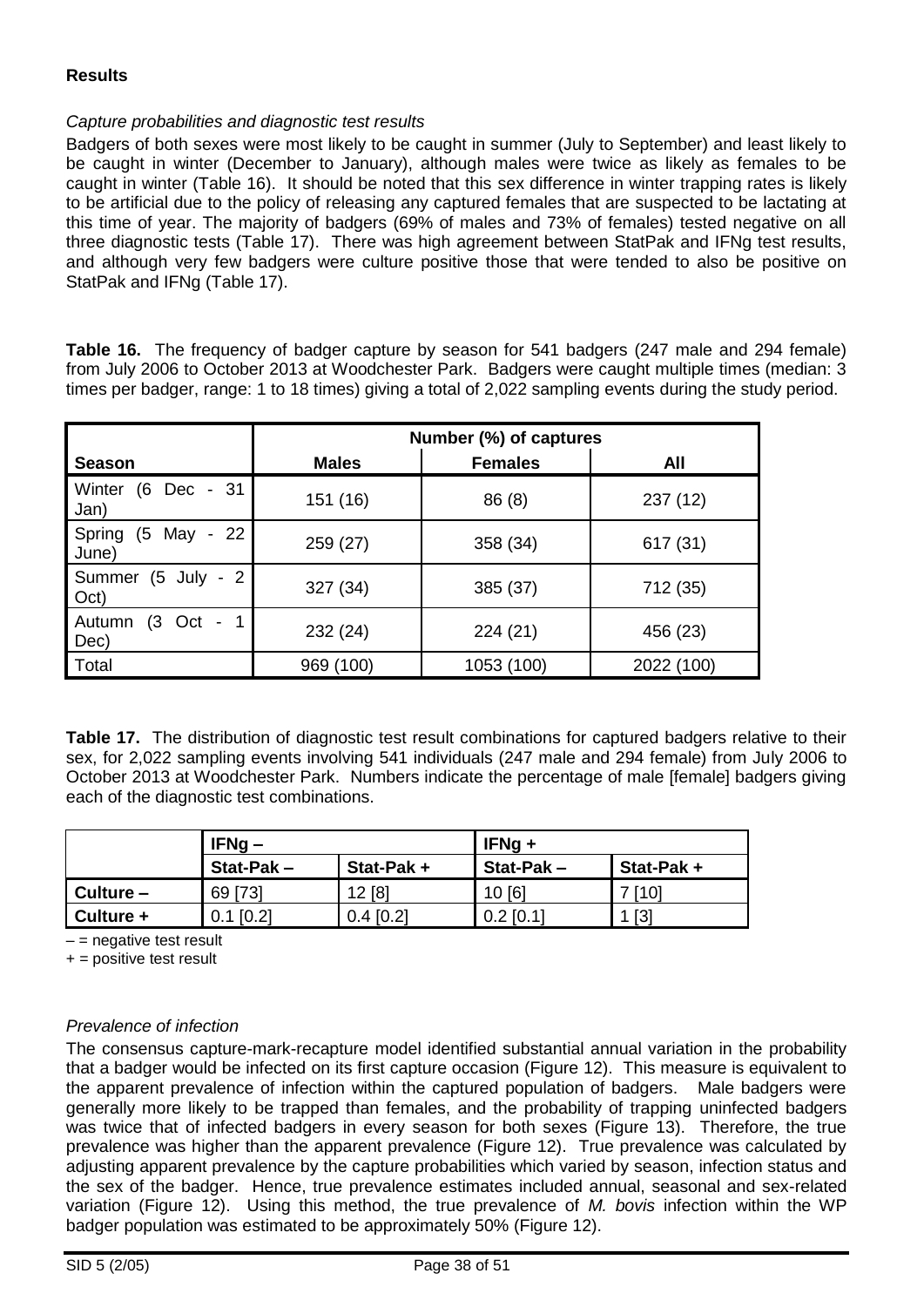**Results**

*Capture probabilities and diagnostic test results*

Badgers of both sexes were most likely to be caught in summer (July to September) and least likely to be caught in winter (December to January), although males were twice as likely as females to be caught in winter (Table 16). It should be noted that this sex difference in winter trapping rates is likely to be artificial due to the policy of releasing any captured females that are suspected to be lactating at this time of year. The majority of badgers (69% of males and 73% of females) tested negative on all three diagnostic tests (Table 17). There was high agreement between StatPak and IFNg test results, and although very few badgers were culture positive those that were tended to also be positive on StatPak and IFNg (Table 17).

**Table 16.** The frequency of badger capture by season for 541 badgers (247 male and 294 female) from July 2006 to October 2013 at Woodchester Park. Badgers were caught multiple times (median: 3 times per badger, range: 1 to 18 times) giving a total of 2,022 sampling events during the study period.

| | Number (%) of captures | | |
|---|---|---|---|
| **Season** | **Males** | **Females** | **All** |
| Winter (6 Dec - 31 Jan) | 151 (16) | 86 (8) | 237 (12) |
| Spring (5 May - 22 June) | 259 (27) | 358 (34) | 617 (31) |
| Summer (5 July - 2 Oct) | 327 (34) | 385 (37) | 712 (35) |
| Autumn (3 Oct - 1 Dec) | 232 (24) | 224 (21) | 456 (23) |
| Total | 969 (100) | 1053 (100) | 2022 (100) |

**Table 17.** The distribution of diagnostic test result combinations for captured badgers relative to their sex, for 2,022 sampling events involving 541 individuals (247 male and 294 female) from July 2006 to October 2013 at Woodchester Park. Numbers indicate the percentage of male [female] badgers giving each of the diagnostic test combinations.

| | **IFNg –** | | **IFNg +** | |
|---|---|---|---|---|
| | **Stat-Pak –** | **Stat-Pak +** | **Stat-Pak –** | **Stat-Pak +** |
| **Culture –** | 69 [73] | 12 [8] | 10 [6] | 7 [10] |
| **Culture +** | 0.1 [0.2] | 0.4 [0.2] | 0.2 [0.1] | 1 [3] |

– = negative test result
+ = positive test result

*Prevalence of infection*

The consensus capture-mark-recapture model identified substantial annual variation in the probability that a badger would be infected on its first capture occasion (Figure 12). This measure is equivalent to the apparent prevalence of infection within the captured population of badgers. Male badgers were generally more likely to be trapped than females, and the probability of trapping uninfected badgers was twice that of infected badgers in every season for both sexes (Figure 13). Therefore, the true prevalence was higher than the apparent prevalence (Figure 12). True prevalence was calculated by adjusting apparent prevalence by the capture probabilities which varied by season, infection status and the sex of the badger. Hence, true prevalence estimates included annual, seasonal and sex-related variation (Figure 12). Using this method, the true prevalence of *M. bovis* infection within the WP badger population was estimated to be approximately 50% (Figure 12).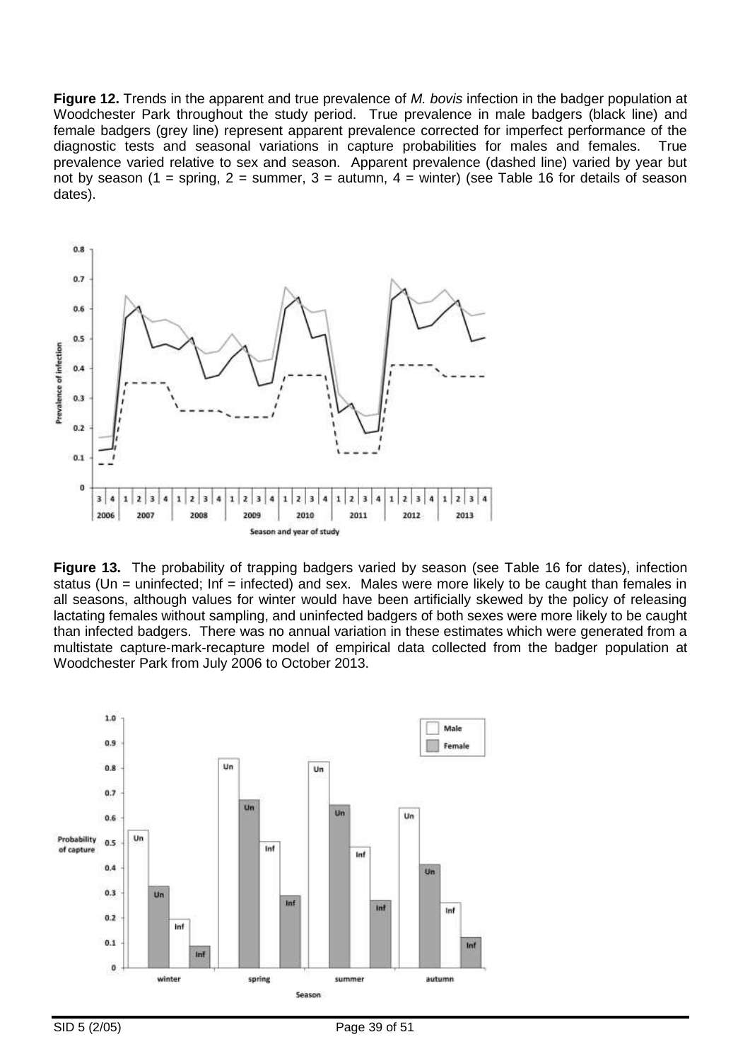**Figure 12.** Trends in the apparent and true prevalence of *M. bovis* infection in the badger population at Woodchester Park throughout the study period. True prevalence in male badgers (black line) and female badgers (grey line) represent apparent prevalence corrected for imperfect performance of the diagnostic tests and seasonal variations in capture probabilities for males and females. True prevalence varied relative to sex and season. Apparent prevalence (dashed line) varied by year but not by season (1 = spring, 2 = summer, 3 = autumn, 4 = winter) (see Table 16 for details of season dates).

**Figure 13.** The probability of trapping badgers varied by season (see Table 16 for dates), infection status (Un = uninfected; Inf = infected) and sex. Males were more likely to be caught than females in all seasons, although values for winter would have been artificially skewed by the policy of releasing lactating females without sampling, and uninfected badgers of both sexes were more likely to be caught than infected badgers. There was no annual variation in these estimates which were generated from a multistate capture-mark-recapture model of empirical data collected from the badger population at Woodchester Park from July 2006 to October 2013.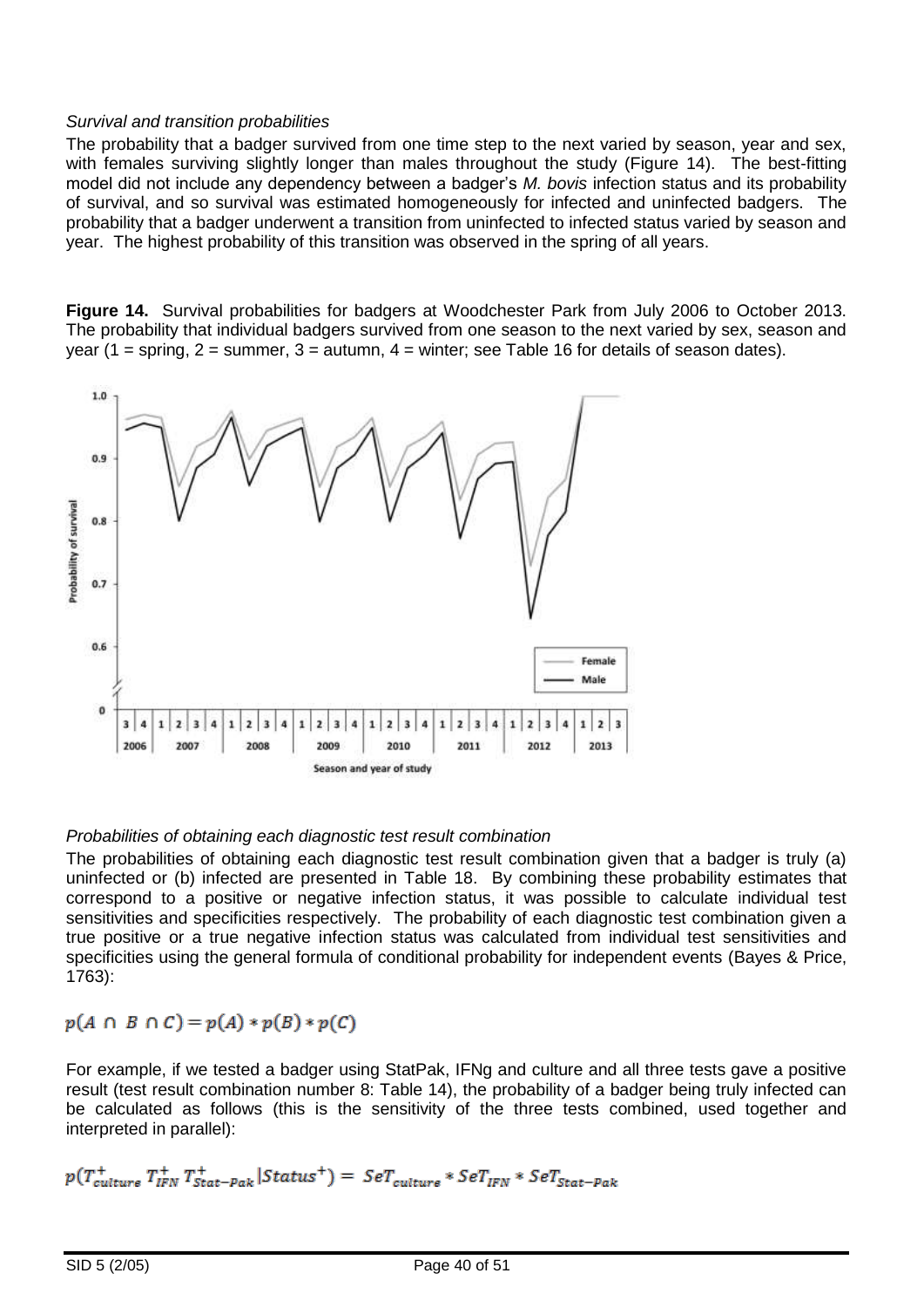*Survival and transition probabilities*

The probability that a badger survived from one time step to the next varied by season, year and sex, with females surviving slightly longer than males throughout the study (Figure 14). The best-fitting model did not include any dependency between a badger's *M. bovis* infection status and its probability of survival, and so survival was estimated homogeneously for infected and uninfected badgers. The probability that a badger underwent a transition from uninfected to infected status varied by season and year. The highest probability of this transition was observed in the spring of all years.

**Figure 14.** Survival probabilities for badgers at Woodchester Park from July 2006 to October 2013. The probability that individual badgers survived from one season to the next varied by sex, season and year (1 = spring, 2 = summer, 3 = autumn, 4 = winter; see Table 16 for details of season dates).

*Probabilities of obtaining each diagnostic test result combination*

The probabilities of obtaining each diagnostic test result combination given that a badger is truly (a) uninfected or (b) infected are presented in Table 18. By combining these probability estimates that correspond to a positive or negative infection status, it was possible to calculate individual test sensitivities and specificities respectively. The probability of each diagnostic test combination given a true positive or a true negative infection status was calculated from individual test sensitivities and specificities using the general formula of conditional probability for independent events (Bayes & Price, 1763):

$$p(A \cap B \cap C) = p(A) * p(B) * p(C)$$

For example, if we tested a badger using StatPak, IFNg and culture and all three tests gave a positive result (test result combination number 8: Table 14), the probability of a badger being truly infected can be calculated as follows (this is the sensitivity of the three tests combined, used together and interpreted in parallel):

$$p(T^{+}_{culture}\ T^{+}_{IFN}\ T^{+}_{Stat-Pak}|Status^{+}) = SeT_{culture} * SeT_{IFN} * SeT_{Stat-Pak}$$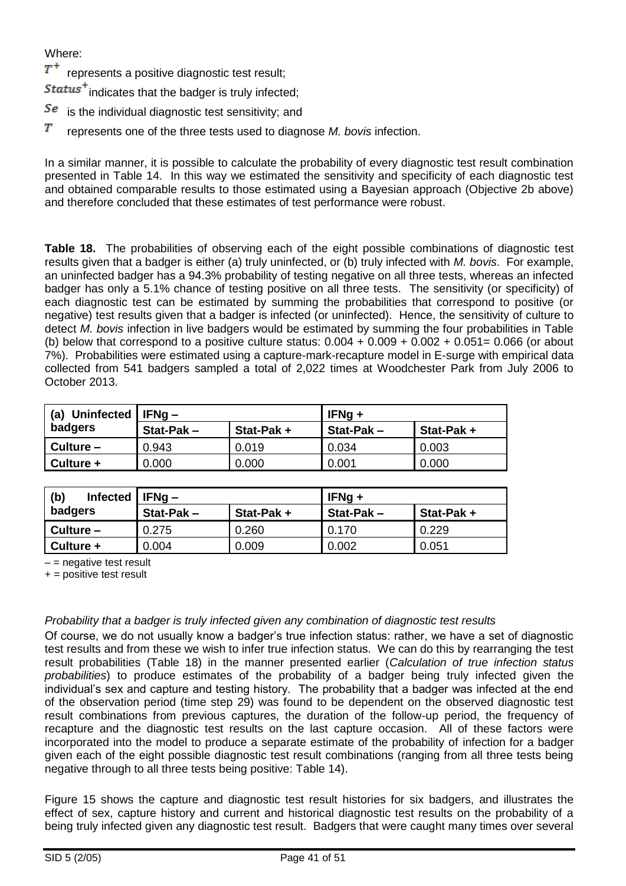Where:

$T^+$ represents a positive diagnostic test result;

$Status^+$ indicates that the badger is truly infected;

$Se$ is the individual diagnostic test sensitivity; and

$T$ represents one of the three tests used to diagnose *M. bovis* infection.

In a similar manner, it is possible to calculate the probability of every diagnostic test result combination presented in Table 14. In this way we estimated the sensitivity and specificity of each diagnostic test and obtained comparable results to those estimated using a Bayesian approach (Objective 2b above) and therefore concluded that these estimates of test performance were robust.

**Table 18.** The probabilities of observing each of the eight possible combinations of diagnostic test results given that a badger is either (a) truly uninfected, or (b) truly infected with *M. bovis*. For example, an uninfected badger has a 94.3% probability of testing negative on all three tests, whereas an infected badger has only a 5.1% chance of testing positive on all three tests. The sensitivity (or specificity) of each diagnostic test can be estimated by summing the probabilities that correspond to positive (or negative) test results given that a badger is infected (or uninfected). Hence, the sensitivity of culture to detect *M. bovis* infection in live badgers would be estimated by summing the four probabilities in Table (b) below that correspond to a positive culture status: 0.004 + 0.009 + 0.002 + 0.051= 0.066 (or about 7%). Probabilities were estimated using a capture-mark-recapture model in E-surge with empirical data collected from 541 badgers sampled a total of 2,022 times at Woodchester Park from July 2006 to October 2013.

| (a) Uninfected badgers | IFNg – | | IFNg + | |
|---|---|---|---|---|
| | Stat-Pak – | Stat-Pak + | Stat-Pak – | Stat-Pak + |
| Culture – | 0.943 | 0.019 | 0.034 | 0.003 |
| Culture + | 0.000 | 0.000 | 0.001 | 0.000 |

| (b) Infected badgers | IFNg – | | IFNg + | |
|---|---|---|---|---|
| | Stat-Pak – | Stat-Pak + | Stat-Pak – | Stat-Pak + |
| Culture – | 0.275 | 0.260 | 0.170 | 0.229 |
| Culture + | 0.004 | 0.009 | 0.002 | 0.051 |

– = negative test result
+ = positive test result

*Probability that a badger is truly infected given any combination of diagnostic test results*

Of course, we do not usually know a badger's true infection status: rather, we have a set of diagnostic test results and from these we wish to infer true infection status. We can do this by rearranging the test result probabilities (Table 18) in the manner presented earlier (*Calculation of true infection status probabilities*) to produce estimates of the probability of a badger being truly infected given the individual's sex and capture and testing history. The probability that a badger was infected at the end of the observation period (time step 29) was found to be dependent on the observed diagnostic test result combinations from previous captures, the duration of the follow-up period, the frequency of recapture and the diagnostic test results on the last capture occasion. All of these factors were incorporated into the model to produce a separate estimate of the probability of infection for a badger given each of the eight possible diagnostic test result combinations (ranging from all three tests being negative through to all three tests being positive: Table 14).

Figure 15 shows the capture and diagnostic test result histories for six badgers, and illustrates the effect of sex, capture history and current and historical diagnostic test results on the probability of a being truly infected given any diagnostic test result. Badgers that were caught many times over several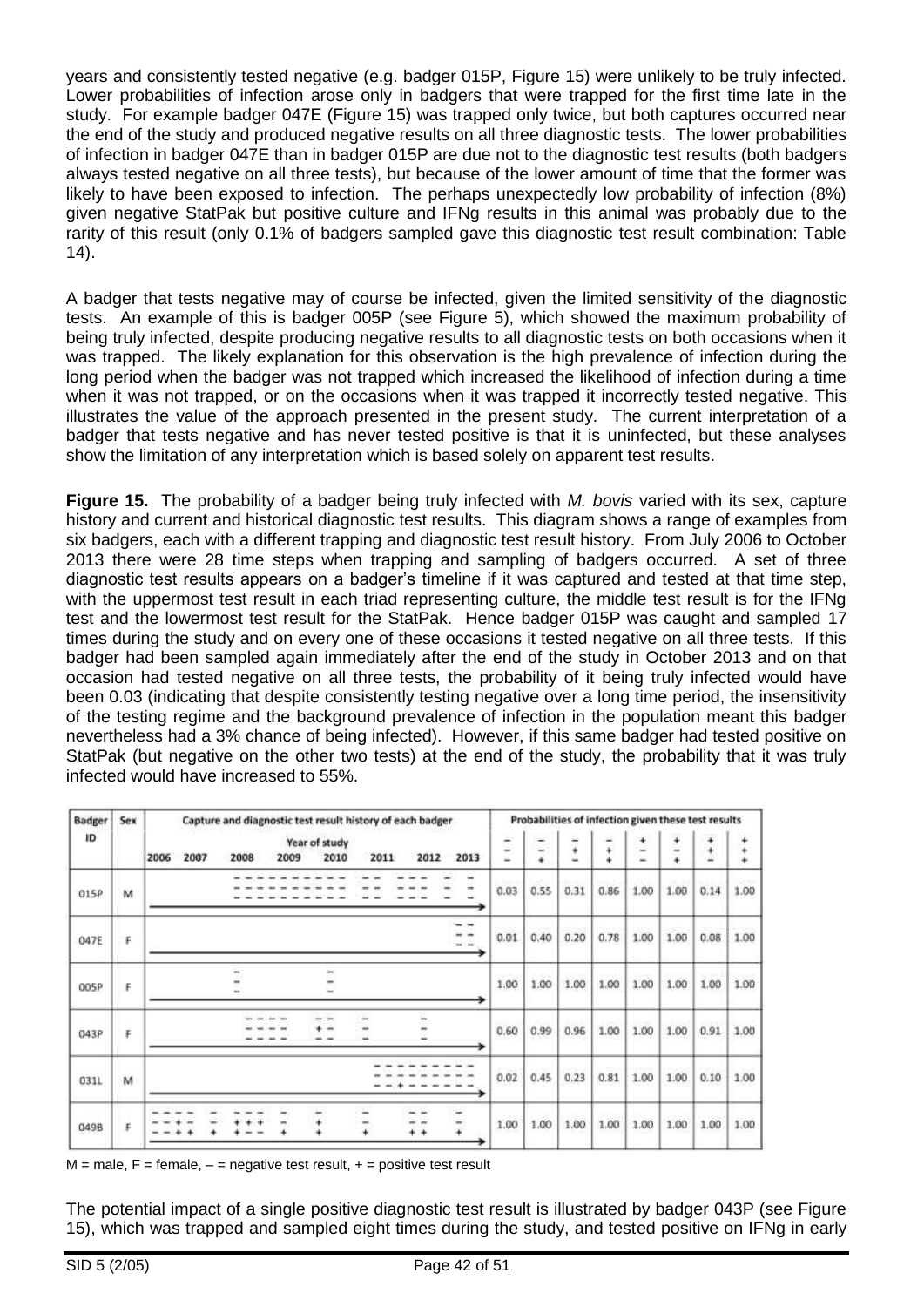years and consistently tested negative (e.g. badger 015P, Figure 15) were unlikely to be truly infected. Lower probabilities of infection arose only in badgers that were trapped for the first time late in the study. For example badger 047E (Figure 15) was trapped only twice, but both captures occurred near the end of the study and produced negative results on all three diagnostic tests. The lower probabilities of infection in badger 047E than in badger 015P are due not to the diagnostic test results (both badgers always tested negative on all three tests), but because of the lower amount of time that the former was likely to have been exposed to infection. The perhaps unexpectedly low probability of infection (8%) given negative StatPak but positive culture and IFNg results in this animal was probably due to the rarity of this result (only 0.1% of badgers sampled gave this diagnostic test result combination: Table 14).

A badger that tests negative may of course be infected, given the limited sensitivity of the diagnostic tests. An example of this is badger 005P (see Figure 5), which showed the maximum probability of being truly infected, despite producing negative results to all diagnostic tests on both occasions when it was trapped. The likely explanation for this observation is the high prevalence of infection during the long period when the badger was not trapped which increased the likelihood of infection during a time when it was not trapped, or on the occasions when it was trapped it incorrectly tested negative. This illustrates the value of the approach presented in the present study. The current interpretation of a badger that tests negative and has never tested positive is that it is uninfected, but these analyses show the limitation of any interpretation which is based solely on apparent test results.

**Figure 15.** The probability of a badger being truly infected with *M. bovis* varied with its sex, capture history and current and historical diagnostic test results. This diagram shows a range of examples from six badgers, each with a different trapping and diagnostic test result history. From July 2006 to October 2013 there were 28 time steps when trapping and sampling of badgers occurred. A set of three diagnostic test results appears on a badger's timeline if it was captured and tested at that time step, with the uppermost test result in each triad representing culture, the middle test result is for the IFNg test and the lowermost test result for the StatPak. Hence badger 015P was caught and sampled 17 times during the study and on every one of these occasions it tested negative on all three tests. If this badger had been sampled again immediately after the end of the study in October 2013 and on that occasion had tested negative on all three tests, the probability of it being truly infected would have been 0.03 (indicating that despite consistently testing negative over a long time period, the insensitivity of the testing regime and the background prevalence of infection in the population meant this badger nevertheless had a 3% chance of being infected). However, if this same badger had tested positive on StatPak (but negative on the other two tests) at the end of the study, the probability that it was truly infected would have increased to 55%.

| Badger ID | Sex | Capture and diagnostic test result history of each badger (Year of study 2006–2013) | Probabilities of infection given these test results | | | | | | | |
|---|---|---|---|---|---|---|---|---|---|---|
| | | | − − − | − − + | − + − | − + + | + − − | + − + | + + − | + + + |
| 015P | M | | 0.03 | 0.55 | 0.31 | 0.86 | 1.00 | 1.00 | 0.14 | 1.00 |
| 047E | F | | 0.01 | 0.40 | 0.20 | 0.78 | 1.00 | 1.00 | 0.08 | 1.00 |
| 005P | F | | 1.00 | 1.00 | 1.00 | 1.00 | 1.00 | 1.00 | 1.00 | 1.00 |
| 043P | F | | 0.60 | 0.99 | 0.96 | 1.00 | 1.00 | 1.00 | 0.91 | 1.00 |
| 031L | M | | 0.02 | 0.45 | 0.23 | 0.81 | 1.00 | 1.00 | 0.10 | 1.00 |
| 049B | F | | 1.00 | 1.00 | 1.00 | 1.00 | 1.00 | 1.00 | 1.00 | 1.00 |

M = male, F = female, – = negative test result, + = positive test result

The potential impact of a single positive diagnostic test result is illustrated by badger 043P (see Figure 15), which was trapped and sampled eight times during the study, and tested positive on IFNg in early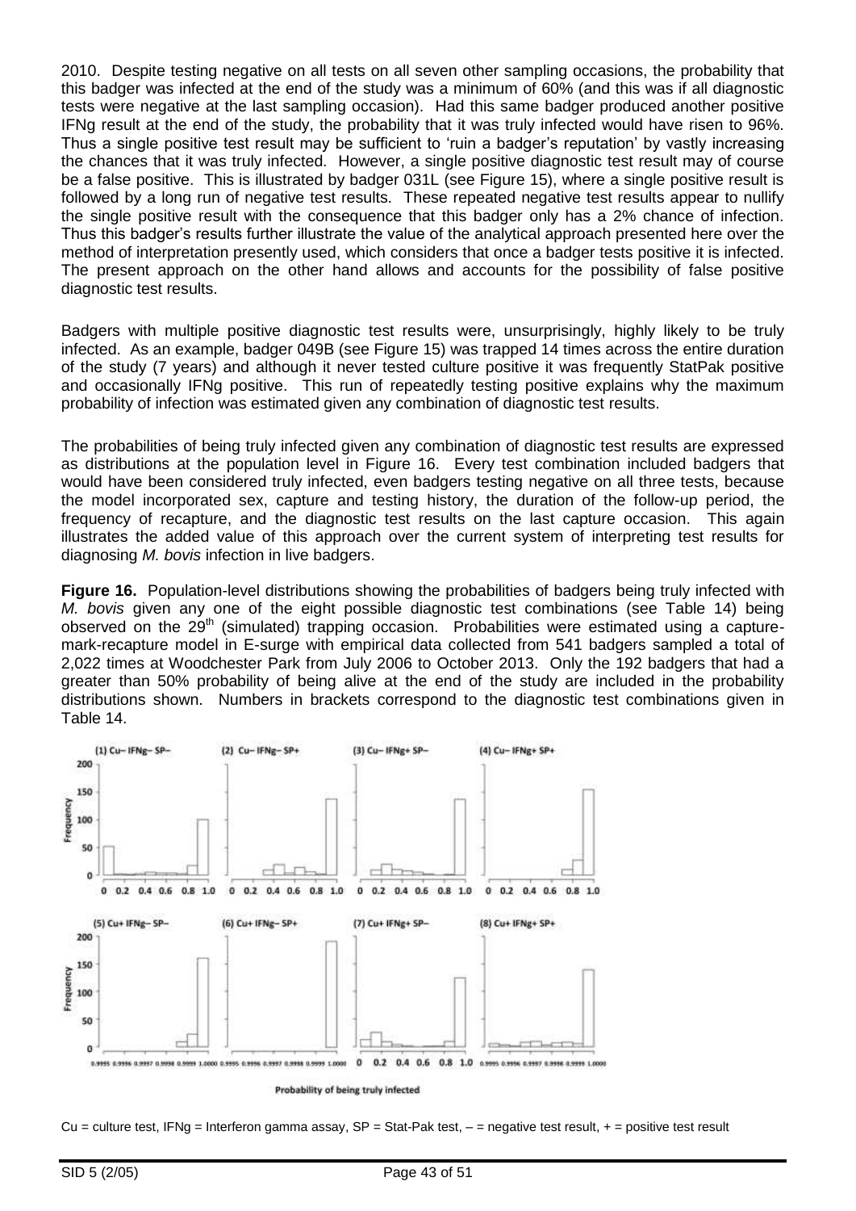2010. Despite testing negative on all tests on all seven other sampling occasions, the probability that this badger was infected at the end of the study was a minimum of 60% (and this was if all diagnostic tests were negative at the last sampling occasion). Had this same badger produced another positive IFNg result at the end of the study, the probability that it was truly infected would have risen to 96%. Thus a single positive test result may be sufficient to 'ruin a badger's reputation' by vastly increasing the chances that it was truly infected. However, a single positive diagnostic test result may of course be a false positive. This is illustrated by badger 031L (see Figure 15), where a single positive result is followed by a long run of negative test results. These repeated negative test results appear to nullify the single positive result with the consequence that this badger only has a 2% chance of infection. Thus this badger's results further illustrate the value of the analytical approach presented here over the method of interpretation presently used, which considers that once a badger tests positive it is infected. The present approach on the other hand allows and accounts for the possibility of false positive diagnostic test results.

Badgers with multiple positive diagnostic test results were, unsurprisingly, highly likely to be truly infected. As an example, badger 049B (see Figure 15) was trapped 14 times across the entire duration of the study (7 years) and although it never tested culture positive it was frequently StatPak positive and occasionally IFNg positive. This run of repeatedly testing positive explains why the maximum probability of infection was estimated given any combination of diagnostic test results.

The probabilities of being truly infected given any combination of diagnostic test results are expressed as distributions at the population level in Figure 16. Every test combination included badgers that would have been considered truly infected, even badgers testing negative on all three tests, because the model incorporated sex, capture and testing history, the duration of the follow-up period, the frequency of recapture, and the diagnostic test results on the last capture occasion. This again illustrates the added value of this approach over the current system of interpreting test results for diagnosing *M. bovis* infection in live badgers.

**Figure 16.** Population-level distributions showing the probabilities of badgers being truly infected with *M. bovis* given any one of the eight possible diagnostic test combinations (see Table 14) being observed on the 29th (simulated) trapping occasion. Probabilities were estimated using a capture-mark-recapture model in E-surge with empirical data collected from 541 badgers sampled a total of 2,022 times at Woodchester Park from July 2006 to October 2013. Only the 192 badgers that had a greater than 50% probability of being alive at the end of the study are included in the probability distributions shown. Numbers in brackets correspond to the diagnostic test combinations given in Table 14.

Cu = culture test, IFNg = Interferon gamma assay, SP = Stat-Pak test, – = negative test result, + = positive test result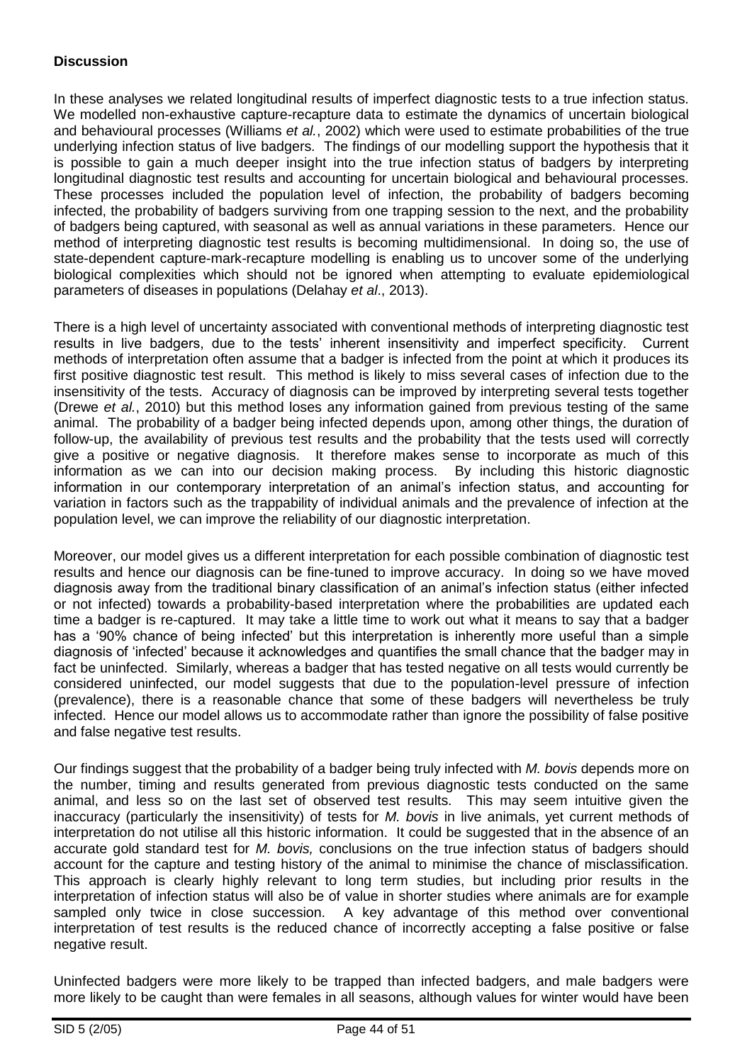**Discussion**

In these analyses we related longitudinal results of imperfect diagnostic tests to a true infection status. We modelled non-exhaustive capture-recapture data to estimate the dynamics of uncertain biological and behavioural processes (Williams *et al.*, 2002) which were used to estimate probabilities of the true underlying infection status of live badgers. The findings of our modelling support the hypothesis that it is possible to gain a much deeper insight into the true infection status of badgers by interpreting longitudinal diagnostic test results and accounting for uncertain biological and behavioural processes. These processes included the population level of infection, the probability of badgers becoming infected, the probability of badgers surviving from one trapping session to the next, and the probability of badgers being captured, with seasonal as well as annual variations in these parameters. Hence our method of interpreting diagnostic test results is becoming multidimensional. In doing so, the use of state-dependent capture-mark-recapture modelling is enabling us to uncover some of the underlying biological complexities which should not be ignored when attempting to evaluate epidemiological parameters of diseases in populations (Delahay *et al*., 2013).

There is a high level of uncertainty associated with conventional methods of interpreting diagnostic test results in live badgers, due to the tests' inherent insensitivity and imperfect specificity. Current methods of interpretation often assume that a badger is infected from the point at which it produces its first positive diagnostic test result. This method is likely to miss several cases of infection due to the insensitivity of the tests. Accuracy of diagnosis can be improved by interpreting several tests together (Drewe *et al.*, 2010) but this method loses any information gained from previous testing of the same animal. The probability of a badger being infected depends upon, among other things, the duration of follow-up, the availability of previous test results and the probability that the tests used will correctly give a positive or negative diagnosis. It therefore makes sense to incorporate as much of this information as we can into our decision making process. By including this historic diagnostic information in our contemporary interpretation of an animal's infection status, and accounting for variation in factors such as the trappability of individual animals and the prevalence of infection at the population level, we can improve the reliability of our diagnostic interpretation.

Moreover, our model gives us a different interpretation for each possible combination of diagnostic test results and hence our diagnosis can be fine-tuned to improve accuracy. In doing so we have moved diagnosis away from the traditional binary classification of an animal's infection status (either infected or not infected) towards a probability-based interpretation where the probabilities are updated each time a badger is re-captured. It may take a little time to work out what it means to say that a badger has a '90% chance of being infected' but this interpretation is inherently more useful than a simple diagnosis of 'infected' because it acknowledges and quantifies the small chance that the badger may in fact be uninfected. Similarly, whereas a badger that has tested negative on all tests would currently be considered uninfected, our model suggests that due to the population-level pressure of infection (prevalence), there is a reasonable chance that some of these badgers will nevertheless be truly infected. Hence our model allows us to accommodate rather than ignore the possibility of false positive and false negative test results.

Our findings suggest that the probability of a badger being truly infected with *M. bovis* depends more on the number, timing and results generated from previous diagnostic tests conducted on the same animal, and less so on the last set of observed test results. This may seem intuitive given the inaccuracy (particularly the insensitivity) of tests for *M. bovis* in live animals, yet current methods of interpretation do not utilise all this historic information. It could be suggested that in the absence of an accurate gold standard test for *M. bovis,* conclusions on the true infection status of badgers should account for the capture and testing history of the animal to minimise the chance of misclassification. This approach is clearly highly relevant to long term studies, but including prior results in the interpretation of infection status will also be of value in shorter studies where animals are for example sampled only twice in close succession. A key advantage of this method over conventional interpretation of test results is the reduced chance of incorrectly accepting a false positive or false negative result.

Uninfected badgers were more likely to be trapped than infected badgers, and male badgers were more likely to be caught than were females in all seasons, although values for winter would have been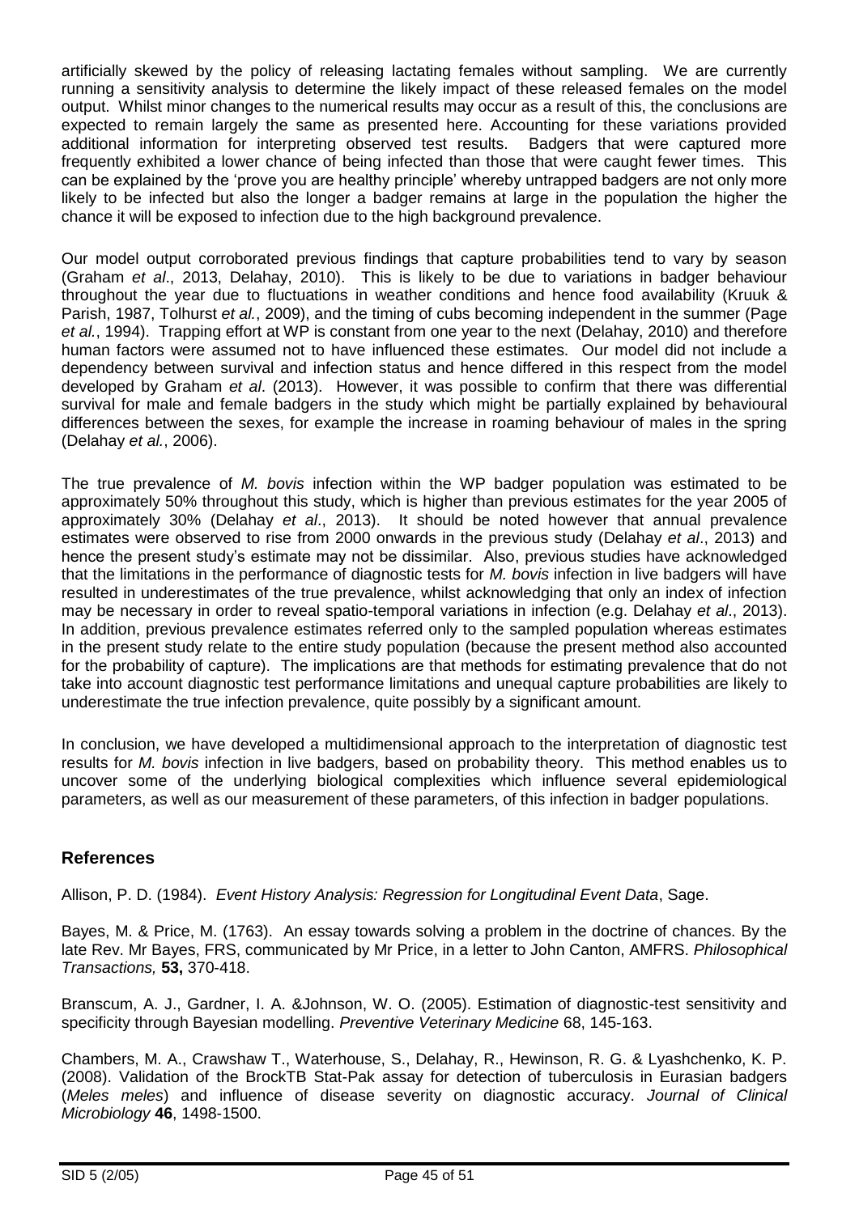artificially skewed by the policy of releasing lactating females without sampling. We are currently running a sensitivity analysis to determine the likely impact of these released females on the model output. Whilst minor changes to the numerical results may occur as a result of this, the conclusions are expected to remain largely the same as presented here. Accounting for these variations provided additional information for interpreting observed test results. Badgers that were captured more frequently exhibited a lower chance of being infected than those that were caught fewer times. This can be explained by the 'prove you are healthy principle' whereby untrapped badgers are not only more likely to be infected but also the longer a badger remains at large in the population the higher the chance it will be exposed to infection due to the high background prevalence.

Our model output corroborated previous findings that capture probabilities tend to vary by season (Graham *et al*., 2013, Delahay, 2010). This is likely to be due to variations in badger behaviour throughout the year due to fluctuations in weather conditions and hence food availability (Kruuk & Parish, 1987, Tolhurst *et al.*, 2009), and the timing of cubs becoming independent in the summer (Page *et al.*, 1994). Trapping effort at WP is constant from one year to the next (Delahay, 2010) and therefore human factors were assumed not to have influenced these estimates. Our model did not include a dependency between survival and infection status and hence differed in this respect from the model developed by Graham *et al*. (2013). However, it was possible to confirm that there was differential survival for male and female badgers in the study which might be partially explained by behavioural differences between the sexes, for example the increase in roaming behaviour of males in the spring (Delahay *et al.*, 2006).

The true prevalence of *M. bovis* infection within the WP badger population was estimated to be approximately 50% throughout this study, which is higher than previous estimates for the year 2005 of approximately 30% (Delahay *et al*., 2013). It should be noted however that annual prevalence estimates were observed to rise from 2000 onwards in the previous study (Delahay *et al*., 2013) and hence the present study's estimate may not be dissimilar. Also, previous studies have acknowledged that the limitations in the performance of diagnostic tests for *M. bovis* infection in live badgers will have resulted in underestimates of the true prevalence, whilst acknowledging that only an index of infection may be necessary in order to reveal spatio-temporal variations in infection (e.g. Delahay *et al*., 2013). In addition, previous prevalence estimates referred only to the sampled population whereas estimates in the present study relate to the entire study population (because the present method also accounted for the probability of capture). The implications are that methods for estimating prevalence that do not take into account diagnostic test performance limitations and unequal capture probabilities are likely to underestimate the true infection prevalence, quite possibly by a significant amount.

In conclusion, we have developed a multidimensional approach to the interpretation of diagnostic test results for *M. bovis* infection in live badgers, based on probability theory. This method enables us to uncover some of the underlying biological complexities which influence several epidemiological parameters, as well as our measurement of these parameters, of this infection in badger populations.

## References

Allison, P. D. (1984). *Event History Analysis: Regression for Longitudinal Event Data*, Sage.

Bayes, M. & Price, M. (1763). An essay towards solving a problem in the doctrine of chances. By the late Rev. Mr Bayes, FRS, communicated by Mr Price, in a letter to John Canton, AMFRS. *Philosophical Transactions,* **53,** 370-418.

Branscum, A. J., Gardner, I. A. &Johnson, W. O. (2005). Estimation of diagnostic-test sensitivity and specificity through Bayesian modelling. *Preventive Veterinary Medicine* 68, 145-163.

Chambers, M. A., Crawshaw T., Waterhouse, S., Delahay, R., Hewinson, R. G. & Lyashchenko, K. P. (2008). Validation of the BrockTB Stat-Pak assay for detection of tuberculosis in Eurasian badgers (*Meles meles*) and influence of disease severity on diagnostic accuracy. *Journal of Clinical Microbiology* **46**, 1498-1500.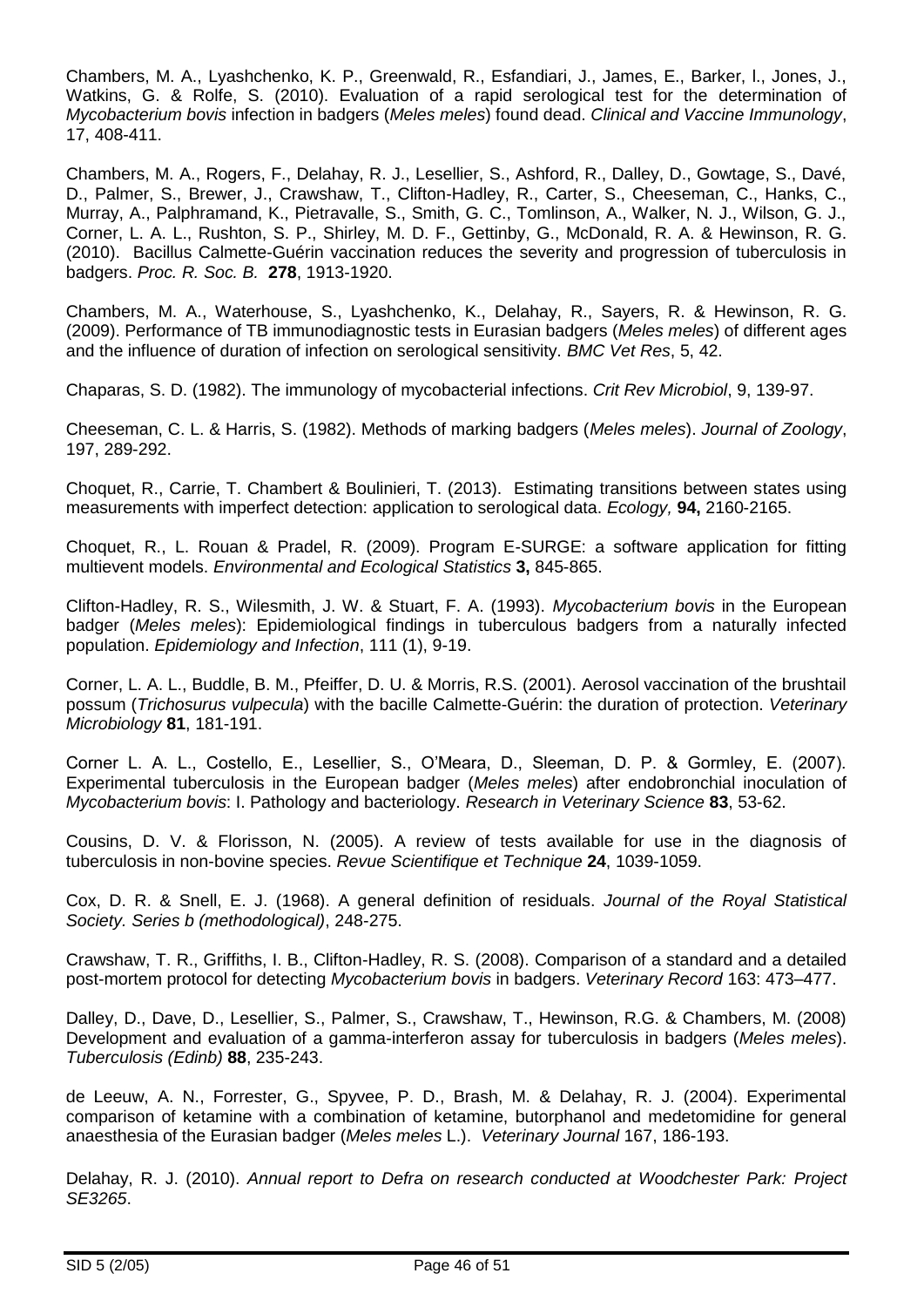Chambers, M. A., Lyashchenko, K. P., Greenwald, R., Esfandiari, J., James, E., Barker, l., Jones, J., Watkins, G. & Rolfe, S. (2010). Evaluation of a rapid serological test for the determination of *Mycobacterium bovis* infection in badgers (*Meles meles*) found dead. *Clinical and Vaccine Immunology*, 17, 408-411.

Chambers, M. A., Rogers, F., Delahay, R. J., Lesellier, S., Ashford, R., Dalley, D., Gowtage, S., Davé, D., Palmer, S., Brewer, J., Crawshaw, T., Clifton-Hadley, R., Carter, S., Cheeseman, C., Hanks, C., Murray, A., Palphramand, K., Pietravalle, S., Smith, G. C., Tomlinson, A., Walker, N. J., Wilson, G. J., Corner, L. A. L., Rushton, S. P., Shirley, M. D. F., Gettinby, G., McDonald, R. A. & Hewinson, R. G. (2010). Bacillus Calmette-Guérin vaccination reduces the severity and progression of tuberculosis in badgers. *Proc. R. Soc. B.* **278**, 1913-1920.

Chambers, M. A., Waterhouse, S., Lyashchenko, K., Delahay, R., Sayers, R. & Hewinson, R. G. (2009). Performance of TB immunodiagnostic tests in Eurasian badgers (*Meles meles*) of different ages and the influence of duration of infection on serological sensitivity. *BMC Vet Res*, 5, 42.

Chaparas, S. D. (1982). The immunology of mycobacterial infections. *Crit Rev Microbiol*, 9, 139-97.

Cheeseman, C. L. & Harris, S. (1982). Methods of marking badgers (*Meles meles*). *Journal of Zoology*, 197, 289-292.

Choquet, R., Carrie, T. Chambert & Boulinieri, T. (2013). Estimating transitions between states using measurements with imperfect detection: application to serological data. *Ecology,* **94,** 2160-2165.

Choquet, R., L. Rouan & Pradel, R. (2009). Program E-SURGE: a software application for fitting multievent models. *Environmental and Ecological Statistics* **3,** 845-865.

Clifton-Hadley, R. S., Wilesmith, J. W. & Stuart, F. A. (1993). *Mycobacterium bovis* in the European badger (*Meles meles*): Epidemiological findings in tuberculous badgers from a naturally infected population. *Epidemiology and Infection*, 111 (1), 9-19.

Corner, L. A. L., Buddle, B. M., Pfeiffer, D. U. & Morris, R.S. (2001). Aerosol vaccination of the brushtail possum (*Trichosurus vulpecula*) with the bacille Calmette-Guérin: the duration of protection. *Veterinary Microbiology* **81**, 181-191.

Corner L. A. L., Costello, E., Lesellier, S., O'Meara, D., Sleeman, D. P. & Gormley, E. (2007). Experimental tuberculosis in the European badger (*Meles meles*) after endobronchial inoculation of *Mycobacterium bovis*: I. Pathology and bacteriology. *Research in Veterinary Science* **83**, 53-62.

Cousins, D. V. & Florisson, N. (2005). A review of tests available for use in the diagnosis of tuberculosis in non-bovine species. *Revue Scientifique et Technique* **24**, 1039-1059.

Cox, D. R. & Snell, E. J. (1968). A general definition of residuals. *Journal of the Royal Statistical Society. Series b (methodological)*, 248-275.

Crawshaw, T. R., Griffiths, I. B., Clifton-Hadley, R. S. (2008). Comparison of a standard and a detailed post-mortem protocol for detecting *Mycobacterium bovis* in badgers. *Veterinary Record* 163: 473–477.

Dalley, D., Dave, D., Lesellier, S., Palmer, S., Crawshaw, T., Hewinson, R.G. & Chambers, M. (2008) Development and evaluation of a gamma-interferon assay for tuberculosis in badgers (*Meles meles*). *Tuberculosis (Edinb)* **88**, 235-243.

de Leeuw, A. N., Forrester, G., Spyvee, P. D., Brash, M. & Delahay, R. J. (2004). Experimental comparison of ketamine with a combination of ketamine, butorphanol and medetomidine for general anaesthesia of the Eurasian badger (*Meles meles* L.). *Veterinary Journal* 167, 186-193.

Delahay, R. J. (2010). *Annual report to Defra on research conducted at Woodchester Park: Project SE3265*.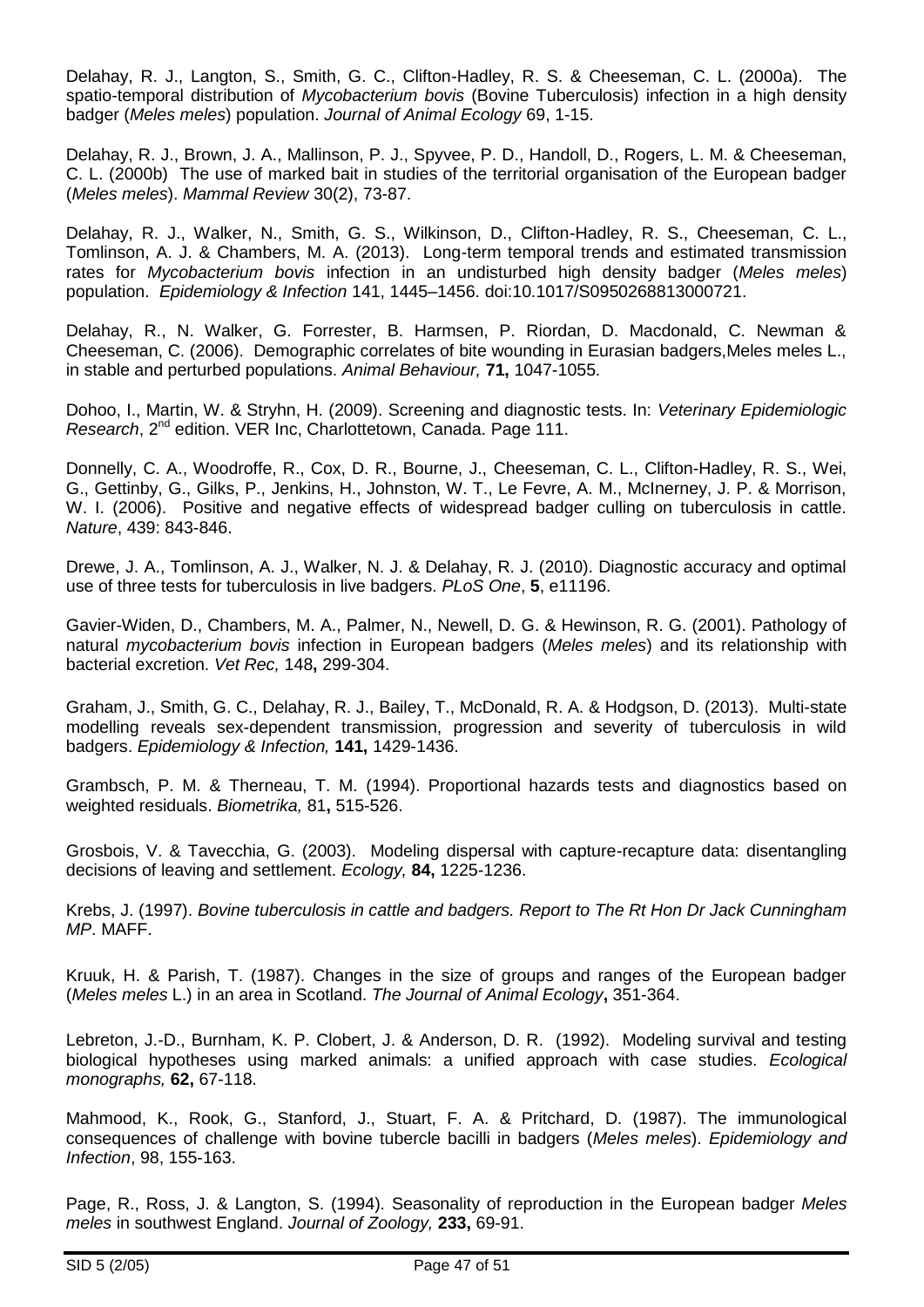Delahay, R. J., Langton, S., Smith, G. C., Clifton-Hadley, R. S. & Cheeseman, C. L. (2000a). The spatio-temporal distribution of *Mycobacterium bovis* (Bovine Tuberculosis) infection in a high density badger (*Meles meles*) population. *Journal of Animal Ecology* 69, 1-15.

Delahay, R. J., Brown, J. A., Mallinson, P. J., Spyvee, P. D., Handoll, D., Rogers, L. M. & Cheeseman, C. L. (2000b) The use of marked bait in studies of the territorial organisation of the European badger (*Meles meles*). *Mammal Review* 30(2), 73-87.

Delahay, R. J., Walker, N., Smith, G. S., Wilkinson, D., Clifton-Hadley, R. S., Cheeseman, C. L., Tomlinson, A. J. & Chambers, M. A. (2013). Long-term temporal trends and estimated transmission rates for *Mycobacterium bovis* infection in an undisturbed high density badger (*Meles meles*) population. *Epidemiology & Infection* 141, 1445–1456. doi:10.1017/S0950268813000721.

Delahay, R., N. Walker, G. Forrester, B. Harmsen, P. Riordan, D. Macdonald, C. Newman & Cheeseman, C. (2006). Demographic correlates of bite wounding in Eurasian badgers,Meles meles L., in stable and perturbed populations. *Animal Behaviour,* **71,** 1047-1055.

Dohoo, I., Martin, W. & Stryhn, H. (2009). Screening and diagnostic tests. In: *Veterinary Epidemiologic Research*, 2nd edition. VER Inc, Charlottetown, Canada. Page 111.

Donnelly, C. A., Woodroffe, R., Cox, D. R., Bourne, J., Cheeseman, C. L., Clifton-Hadley, R. S., Wei, G., Gettinby, G., Gilks, P., Jenkins, H., Johnston, W. T., Le Fevre, A. M., McInerney, J. P. & Morrison, W. I. (2006). Positive and negative effects of widespread badger culling on tuberculosis in cattle. *Nature*, 439: 843-846.

Drewe, J. A., Tomlinson, A. J., Walker, N. J. & Delahay, R. J. (2010). Diagnostic accuracy and optimal use of three tests for tuberculosis in live badgers. *PLoS One*, **5**, e11196.

Gavier-Widen, D., Chambers, M. A., Palmer, N., Newell, D. G. & Hewinson, R. G. (2001). Pathology of natural *mycobacterium bovis* infection in European badgers (*Meles meles*) and its relationship with bacterial excretion. *Vet Rec,* 148**,** 299-304.

Graham, J., Smith, G. C., Delahay, R. J., Bailey, T., McDonald, R. A. & Hodgson, D. (2013). Multi-state modelling reveals sex-dependent transmission, progression and severity of tuberculosis in wild badgers. *Epidemiology & Infection,* **141,** 1429-1436.

Grambsch, P. M. & Therneau, T. M. (1994). Proportional hazards tests and diagnostics based on weighted residuals. *Biometrika,* 81**,** 515-526.

Grosbois, V. & Tavecchia, G. (2003). Modeling dispersal with capture-recapture data: disentangling decisions of leaving and settlement. *Ecology,* **84,** 1225-1236.

Krebs, J. (1997). *Bovine tuberculosis in cattle and badgers. Report to The Rt Hon Dr Jack Cunningham MP*. MAFF.

Kruuk, H. & Parish, T. (1987). Changes in the size of groups and ranges of the European badger (*Meles meles* L.) in an area in Scotland. *The Journal of Animal Ecology***,** 351-364.

Lebreton, J.-D., Burnham, K. P. Clobert, J. & Anderson, D. R. (1992). Modeling survival and testing biological hypotheses using marked animals: a unified approach with case studies. *Ecological monographs,* **62,** 67-118.

Mahmood, K., Rook, G., Stanford, J., Stuart, F. A. & Pritchard, D. (1987). The immunological consequences of challenge with bovine tubercle bacilli in badgers (*Meles meles*). *Epidemiology and Infection*, 98, 155-163.

Page, R., Ross, J. & Langton, S. (1994). Seasonality of reproduction in the European badger *Meles meles* in southwest England. *Journal of Zoology,* **233,** 69-91.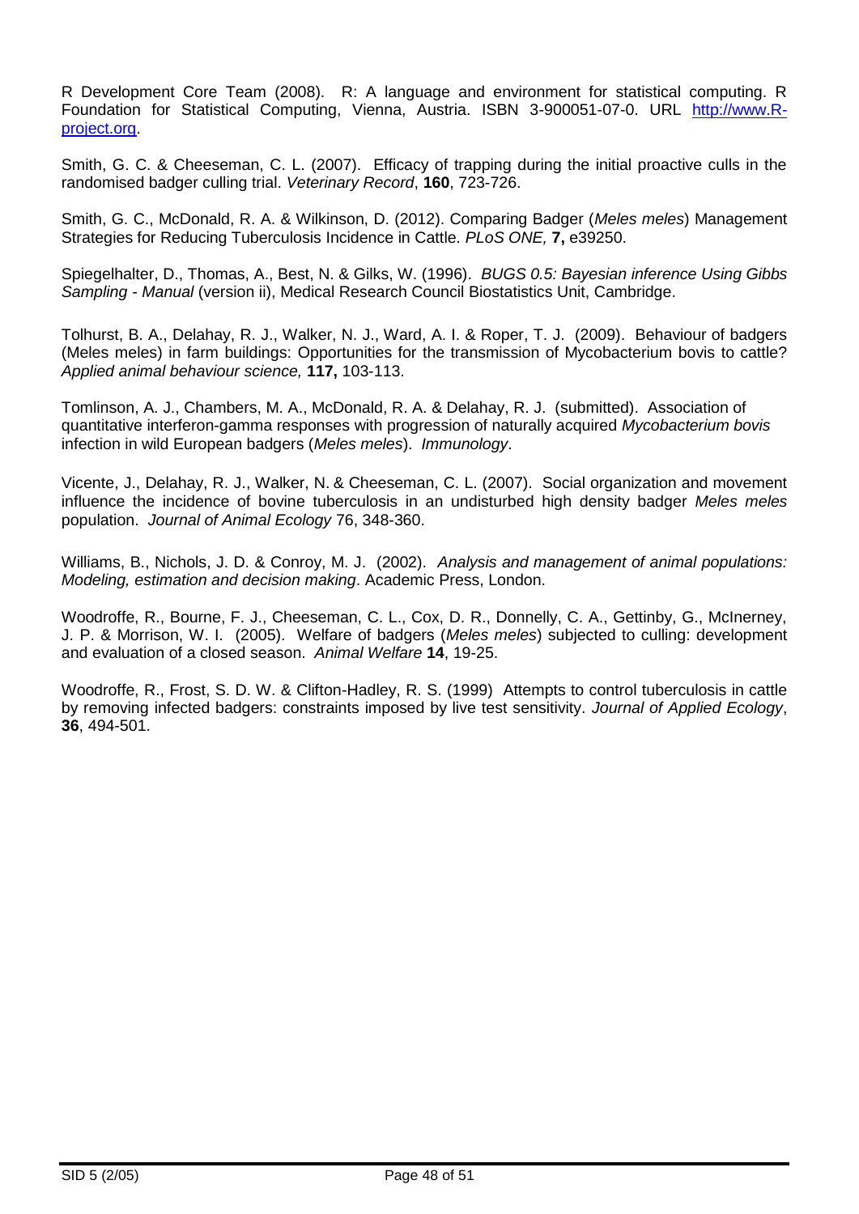R Development Core Team (2008). R: A language and environment for statistical computing. R Foundation for Statistical Computing, Vienna, Austria. ISBN 3-900051-07-0. URL [http://www.R-project.org](http://www.R-project.org).

Smith, G. C. & Cheeseman, C. L. (2007). Efficacy of trapping during the initial proactive culls in the randomised badger culling trial. *Veterinary Record*, **160**, 723-726.

Smith, G. C., McDonald, R. A. & Wilkinson, D. (2012). Comparing Badger (*Meles meles*) Management Strategies for Reducing Tuberculosis Incidence in Cattle. *PLoS ONE,* **7,** e39250.

Spiegelhalter, D., Thomas, A., Best, N. & Gilks, W. (1996). *BUGS 0.5: Bayesian inference Using Gibbs Sampling - Manual* (version ii), Medical Research Council Biostatistics Unit, Cambridge.

Tolhurst, B. A., Delahay, R. J., Walker, N. J., Ward, A. I. & Roper, T. J. (2009). Behaviour of badgers (Meles meles) in farm buildings: Opportunities for the transmission of Mycobacterium bovis to cattle? *Applied animal behaviour science,* **117,** 103-113.

Tomlinson, A. J., Chambers, M. A., McDonald, R. A. & Delahay, R. J. (submitted). Association of quantitative interferon-gamma responses with progression of naturally acquired *Mycobacterium bovis* infection in wild European badgers (*Meles meles*). *Immunology*.

Vicente, J., Delahay, R. J., Walker, N. & Cheeseman, C. L. (2007). Social organization and movement influence the incidence of bovine tuberculosis in an undisturbed high density badger *Meles meles* population. *Journal of Animal Ecology* 76, 348-360.

Williams, B., Nichols, J. D. & Conroy, M. J. (2002). *Analysis and management of animal populations: Modeling, estimation and decision making*. Academic Press, London.

Woodroffe, R., Bourne, F. J., Cheeseman, C. L., Cox, D. R., Donnelly, C. A., Gettinby, G., McInerney, J. P. & Morrison, W. I. (2005). Welfare of badgers (*Meles meles*) subjected to culling: development and evaluation of a closed season. *Animal Welfare* **14**, 19-25.

Woodroffe, R., Frost, S. D. W. & Clifton-Hadley, R. S. (1999) Attempts to control tuberculosis in cattle by removing infected badgers: constraints imposed by live test sensitivity. *Journal of Applied Ecology*, **36**, 494-501.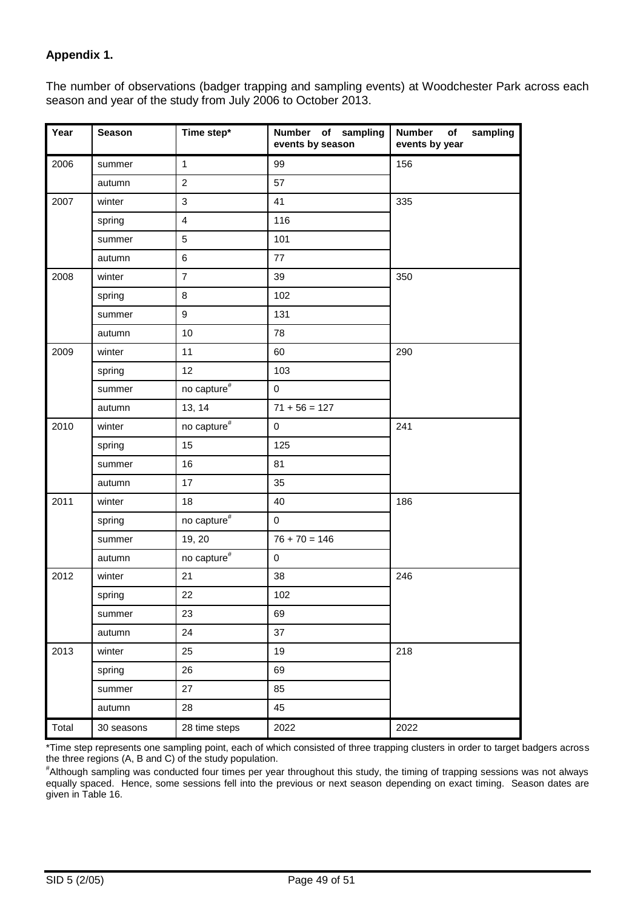**Appendix 1.**

The number of observations (badger trapping and sampling events) at Woodchester Park across each season and year of the study from July 2006 to October 2013.

| Year | Season | Time step* | Number of sampling events by season | Number of sampling events by year |
|---|---|---|---|---|
| 2006 | summer | 1 | 99 | 156 |
| | autumn | 2 | 57 | |
| 2007 | winter | 3 | 41 | 335 |
| | spring | 4 | 116 | |
| | summer | 5 | 101 | |
| | autumn | 6 | 77 | |
| 2008 | winter | 7 | 39 | 350 |
| | spring | 8 | 102 | |
| | summer | 9 | 131 | |
| | autumn | 10 | 78 | |
| 2009 | winter | 11 | 60 | 290 |
| | spring | 12 | 103 | |
| | summer | no capture# | 0 | |
| | autumn | 13, 14 | 71 + 56 = 127 | |
| 2010 | winter | no capture# | 0 | 241 |
| | spring | 15 | 125 | |
| | summer | 16 | 81 | |
| | autumn | 17 | 35 | |
| 2011 | winter | 18 | 40 | 186 |
| | spring | no capture# | 0 | |
| | summer | 19, 20 | 76 + 70 = 146 | |
| | autumn | no capture# | 0 | |
| 2012 | winter | 21 | 38 | 246 |
| | spring | 22 | 102 | |
| | summer | 23 | 69 | |
| | autumn | 24 | 37 | |
| 2013 | winter | 25 | 19 | 218 |
| | spring | 26 | 69 | |
| | summer | 27 | 85 | |
| | autumn | 28 | 45 | |
| Total | 30 seasons | 28 time steps | 2022 | 2022 |

*Time step represents one sampling point, each of which consisted of three trapping clusters in order to target badgers across the three regions (A, B and C) of the study population.

#Although sampling was conducted four times per year throughout this study, the timing of trapping sessions was not always equally spaced. Hence, some sessions fell into the previous or next season depending on exact timing. Season dates are given in Table 16.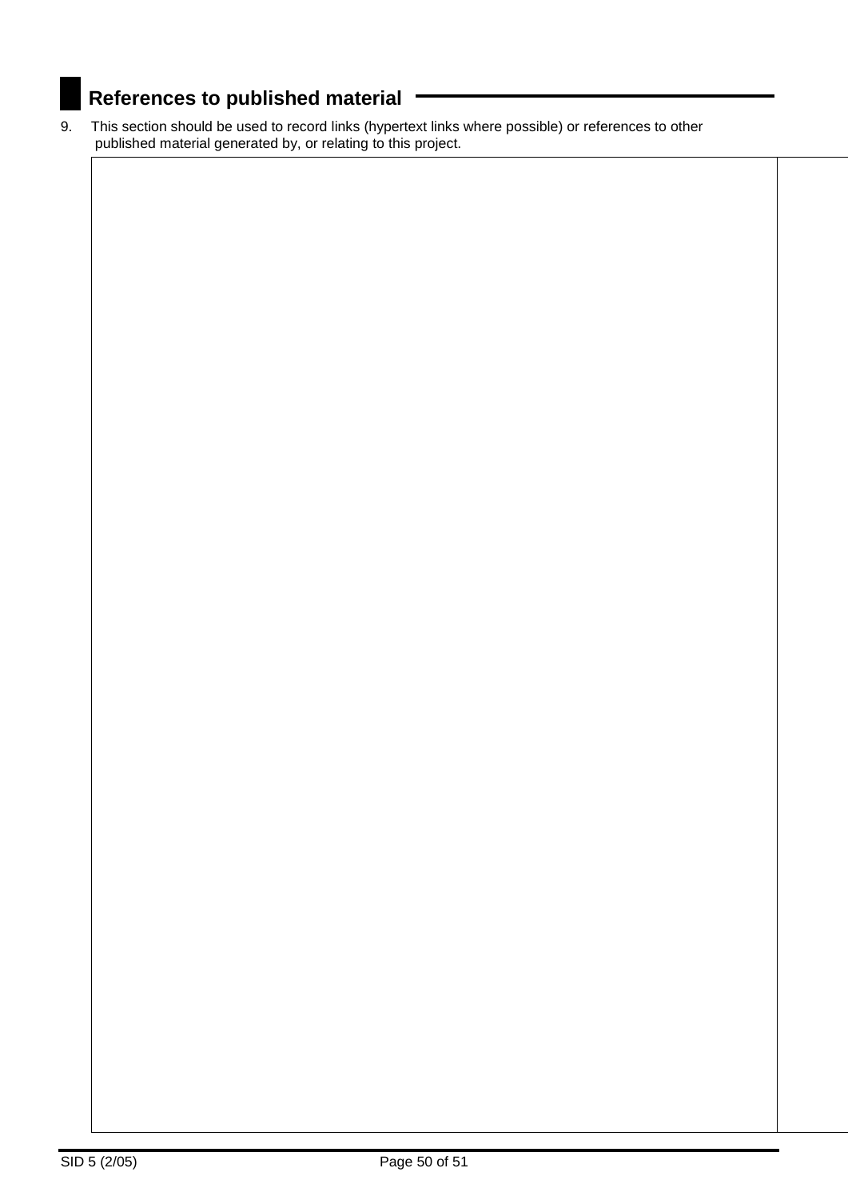## References to published material

9. This section should be used to record links (hypertext links where possible) or references to other published material generated by, or relating to this project.